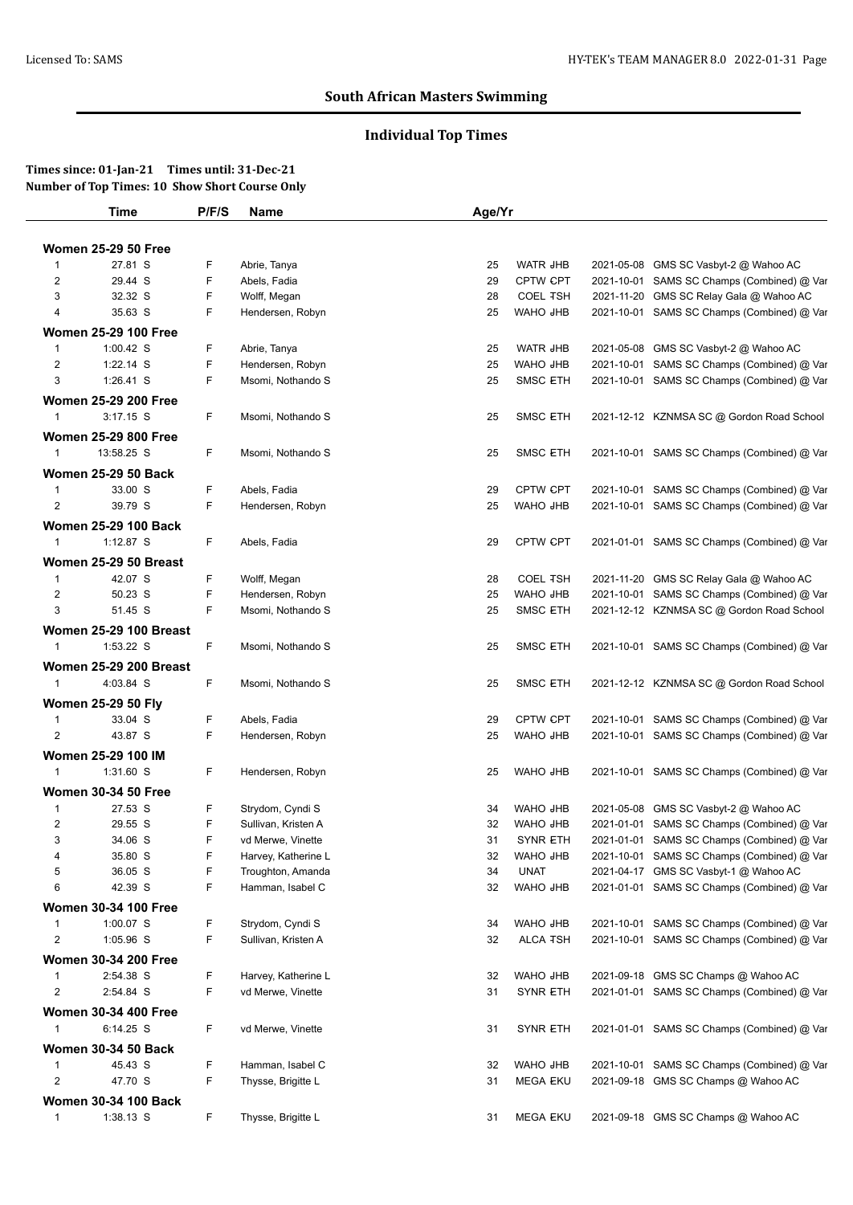## South African Masters Swimming

### Individual Top Times

**Times since: 01-Jan-21 Times until: 31-Dec-21**
**Number of Top Times: 10 Show Short Course Only**

| | Time | P/F/S | Name | Age/Yr | Team | Date | Meet |
|---|---|---|---|---|---|---|---|
| **Women 25-29 50 Free** | | | | | | | |
| 1 | 27.81 S | F | Abrie, Tanya | 25 | WATR JHB | 2021-05-08 | GMS SC Vasbyt-2 @ Wahoo AC |
| 2 | 29.44 S | F | Abels, Fadia | 29 | CPTW CPT | 2021-10-01 | SAMS SC Champs (Combined) @ Var |
| 3 | 32.32 S | F | Wolff, Megan | 28 | COEL TSH | 2021-11-20 | GMS SC Relay Gala @ Wahoo AC |
| 4 | 35.63 S | F | Hendersen, Robyn | 25 | WAHO JHB | 2021-10-01 | SAMS SC Champs (Combined) @ Var |
| **Women 25-29 100 Free** | | | | | | | |
| 1 | 1:00.42 S | F | Abrie, Tanya | 25 | WATR JHB | 2021-05-08 | GMS SC Vasbyt-2 @ Wahoo AC |
| 2 | 1:22.14 S | F | Hendersen, Robyn | 25 | WAHO JHB | 2021-10-01 | SAMS SC Champs (Combined) @ Var |
| 3 | 1:26.41 S | F | Msomi, Nothando S | 25 | SMSC ETH | 2021-10-01 | SAMS SC Champs (Combined) @ Var |
| **Women 25-29 200 Free** | | | | | | | |
| 1 | 3:17.15 S | F | Msomi, Nothando S | 25 | SMSC ETH | 2021-12-12 | KZNMSA SC @ Gordon Road School |
| **Women 25-29 800 Free** | | | | | | | |
| 1 | 13:58.25 S | F | Msomi, Nothando S | 25 | SMSC ETH | 2021-10-01 | SAMS SC Champs (Combined) @ Var |
| **Women 25-29 50 Back** | | | | | | | |
| 1 | 33.00 S | F | Abels, Fadia | 29 | CPTW CPT | 2021-10-01 | SAMS SC Champs (Combined) @ Var |
| 2 | 39.79 S | F | Hendersen, Robyn | 25 | WAHO JHB | 2021-10-01 | SAMS SC Champs (Combined) @ Var |
| **Women 25-29 100 Back** | | | | | | | |
| 1 | 1:12.87 S | F | Abels, Fadia | 29 | CPTW CPT | 2021-01-01 | SAMS SC Champs (Combined) @ Var |
| **Women 25-29 50 Breast** | | | | | | | |
| 1 | 42.07 S | F | Wolff, Megan | 28 | COEL TSH | 2021-11-20 | GMS SC Relay Gala @ Wahoo AC |
| 2 | 50.23 S | F | Hendersen, Robyn | 25 | WAHO JHB | 2021-10-01 | SAMS SC Champs (Combined) @ Var |
| 3 | 51.45 S | F | Msomi, Nothando S | 25 | SMSC ETH | 2021-12-12 | KZNMSA SC @ Gordon Road School |
| **Women 25-29 100 Breast** | | | | | | | |
| 1 | 1:53.22 S | F | Msomi, Nothando S | 25 | SMSC ETH | 2021-10-01 | SAMS SC Champs (Combined) @ Var |
| **Women 25-29 200 Breast** | | | | | | | |
| 1 | 4:03.84 S | F | Msomi, Nothando S | 25 | SMSC ETH | 2021-12-12 | KZNMSA SC @ Gordon Road School |
| **Women 25-29 50 Fly** | | | | | | | |
| 1 | 33.04 S | F | Abels, Fadia | 29 | CPTW CPT | 2021-10-01 | SAMS SC Champs (Combined) @ Var |
| 2 | 43.87 S | F | Hendersen, Robyn | 25 | WAHO JHB | 2021-10-01 | SAMS SC Champs (Combined) @ Var |
| **Women 25-29 100 IM** | | | | | | | |
| 1 | 1:31.60 S | F | Hendersen, Robyn | 25 | WAHO JHB | 2021-10-01 | SAMS SC Champs (Combined) @ Var |
| **Women 30-34 50 Free** | | | | | | | |
| 1 | 27.53 S | F | Strydom, Cyndi S | 34 | WAHO JHB | 2021-05-08 | GMS SC Vasbyt-2 @ Wahoo AC |
| 2 | 29.55 S | F | Sullivan, Kristen A | 32 | WAHO JHB | 2021-01-01 | SAMS SC Champs (Combined) @ Var |
| 3 | 34.06 S | F | vd Merwe, Vinette | 31 | SYNR ETH | 2021-01-01 | SAMS SC Champs (Combined) @ Var |
| 4 | 35.80 S | F | Harvey, Katherine L | 32 | WAHO JHB | 2021-10-01 | SAMS SC Champs (Combined) @ Var |
| 5 | 36.05 S | F | Troughton, Amanda | 34 | UNAT | 2021-04-17 | GMS SC Vasbyt-1 @ Wahoo AC |
| 6 | 42.39 S | F | Hamman, Isabel C | 32 | WAHO JHB | 2021-01-01 | SAMS SC Champs (Combined) @ Var |
| **Women 30-34 100 Free** | | | | | | | |
| 1 | 1:00.07 S | F | Strydom, Cyndi S | 34 | WAHO JHB | 2021-10-01 | SAMS SC Champs (Combined) @ Var |
| 2 | 1:05.96 S | F | Sullivan, Kristen A | 32 | ALCA TSH | 2021-10-01 | SAMS SC Champs (Combined) @ Var |
| **Women 30-34 200 Free** | | | | | | | |
| 1 | 2:54.38 S | F | Harvey, Katherine L | 32 | WAHO JHB | 2021-09-18 | GMS SC Champs @ Wahoo AC |
| 2 | 2:54.84 S | F | vd Merwe, Vinette | 31 | SYNR ETH | 2021-01-01 | SAMS SC Champs (Combined) @ Var |
| **Women 30-34 400 Free** | | | | | | | |
| 1 | 6:14.25 S | F | vd Merwe, Vinette | 31 | SYNR ETH | 2021-01-01 | SAMS SC Champs (Combined) @ Var |
| **Women 30-34 50 Back** | | | | | | | |
| 1 | 45.43 S | F | Hamman, Isabel C | 32 | WAHO JHB | 2021-10-01 | SAMS SC Champs (Combined) @ Var |
| 2 | 47.70 S | F | Thysse, Brigitte L | 31 | MEGA EKU | 2021-09-18 | GMS SC Champs @ Wahoo AC |
| **Women 30-34 100 Back** | | | | | | | |
| 1 | 1:38.13 S | F | Thysse, Brigitte L | 31 | MEGA EKU | 2021-09-18 | GMS SC Champs @ Wahoo AC |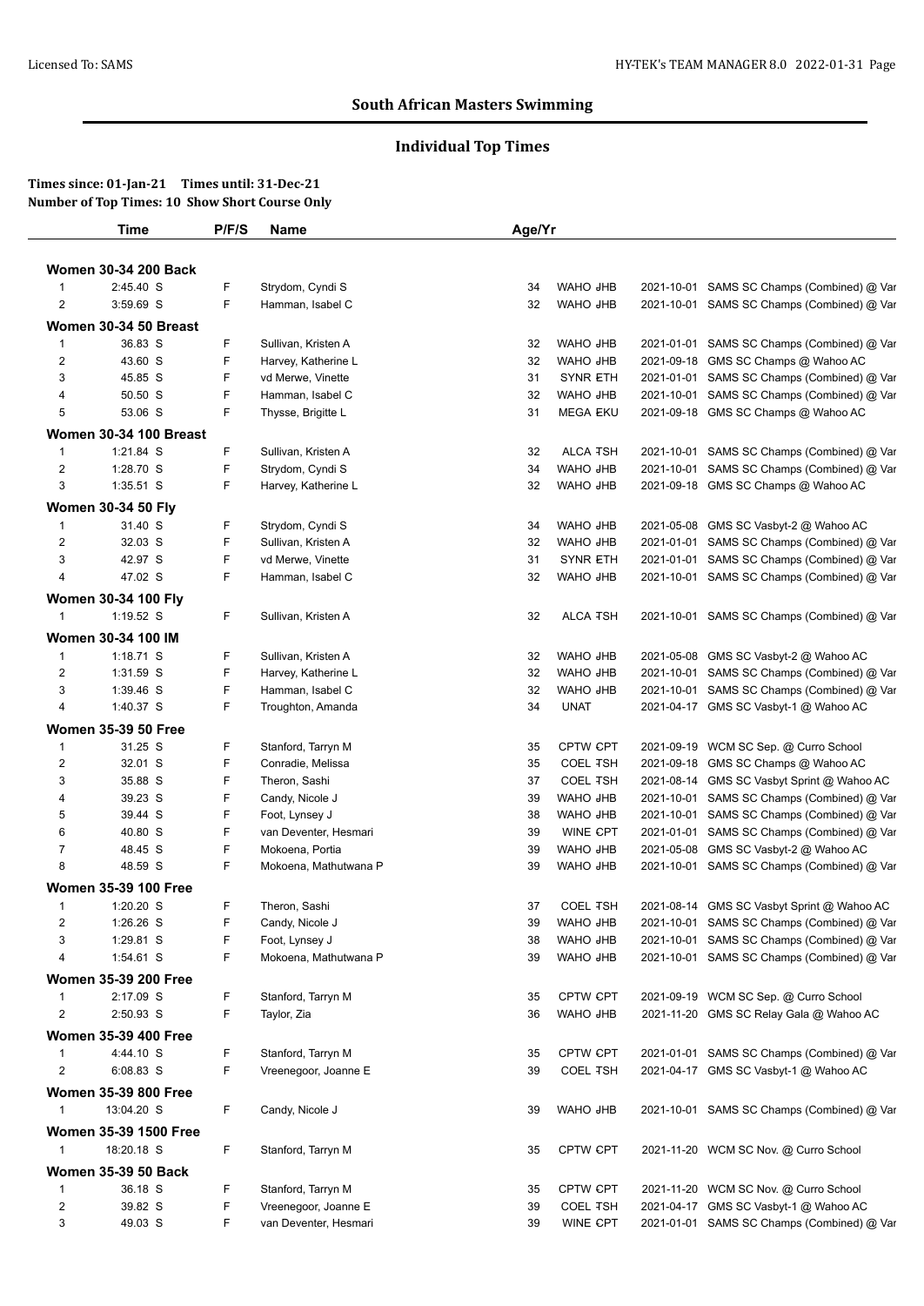## South African Masters Swimming

### Individual Top Times

**Times since: 01-Jan-21 Times until: 31-Dec-21**
**Number of Top Times: 10 Show Short Course Only**

| | Time | P/F/S | Name | Age/Yr | Team | Date | Meet |
|---|---|---|---|---|---|---|---|
| **Women 30-34 200 Back** | | | | | | | |
| 1 | 2:45.40 S | F | Strydom, Cyndi S | 34 | WAHO JHB | 2021-10-01 | SAMS SC Champs (Combined) @ Var |
| 2 | 3:59.69 S | F | Hamman, Isabel C | 32 | WAHO JHB | 2021-10-01 | SAMS SC Champs (Combined) @ Var |
| **Women 30-34 50 Breast** | | | | | | | |
| 1 | 36.83 S | F | Sullivan, Kristen A | 32 | WAHO JHB | 2021-01-01 | SAMS SC Champs (Combined) @ Var |
| 2 | 43.60 S | F | Harvey, Katherine L | 32 | WAHO JHB | 2021-09-18 | GMS SC Champs @ Wahoo AC |
| 3 | 45.85 S | F | vd Merwe, Vinette | 31 | SYNR ETH | 2021-01-01 | SAMS SC Champs (Combined) @ Var |
| 4 | 50.50 S | F | Hamman, Isabel C | 32 | WAHO JHB | 2021-10-01 | SAMS SC Champs (Combined) @ Var |
| 5 | 53.06 S | F | Thysse, Brigitte L | 31 | MEGA EKU | 2021-09-18 | GMS SC Champs @ Wahoo AC |
| **Women 30-34 100 Breast** | | | | | | | |
| 1 | 1:21.84 S | F | Sullivan, Kristen A | 32 | ALCA TSH | 2021-10-01 | SAMS SC Champs (Combined) @ Var |
| 2 | 1:28.70 S | F | Strydom, Cyndi S | 34 | WAHO JHB | 2021-10-01 | SAMS SC Champs (Combined) @ Var |
| 3 | 1:35.51 S | F | Harvey, Katherine L | 32 | WAHO JHB | 2021-09-18 | GMS SC Champs @ Wahoo AC |
| **Women 30-34 50 Fly** | | | | | | | |
| 1 | 31.40 S | F | Strydom, Cyndi S | 34 | WAHO JHB | 2021-05-08 | GMS SC Vasbyt-2 @ Wahoo AC |
| 2 | 32.03 S | F | Sullivan, Kristen A | 32 | WAHO JHB | 2021-01-01 | SAMS SC Champs (Combined) @ Var |
| 3 | 42.97 S | F | vd Merwe, Vinette | 31 | SYNR ETH | 2021-01-01 | SAMS SC Champs (Combined) @ Var |
| 4 | 47.02 S | F | Hamman, Isabel C | 32 | WAHO JHB | 2021-10-01 | SAMS SC Champs (Combined) @ Var |
| **Women 30-34 100 Fly** | | | | | | | |
| 1 | 1:19.52 S | F | Sullivan, Kristen A | 32 | ALCA TSH | 2021-10-01 | SAMS SC Champs (Combined) @ Var |
| **Women 30-34 100 IM** | | | | | | | |
| 1 | 1:18.71 S | F | Sullivan, Kristen A | 32 | WAHO JHB | 2021-05-08 | GMS SC Vasbyt-2 @ Wahoo AC |
| 2 | 1:31.59 S | F | Harvey, Katherine L | 32 | WAHO JHB | 2021-10-01 | SAMS SC Champs (Combined) @ Var |
| 3 | 1:39.46 S | F | Hamman, Isabel C | 32 | WAHO JHB | 2021-10-01 | SAMS SC Champs (Combined) @ Var |
| 4 | 1:40.37 S | F | Troughton, Amanda | 34 | UNAT | 2021-04-17 | GMS SC Vasbyt-1 @ Wahoo AC |
| **Women 35-39 50 Free** | | | | | | | |
| 1 | 31.25 S | F | Stanford, Tarryn M | 35 | CPTW CPT | 2021-09-19 | WCM SC Sep. @ Curro School |
| 2 | 32.01 S | F | Conradie, Melissa | 35 | COEL TSH | 2021-09-18 | GMS SC Champs @ Wahoo AC |
| 3 | 35.88 S | F | Theron, Sashi | 37 | COEL TSH | 2021-08-14 | GMS SC Vasbyt Sprint @ Wahoo AC |
| 4 | 39.23 S | F | Candy, Nicole J | 39 | WAHO JHB | 2021-10-01 | SAMS SC Champs (Combined) @ Var |
| 5 | 39.44 S | F | Foot, Lynsey J | 38 | WAHO JHB | 2021-10-01 | SAMS SC Champs (Combined) @ Var |
| 6 | 40.80 S | F | van Deventer, Hesmari | 39 | WINE CPT | 2021-01-01 | SAMS SC Champs (Combined) @ Var |
| 7 | 48.45 S | F | Mokoena, Portia | 39 | WAHO JHB | 2021-05-08 | GMS SC Vasbyt-2 @ Wahoo AC |
| 8 | 48.59 S | F | Mokoena, Mathutwana P | 39 | WAHO JHB | 2021-10-01 | SAMS SC Champs (Combined) @ Var |
| **Women 35-39 100 Free** | | | | | | | |
| 1 | 1:20.20 S | F | Theron, Sashi | 37 | COEL TSH | 2021-08-14 | GMS SC Vasbyt Sprint @ Wahoo AC |
| 2 | 1:26.26 S | F | Candy, Nicole J | 39 | WAHO JHB | 2021-10-01 | SAMS SC Champs (Combined) @ Var |
| 3 | 1:29.81 S | F | Foot, Lynsey J | 38 | WAHO JHB | 2021-10-01 | SAMS SC Champs (Combined) @ Var |
| 4 | 1:54.61 S | F | Mokoena, Mathutwana P | 39 | WAHO JHB | 2021-10-01 | SAMS SC Champs (Combined) @ Var |
| **Women 35-39 200 Free** | | | | | | | |
| 1 | 2:17.09 S | F | Stanford, Tarryn M | 35 | CPTW CPT | 2021-09-19 | WCM SC Sep. @ Curro School |
| 2 | 2:50.93 S | F | Taylor, Zia | 36 | WAHO JHB | 2021-11-20 | GMS SC Relay Gala @ Wahoo AC |
| **Women 35-39 400 Free** | | | | | | | |
| 1 | 4:44.10 S | F | Stanford, Tarryn M | 35 | CPTW CPT | 2021-01-01 | SAMS SC Champs (Combined) @ Var |
| 2 | 6:08.83 S | F | Vreenegoor, Joanne E | 39 | COEL TSH | 2021-04-17 | GMS SC Vasbyt-1 @ Wahoo AC |
| **Women 35-39 800 Free** | | | | | | | |
| 1 | 13:04.20 S | F | Candy, Nicole J | 39 | WAHO JHB | 2021-10-01 | SAMS SC Champs (Combined) @ Var |
| **Women 35-39 1500 Free** | | | | | | | |
| 1 | 18:20.18 S | F | Stanford, Tarryn M | 35 | CPTW CPT | 2021-11-20 | WCM SC Nov. @ Curro School |
| **Women 35-39 50 Back** | | | | | | | |
| 1 | 36.18 S | F | Stanford, Tarryn M | 35 | CPTW CPT | 2021-11-20 | WCM SC Nov. @ Curro School |
| 2 | 39.82 S | F | Vreenegoor, Joanne E | 39 | COEL TSH | 2021-04-17 | GMS SC Vasbyt-1 @ Wahoo AC |
| 3 | 49.03 S | F | van Deventer, Hesmari | 39 | WINE CPT | 2021-01-01 | SAMS SC Champs (Combined) @ Var |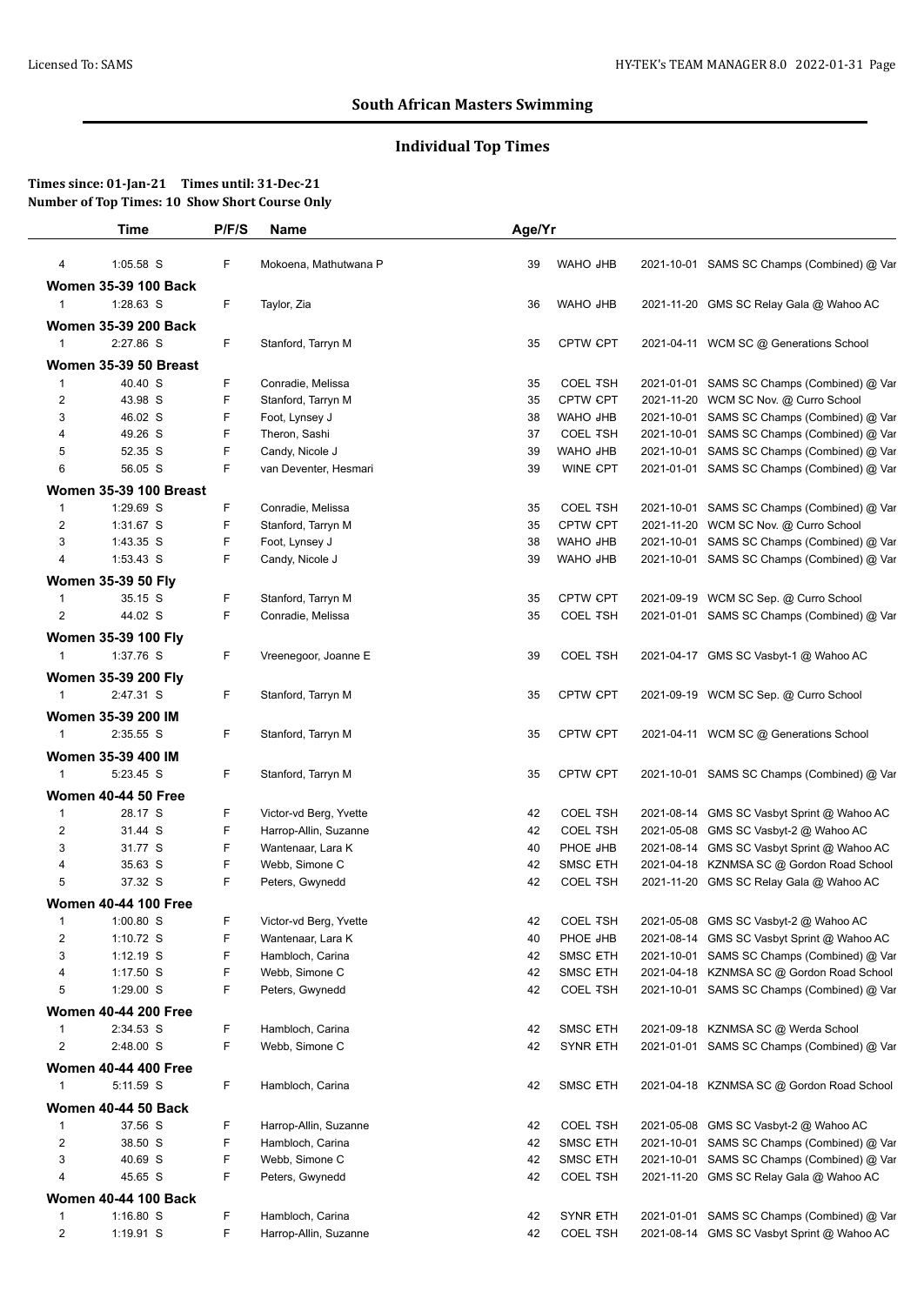## South African Masters Swimming

### Individual Top Times

**Times since: 01-Jan-21 Times until: 31-Dec-21**
**Number of Top Times: 10 Show Short Course Only**

| | Time | P/F/S | Name | Age/Yr | | | |
|---|---|---|---|---|---|---|---|
| 4 | 1:05.58 S | F | Mokoena, Mathutwana P | 39 | WAHO JHB | 2021-10-01 | SAMS SC Champs (Combined) @ Var |
| **Women 35-39 100 Back** | | | | | | | |
| 1 | 1:28.63 S | F | Taylor, Zia | 36 | WAHO JHB | 2021-11-20 | GMS SC Relay Gala @ Wahoo AC |
| **Women 35-39 200 Back** | | | | | | | |
| 1 | 2:27.86 S | F | Stanford, Tarryn M | 35 | CPTW CPT | 2021-04-11 | WCM SC @ Generations School |
| **Women 35-39 50 Breast** | | | | | | | |
| 1 | 40.40 S | F | Conradie, Melissa | 35 | COEL TSH | 2021-01-01 | SAMS SC Champs (Combined) @ Var |
| 2 | 43.98 S | F | Stanford, Tarryn M | 35 | CPTW CPT | 2021-11-20 | WCM SC Nov. @ Curro School |
| 3 | 46.02 S | F | Foot, Lynsey J | 38 | WAHO JHB | 2021-10-01 | SAMS SC Champs (Combined) @ Var |
| 4 | 49.26 S | F | Theron, Sashi | 37 | COEL TSH | 2021-10-01 | SAMS SC Champs (Combined) @ Var |
| 5 | 52.35 S | F | Candy, Nicole J | 39 | WAHO JHB | 2021-10-01 | SAMS SC Champs (Combined) @ Var |
| 6 | 56.05 S | F | van Deventer, Hesmari | 39 | WINE CPT | 2021-01-01 | SAMS SC Champs (Combined) @ Var |
| **Women 35-39 100 Breast** | | | | | | | |
| 1 | 1:29.69 S | F | Conradie, Melissa | 35 | COEL TSH | 2021-10-01 | SAMS SC Champs (Combined) @ Var |
| 2 | 1:31.67 S | F | Stanford, Tarryn M | 35 | CPTW CPT | 2021-11-20 | WCM SC Nov. @ Curro School |
| 3 | 1:43.35 S | F | Foot, Lynsey J | 38 | WAHO JHB | 2021-10-01 | SAMS SC Champs (Combined) @ Var |
| 4 | 1:53.43 S | F | Candy, Nicole J | 39 | WAHO JHB | 2021-10-01 | SAMS SC Champs (Combined) @ Var |
| **Women 35-39 50 Fly** | | | | | | | |
| 1 | 35.15 S | F | Stanford, Tarryn M | 35 | CPTW CPT | 2021-09-19 | WCM SC Sep. @ Curro School |
| 2 | 44.02 S | F | Conradie, Melissa | 35 | COEL TSH | 2021-01-01 | SAMS SC Champs (Combined) @ Var |
| **Women 35-39 100 Fly** | | | | | | | |
| 1 | 1:37.76 S | F | Vreenegoor, Joanne E | 39 | COEL TSH | 2021-04-17 | GMS SC Vasbyt-1 @ Wahoo AC |
| **Women 35-39 200 Fly** | | | | | | | |
| 1 | 2:47.31 S | F | Stanford, Tarryn M | 35 | CPTW CPT | 2021-09-19 | WCM SC Sep. @ Curro School |
| **Women 35-39 200 IM** | | | | | | | |
| 1 | 2:35.55 S | F | Stanford, Tarryn M | 35 | CPTW CPT | 2021-04-11 | WCM SC @ Generations School |
| **Women 35-39 400 IM** | | | | | | | |
| 1 | 5:23.45 S | F | Stanford, Tarryn M | 35 | CPTW CPT | 2021-10-01 | SAMS SC Champs (Combined) @ Var |
| **Women 40-44 50 Free** | | | | | | | |
| 1 | 28.17 S | F | Victor-vd Berg, Yvette | 42 | COEL TSH | 2021-08-14 | GMS SC Vasbyt Sprint @ Wahoo AC |
| 2 | 31.44 S | F | Harrop-Allin, Suzanne | 42 | COEL TSH | 2021-05-08 | GMS SC Vasbyt-2 @ Wahoo AC |
| 3 | 31.77 S | F | Wantenaar, Lara K | 40 | PHOE JHB | 2021-08-14 | GMS SC Vasbyt Sprint @ Wahoo AC |
| 4 | 35.63 S | F | Webb, Simone C | 42 | SMSC ETH | 2021-04-18 | KZNMSA SC @ Gordon Road School |
| 5 | 37.32 S | F | Peters, Gwynedd | 42 | COEL TSH | 2021-11-20 | GMS SC Relay Gala @ Wahoo AC |
| **Women 40-44 100 Free** | | | | | | | |
| 1 | 1:00.80 S | F | Victor-vd Berg, Yvette | 42 | COEL TSH | 2021-05-08 | GMS SC Vasbyt-2 @ Wahoo AC |
| 2 | 1:10.72 S | F | Wantenaar, Lara K | 40 | PHOE JHB | 2021-08-14 | GMS SC Vasbyt Sprint @ Wahoo AC |
| 3 | 1:12.19 S | F | Hambloch, Carina | 42 | SMSC ETH | 2021-10-01 | SAMS SC Champs (Combined) @ Var |
| 4 | 1:17.50 S | F | Webb, Simone C | 42 | SMSC ETH | 2021-04-18 | KZNMSA SC @ Gordon Road School |
| 5 | 1:29.00 S | F | Peters, Gwynedd | 42 | COEL TSH | 2021-10-01 | SAMS SC Champs (Combined) @ Var |
| **Women 40-44 200 Free** | | | | | | | |
| 1 | 2:34.53 S | F | Hambloch, Carina | 42 | SMSC ETH | 2021-09-18 | KZNMSA SC @ Werda School |
| 2 | 2:48.00 S | F | Webb, Simone C | 42 | SYNR ETH | 2021-01-01 | SAMS SC Champs (Combined) @ Var |
| **Women 40-44 400 Free** | | | | | | | |
| 1 | 5:11.59 S | F | Hambloch, Carina | 42 | SMSC ETH | 2021-04-18 | KZNMSA SC @ Gordon Road School |
| **Women 40-44 50 Back** | | | | | | | |
| 1 | 37.56 S | F | Harrop-Allin, Suzanne | 42 | COEL TSH | 2021-05-08 | GMS SC Vasbyt-2 @ Wahoo AC |
| 2 | 38.50 S | F | Hambloch, Carina | 42 | SMSC ETH | 2021-10-01 | SAMS SC Champs (Combined) @ Var |
| 3 | 40.69 S | F | Webb, Simone C | 42 | SMSC ETH | 2021-10-01 | SAMS SC Champs (Combined) @ Var |
| 4 | 45.65 S | F | Peters, Gwynedd | 42 | COEL TSH | 2021-11-20 | GMS SC Relay Gala @ Wahoo AC |
| **Women 40-44 100 Back** | | | | | | | |
| 1 | 1:16.80 S | F | Hambloch, Carina | 42 | SYNR ETH | 2021-01-01 | SAMS SC Champs (Combined) @ Var |
| 2 | 1:19.91 S | F | Harrop-Allin, Suzanne | 42 | COEL TSH | 2021-08-14 | GMS SC Vasbyt Sprint @ Wahoo AC |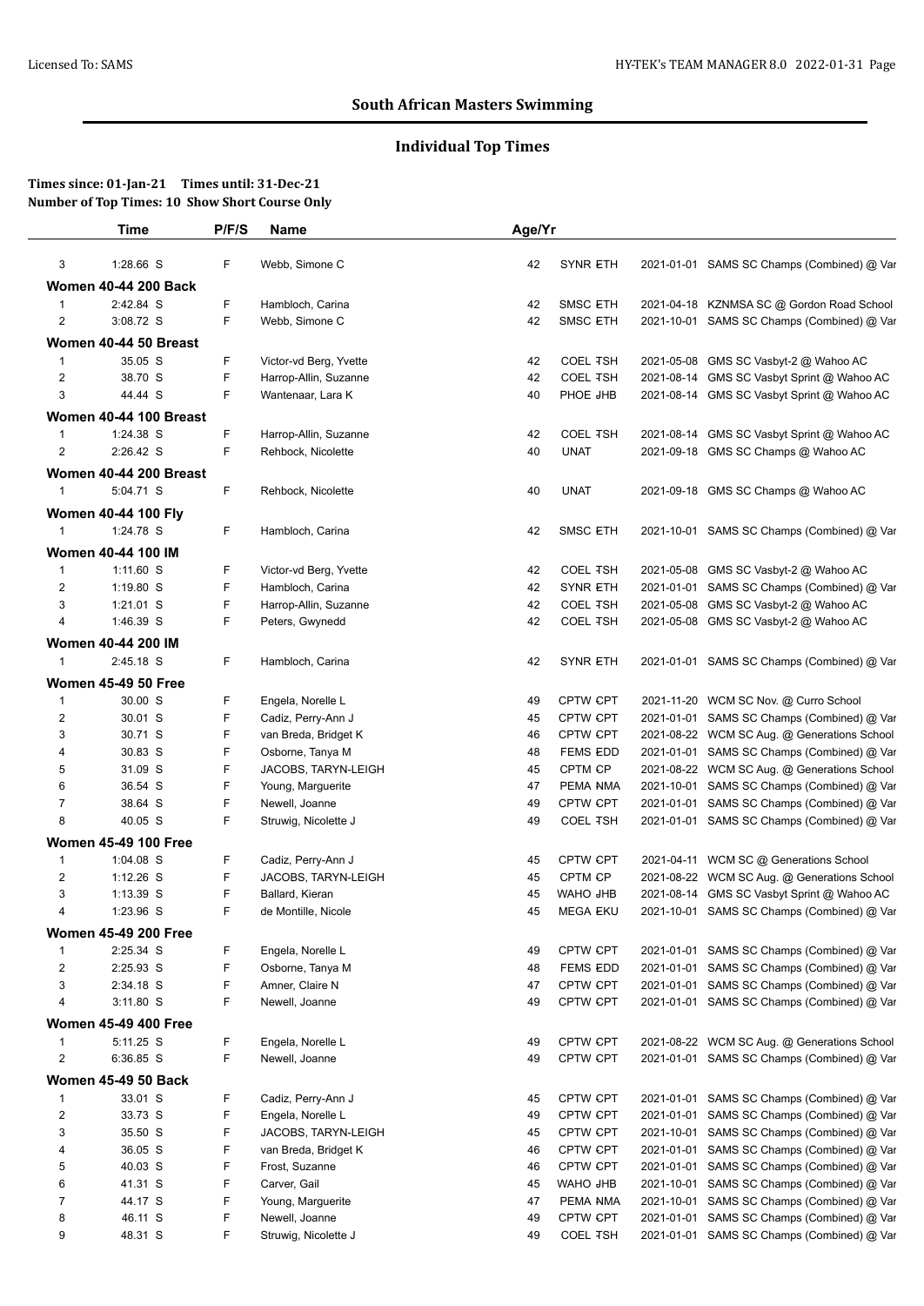## South African Masters Swimming

### Individual Top Times

**Times since: 01-Jan-21 Times until: 31-Dec-21**
**Number of Top Times: 10 Show Short Course Only**

| | Time | P/F/S | Name | Age/Yr | | | |
|---|---|---|---|---|---|---|---|
| 3 | 1:28.66 S | F | Webb, Simone C | 42 | SYNR ETH | 2021-01-01 | SAMS SC Champs (Combined) @ Var |
| **Women 40-44 200 Back** | | | | | | | |
| 1 | 2:42.84 S | F | Hambloch, Carina | 42 | SMSC ETH | 2021-04-18 | KZNMSA SC @ Gordon Road School |
| 2 | 3:08.72 S | F | Webb, Simone C | 42 | SMSC ETH | 2021-10-01 | SAMS SC Champs (Combined) @ Var |
| **Women 40-44 50 Breast** | | | | | | | |
| 1 | 35.05 S | F | Victor-vd Berg, Yvette | 42 | COEL TSH | 2021-05-08 | GMS SC Vasbyt-2 @ Wahoo AC |
| 2 | 38.70 S | F | Harrop-Allin, Suzanne | 42 | COEL TSH | 2021-08-14 | GMS SC Vasbyt Sprint @ Wahoo AC |
| 3 | 44.44 S | F | Wantenaar, Lara K | 40 | PHOE JHB | 2021-08-14 | GMS SC Vasbyt Sprint @ Wahoo AC |
| **Women 40-44 100 Breast** | | | | | | | |
| 1 | 1:24.38 S | F | Harrop-Allin, Suzanne | 42 | COEL TSH | 2021-08-14 | GMS SC Vasbyt Sprint @ Wahoo AC |
| 2 | 2:26.42 S | F | Rehbock, Nicolette | 40 | UNAT | 2021-09-18 | GMS SC Champs @ Wahoo AC |
| **Women 40-44 200 Breast** | | | | | | | |
| 1 | 5:04.71 S | F | Rehbock, Nicolette | 40 | UNAT | 2021-09-18 | GMS SC Champs @ Wahoo AC |
| **Women 40-44 100 Fly** | | | | | | | |
| 1 | 1:24.78 S | F | Hambloch, Carina | 42 | SMSC ETH | 2021-10-01 | SAMS SC Champs (Combined) @ Var |
| **Women 40-44 100 IM** | | | | | | | |
| 1 | 1:11.60 S | F | Victor-vd Berg, Yvette | 42 | COEL TSH | 2021-05-08 | GMS SC Vasbyt-2 @ Wahoo AC |
| 2 | 1:19.80 S | F | Hambloch, Carina | 42 | SYNR ETH | 2021-01-01 | SAMS SC Champs (Combined) @ Var |
| 3 | 1:21.01 S | F | Harrop-Allin, Suzanne | 42 | COEL TSH | 2021-05-08 | GMS SC Vasbyt-2 @ Wahoo AC |
| 4 | 1:46.39 S | F | Peters, Gwynedd | 42 | COEL TSH | 2021-05-08 | GMS SC Vasbyt-2 @ Wahoo AC |
| **Women 40-44 200 IM** | | | | | | | |
| 1 | 2:45.18 S | F | Hambloch, Carina | 42 | SYNR ETH | 2021-01-01 | SAMS SC Champs (Combined) @ Var |
| **Women 45-49 50 Free** | | | | | | | |
| 1 | 30.00 S | F | Engela, Norelle L | 49 | CPTW CPT | 2021-11-20 | WCM SC Nov. @ Curro School |
| 2 | 30.01 S | F | Cadiz, Perry-Ann J | 45 | CPTW CPT | 2021-01-01 | SAMS SC Champs (Combined) @ Var |
| 3 | 30.71 S | F | van Breda, Bridget K | 46 | CPTW CPT | 2021-08-22 | WCM SC Aug. @ Generations School |
| 4 | 30.83 S | F | Osborne, Tanya M | 48 | FEMS EDD | 2021-01-01 | SAMS SC Champs (Combined) @ Var |
| 5 | 31.09 S | F | JACOBS, TARYN-LEIGH | 45 | CPTM CP | 2021-08-22 | WCM SC Aug. @ Generations School |
| 6 | 36.54 S | F | Young, Marguerite | 47 | PEMA NMA | 2021-10-01 | SAMS SC Champs (Combined) @ Var |
| 7 | 38.64 S | F | Newell, Joanne | 49 | CPTW CPT | 2021-01-01 | SAMS SC Champs (Combined) @ Var |
| 8 | 40.05 S | F | Struwig, Nicolette J | 49 | COEL TSH | 2021-01-01 | SAMS SC Champs (Combined) @ Var |
| **Women 45-49 100 Free** | | | | | | | |
| 1 | 1:04.08 S | F | Cadiz, Perry-Ann J | 45 | CPTW CPT | 2021-04-11 | WCM SC @ Generations School |
| 2 | 1:12.26 S | F | JACOBS, TARYN-LEIGH | 45 | CPTM CP | 2021-08-22 | WCM SC Aug. @ Generations School |
| 3 | 1:13.39 S | F | Ballard, Kieran | 45 | WAHO JHB | 2021-08-14 | GMS SC Vasbyt Sprint @ Wahoo AC |
| 4 | 1:23.96 S | F | de Montille, Nicole | 45 | MEGA EKU | 2021-10-01 | SAMS SC Champs (Combined) @ Var |
| **Women 45-49 200 Free** | | | | | | | |
| 1 | 2:25.34 S | F | Engela, Norelle L | 49 | CPTW CPT | 2021-01-01 | SAMS SC Champs (Combined) @ Var |
| 2 | 2:25.93 S | F | Osborne, Tanya M | 48 | FEMS EDD | 2021-01-01 | SAMS SC Champs (Combined) @ Var |
| 3 | 2:34.18 S | F | Amner, Claire N | 47 | CPTW CPT | 2021-01-01 | SAMS SC Champs (Combined) @ Var |
| 4 | 3:11.80 S | F | Newell, Joanne | 49 | CPTW CPT | 2021-01-01 | SAMS SC Champs (Combined) @ Var |
| **Women 45-49 400 Free** | | | | | | | |
| 1 | 5:11.25 S | F | Engela, Norelle L | 49 | CPTW CPT | 2021-08-22 | WCM SC Aug. @ Generations School |
| 2 | 6:36.85 S | F | Newell, Joanne | 49 | CPTW CPT | 2021-01-01 | SAMS SC Champs (Combined) @ Var |
| **Women 45-49 50 Back** | | | | | | | |
| 1 | 33.01 S | F | Cadiz, Perry-Ann J | 45 | CPTW CPT | 2021-01-01 | SAMS SC Champs (Combined) @ Var |
| 2 | 33.73 S | F | Engela, Norelle L | 49 | CPTW CPT | 2021-01-01 | SAMS SC Champs (Combined) @ Var |
| 3 | 35.50 S | F | JACOBS, TARYN-LEIGH | 45 | CPTW CPT | 2021-10-01 | SAMS SC Champs (Combined) @ Var |
| 4 | 36.05 S | F | van Breda, Bridget K | 46 | CPTW CPT | 2021-01-01 | SAMS SC Champs (Combined) @ Var |
| 5 | 40.03 S | F | Frost, Suzanne | 46 | CPTW CPT | 2021-01-01 | SAMS SC Champs (Combined) @ Var |
| 6 | 41.31 S | F | Carver, Gail | 45 | WAHO JHB | 2021-10-01 | SAMS SC Champs (Combined) @ Var |
| 7 | 44.17 S | F | Young, Marguerite | 47 | PEMA NMA | 2021-10-01 | SAMS SC Champs (Combined) @ Var |
| 8 | 46.11 S | F | Newell, Joanne | 49 | CPTW CPT | 2021-01-01 | SAMS SC Champs (Combined) @ Var |
| 9 | 48.31 S | F | Struwig, Nicolette J | 49 | COEL TSH | 2021-01-01 | SAMS SC Champs (Combined) @ Var |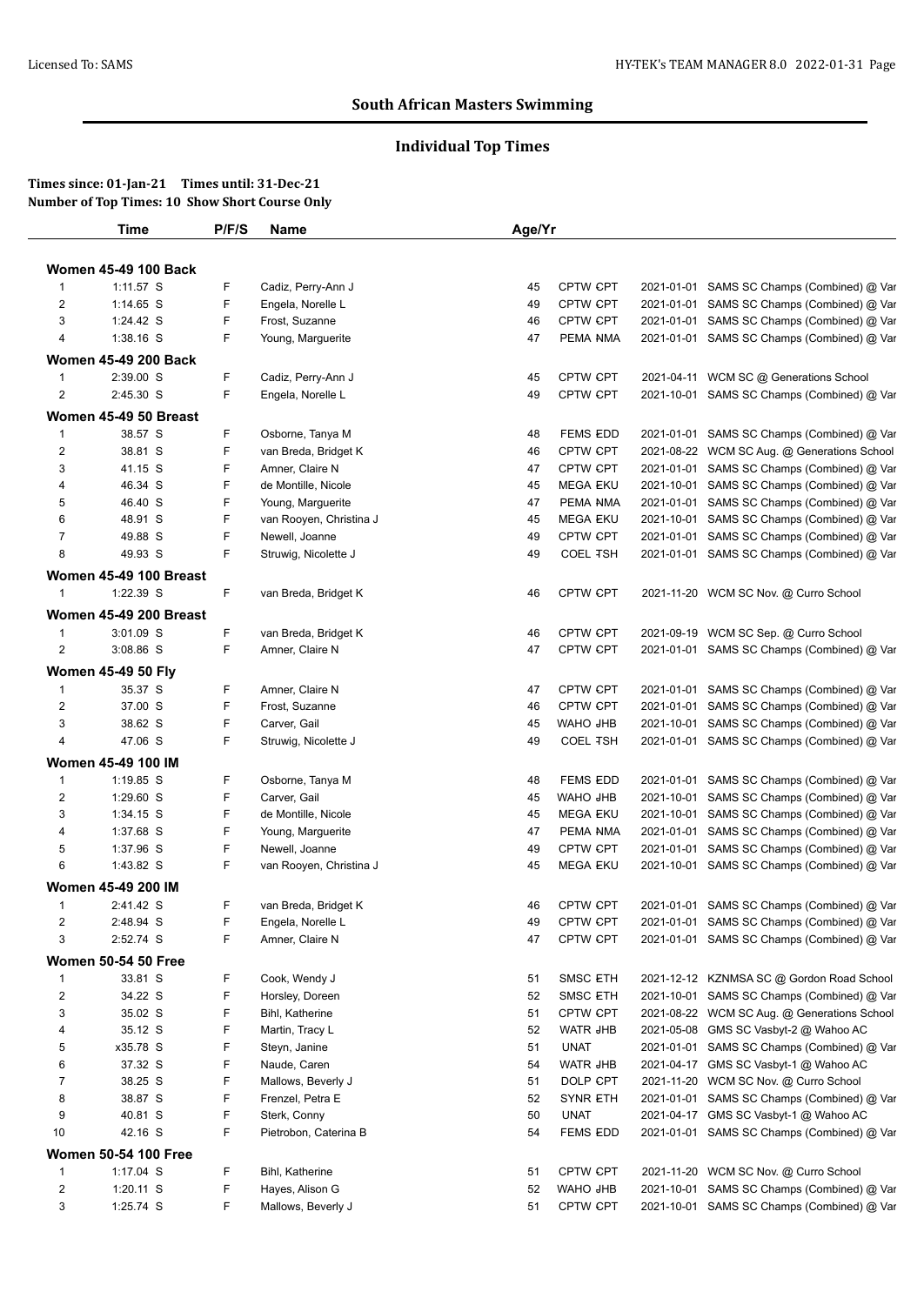## South African Masters Swimming

### Individual Top Times

**Times since: 01-Jan-21 Times until: 31-Dec-21**
**Number of Top Times: 10 Show Short Course Only**

| | Time | P/F/S | Name | Age/Yr | Team | Date | Meet |
|---|---|---|---|---|---|---|---|
| **Women 45-49 100 Back** | | | | | | | |
| 1 | 1:11.57 S | F | Cadiz, Perry-Ann J | 45 | CPTW CPT | 2021-01-01 | SAMS SC Champs (Combined) @ Var |
| 2 | 1:14.65 S | F | Engela, Norelle L | 49 | CPTW CPT | 2021-01-01 | SAMS SC Champs (Combined) @ Var |
| 3 | 1:24.42 S | F | Frost, Suzanne | 46 | CPTW CPT | 2021-01-01 | SAMS SC Champs (Combined) @ Var |
| 4 | 1:38.16 S | F | Young, Marguerite | 47 | PEMA NMA | 2021-01-01 | SAMS SC Champs (Combined) @ Var |
| **Women 45-49 200 Back** | | | | | | | |
| 1 | 2:39.00 S | F | Cadiz, Perry-Ann J | 45 | CPTW CPT | 2021-04-11 | WCM SC @ Generations School |
| 2 | 2:45.30 S | F | Engela, Norelle L | 49 | CPTW CPT | 2021-10-01 | SAMS SC Champs (Combined) @ Var |
| **Women 45-49 50 Breast** | | | | | | | |
| 1 | 38.57 S | F | Osborne, Tanya M | 48 | FEMS EDD | 2021-01-01 | SAMS SC Champs (Combined) @ Var |
| 2 | 38.81 S | F | van Breda, Bridget K | 46 | CPTW CPT | 2021-08-22 | WCM SC Aug. @ Generations School |
| 3 | 41.15 S | F | Amner, Claire N | 47 | CPTW CPT | 2021-01-01 | SAMS SC Champs (Combined) @ Var |
| 4 | 46.34 S | F | de Montille, Nicole | 45 | MEGA EKU | 2021-10-01 | SAMS SC Champs (Combined) @ Var |
| 5 | 46.40 S | F | Young, Marguerite | 47 | PEMA NMA | 2021-01-01 | SAMS SC Champs (Combined) @ Var |
| 6 | 48.91 S | F | van Rooyen, Christina J | 45 | MEGA EKU | 2021-10-01 | SAMS SC Champs (Combined) @ Var |
| 7 | 49.88 S | F | Newell, Joanne | 49 | CPTW CPT | 2021-01-01 | SAMS SC Champs (Combined) @ Var |
| 8 | 49.93 S | F | Struwig, Nicolette J | 49 | COEL TSH | 2021-01-01 | SAMS SC Champs (Combined) @ Var |
| **Women 45-49 100 Breast** | | | | | | | |
| 1 | 1:22.39 S | F | van Breda, Bridget K | 46 | CPTW CPT | 2021-11-20 | WCM SC Nov. @ Curro School |
| **Women 45-49 200 Breast** | | | | | | | |
| 1 | 3:01.09 S | F | van Breda, Bridget K | 46 | CPTW CPT | 2021-09-19 | WCM SC Sep. @ Curro School |
| 2 | 3:08.86 S | F | Amner, Claire N | 47 | CPTW CPT | 2021-01-01 | SAMS SC Champs (Combined) @ Var |
| **Women 45-49 50 Fly** | | | | | | | |
| 1 | 35.37 S | F | Amner, Claire N | 47 | CPTW CPT | 2021-01-01 | SAMS SC Champs (Combined) @ Var |
| 2 | 37.00 S | F | Frost, Suzanne | 46 | CPTW CPT | 2021-01-01 | SAMS SC Champs (Combined) @ Var |
| 3 | 38.62 S | F | Carver, Gail | 45 | WAHO JHB | 2021-10-01 | SAMS SC Champs (Combined) @ Var |
| 4 | 47.06 S | F | Struwig, Nicolette J | 49 | COEL TSH | 2021-01-01 | SAMS SC Champs (Combined) @ Var |
| **Women 45-49 100 IM** | | | | | | | |
| 1 | 1:19.85 S | F | Osborne, Tanya M | 48 | FEMS EDD | 2021-01-01 | SAMS SC Champs (Combined) @ Var |
| 2 | 1:29.60 S | F | Carver, Gail | 45 | WAHO JHB | 2021-10-01 | SAMS SC Champs (Combined) @ Var |
| 3 | 1:34.15 S | F | de Montille, Nicole | 45 | MEGA EKU | 2021-10-01 | SAMS SC Champs (Combined) @ Var |
| 4 | 1:37.68 S | F | Young, Marguerite | 47 | PEMA NMA | 2021-01-01 | SAMS SC Champs (Combined) @ Var |
| 5 | 1:37.96 S | F | Newell, Joanne | 49 | CPTW CPT | 2021-01-01 | SAMS SC Champs (Combined) @ Var |
| 6 | 1:43.82 S | F | van Rooyen, Christina J | 45 | MEGA EKU | 2021-10-01 | SAMS SC Champs (Combined) @ Var |
| **Women 45-49 200 IM** | | | | | | | |
| 1 | 2:41.42 S | F | van Breda, Bridget K | 46 | CPTW CPT | 2021-01-01 | SAMS SC Champs (Combined) @ Var |
| 2 | 2:48.94 S | F | Engela, Norelle L | 49 | CPTW CPT | 2021-01-01 | SAMS SC Champs (Combined) @ Var |
| 3 | 2:52.74 S | F | Amner, Claire N | 47 | CPTW CPT | 2021-01-01 | SAMS SC Champs (Combined) @ Var |
| **Women 50-54 50 Free** | | | | | | | |
| 1 | 33.81 S | F | Cook, Wendy J | 51 | SMSC ETH | 2021-12-12 | KZNMSA SC @ Gordon Road School |
| 2 | 34.22 S | F | Horsley, Doreen | 52 | SMSC ETH | 2021-10-01 | SAMS SC Champs (Combined) @ Var |
| 3 | 35.02 S | F | Bihl, Katherine | 51 | CPTW CPT | 2021-08-22 | WCM SC Aug. @ Generations School |
| 4 | 35.12 S | F | Martin, Tracy L | 52 | WATR JHB | 2021-05-08 | GMS SC Vasbyt-2 @ Wahoo AC |
| 5 | x35.78 S | F | Steyn, Janine | 51 | UNAT | 2021-01-01 | SAMS SC Champs (Combined) @ Var |
| 6 | 37.32 S | F | Naude, Caren | 54 | WATR JHB | 2021-04-17 | GMS SC Vasbyt-1 @ Wahoo AC |
| 7 | 38.25 S | F | Mallows, Beverly J | 51 | DOLP CPT | 2021-11-20 | WCM SC Nov. @ Curro School |
| 8 | 38.87 S | F | Frenzel, Petra E | 52 | SYNR ETH | 2021-01-01 | SAMS SC Champs (Combined) @ Var |
| 9 | 40.81 S | F | Sterk, Conny | 50 | UNAT | 2021-04-17 | GMS SC Vasbyt-1 @ Wahoo AC |
| 10 | 42.16 S | F | Pietrobon, Caterina B | 54 | FEMS EDD | 2021-01-01 | SAMS SC Champs (Combined) @ Var |
| **Women 50-54 100 Free** | | | | | | | |
| 1 | 1:17.04 S | F | Bihl, Katherine | 51 | CPTW CPT | 2021-11-20 | WCM SC Nov. @ Curro School |
| 2 | 1:20.11 S | F | Hayes, Alison G | 52 | WAHO JHB | 2021-10-01 | SAMS SC Champs (Combined) @ Var |
| 3 | 1:25.74 S | F | Mallows, Beverly J | 51 | CPTW CPT | 2021-10-01 | SAMS SC Champs (Combined) @ Var |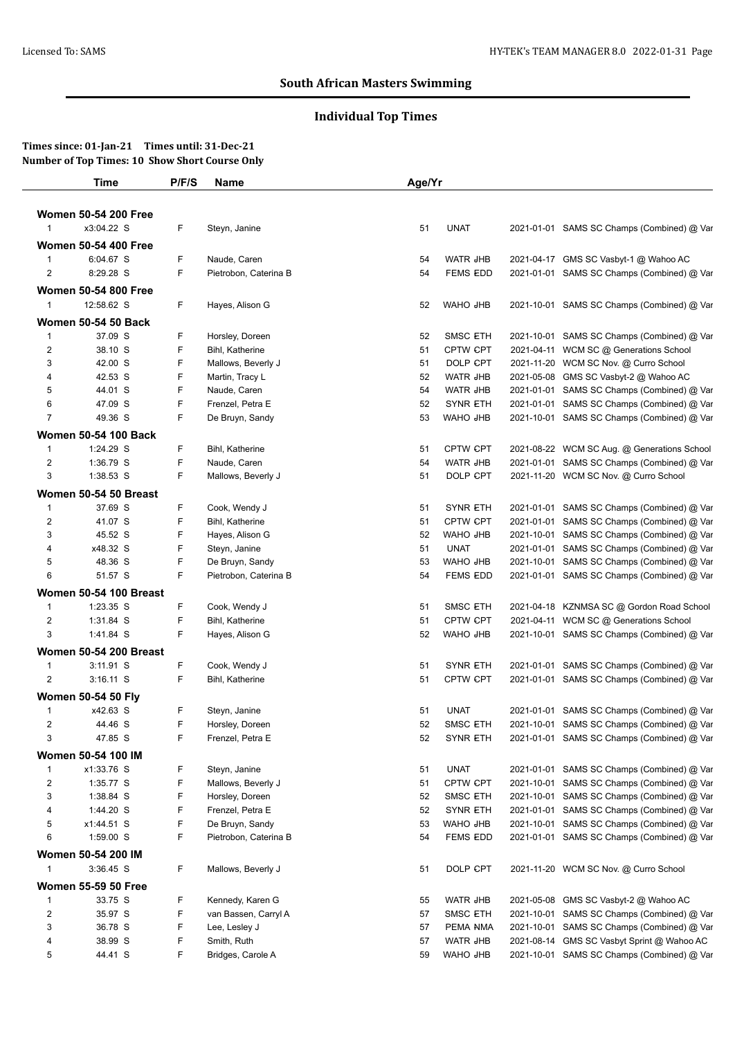## South African Masters Swimming

### Individual Top Times

**Times since: 01-Jan-21 Times until: 31-Dec-21**
**Number of Top Times: 10 Show Short Course Only**

| | Time | P/F/S | Name | Age/Yr | | | |
|---|---|---|---|---|---|---|---|
| **Women 50-54 200 Free** | | | | | | | |
| 1 | x3:04.22 S | F | Steyn, Janine | 51 | UNAT | 2021-01-01 | SAMS SC Champs (Combined) @ Var |
| **Women 50-54 400 Free** | | | | | | | |
| 1 | 6:04.67 S | F | Naude, Caren | 54 | WATR JHB | 2021-04-17 | GMS SC Vasbyt-1 @ Wahoo AC |
| 2 | 8:29.28 S | F | Pietrobon, Caterina B | 54 | FEMS EDD | 2021-01-01 | SAMS SC Champs (Combined) @ Var |
| **Women 50-54 800 Free** | | | | | | | |
| 1 | 12:58.62 S | F | Hayes, Alison G | 52 | WAHO JHB | 2021-10-01 | SAMS SC Champs (Combined) @ Var |
| **Women 50-54 50 Back** | | | | | | | |
| 1 | 37.09 S | F | Horsley, Doreen | 52 | SMSC ETH | 2021-10-01 | SAMS SC Champs (Combined) @ Var |
| 2 | 38.10 S | F | Bihl, Katherine | 51 | CPTW CPT | 2021-04-11 | WCM SC @ Generations School |
| 3 | 42.00 S | F | Mallows, Beverly J | 51 | DOLP CPT | 2021-11-20 | WCM SC Nov. @ Curro School |
| 4 | 42.53 S | F | Martin, Tracy L | 52 | WATR JHB | 2021-05-08 | GMS SC Vasbyt-2 @ Wahoo AC |
| 5 | 44.01 S | F | Naude, Caren | 54 | WATR JHB | 2021-01-01 | SAMS SC Champs (Combined) @ Var |
| 6 | 47.09 S | F | Frenzel, Petra E | 52 | SYNR ETH | 2021-01-01 | SAMS SC Champs (Combined) @ Var |
| 7 | 49.36 S | F | De Bruyn, Sandy | 53 | WAHO JHB | 2021-10-01 | SAMS SC Champs (Combined) @ Var |
| **Women 50-54 100 Back** | | | | | | | |
| 1 | 1:24.29 S | F | Bihl, Katherine | 51 | CPTW CPT | 2021-08-22 | WCM SC Aug. @ Generations School |
| 2 | 1:36.79 S | F | Naude, Caren | 54 | WATR JHB | 2021-01-01 | SAMS SC Champs (Combined) @ Var |
| 3 | 1:38.53 S | F | Mallows, Beverly J | 51 | DOLP CPT | 2021-11-20 | WCM SC Nov. @ Curro School |
| **Women 50-54 50 Breast** | | | | | | | |
| 1 | 37.69 S | F | Cook, Wendy J | 51 | SYNR ETH | 2021-01-01 | SAMS SC Champs (Combined) @ Var |
| 2 | 41.07 S | F | Bihl, Katherine | 51 | CPTW CPT | 2021-01-01 | SAMS SC Champs (Combined) @ Var |
| 3 | 45.52 S | F | Hayes, Alison G | 52 | WAHO JHB | 2021-10-01 | SAMS SC Champs (Combined) @ Var |
| 4 | x48.32 S | F | Steyn, Janine | 51 | UNAT | 2021-01-01 | SAMS SC Champs (Combined) @ Var |
| 5 | 48.36 S | F | De Bruyn, Sandy | 53 | WAHO JHB | 2021-10-01 | SAMS SC Champs (Combined) @ Var |
| 6 | 51.57 S | F | Pietrobon, Caterina B | 54 | FEMS EDD | 2021-01-01 | SAMS SC Champs (Combined) @ Var |
| **Women 50-54 100 Breast** | | | | | | | |
| 1 | 1:23.35 S | F | Cook, Wendy J | 51 | SMSC ETH | 2021-04-18 | KZNMSA SC @ Gordon Road School |
| 2 | 1:31.84 S | F | Bihl, Katherine | 51 | CPTW CPT | 2021-04-11 | WCM SC @ Generations School |
| 3 | 1:41.84 S | F | Hayes, Alison G | 52 | WAHO JHB | 2021-10-01 | SAMS SC Champs (Combined) @ Var |
| **Women 50-54 200 Breast** | | | | | | | |
| 1 | 3:11.91 S | F | Cook, Wendy J | 51 | SYNR ETH | 2021-01-01 | SAMS SC Champs (Combined) @ Var |
| 2 | 3:16.11 S | F | Bihl, Katherine | 51 | CPTW CPT | 2021-01-01 | SAMS SC Champs (Combined) @ Var |
| **Women 50-54 50 Fly** | | | | | | | |
| 1 | x42.63 S | F | Steyn, Janine | 51 | UNAT | 2021-01-01 | SAMS SC Champs (Combined) @ Var |
| 2 | 44.46 S | F | Horsley, Doreen | 52 | SMSC ETH | 2021-10-01 | SAMS SC Champs (Combined) @ Var |
| 3 | 47.85 S | F | Frenzel, Petra E | 52 | SYNR ETH | 2021-01-01 | SAMS SC Champs (Combined) @ Var |
| **Women 50-54 100 IM** | | | | | | | |
| 1 | x1:33.76 S | F | Steyn, Janine | 51 | UNAT | 2021-01-01 | SAMS SC Champs (Combined) @ Var |
| 2 | 1:35.77 S | F | Mallows, Beverly J | 51 | CPTW CPT | 2021-10-01 | SAMS SC Champs (Combined) @ Var |
| 3 | 1:38.84 S | F | Horsley, Doreen | 52 | SMSC ETH | 2021-10-01 | SAMS SC Champs (Combined) @ Var |
| 4 | 1:44.20 S | F | Frenzel, Petra E | 52 | SYNR ETH | 2021-01-01 | SAMS SC Champs (Combined) @ Var |
| 5 | x1:44.51 S | F | De Bruyn, Sandy | 53 | WAHO JHB | 2021-10-01 | SAMS SC Champs (Combined) @ Var |
| 6 | 1:59.00 S | F | Pietrobon, Caterina B | 54 | FEMS EDD | 2021-01-01 | SAMS SC Champs (Combined) @ Var |
| **Women 50-54 200 IM** | | | | | | | |
| 1 | 3:36.45 S | F | Mallows, Beverly J | 51 | DOLP CPT | 2021-11-20 | WCM SC Nov. @ Curro School |
| **Women 55-59 50 Free** | | | | | | | |
| 1 | 33.75 S | F | Kennedy, Karen G | 55 | WATR JHB | 2021-05-08 | GMS SC Vasbyt-2 @ Wahoo AC |
| 2 | 35.97 S | F | van Bassen, Carryl A | 57 | SMSC ETH | 2021-10-01 | SAMS SC Champs (Combined) @ Var |
| 3 | 36.78 S | F | Lee, Lesley J | 57 | PEMA NMA | 2021-10-01 | SAMS SC Champs (Combined) @ Var |
| 4 | 38.99 S | F | Smith, Ruth | 57 | WATR JHB | 2021-08-14 | GMS SC Vasbyt Sprint @ Wahoo AC |
| 5 | 44.41 S | F | Bridges, Carole A | 59 | WAHO JHB | 2021-10-01 | SAMS SC Champs (Combined) @ Var |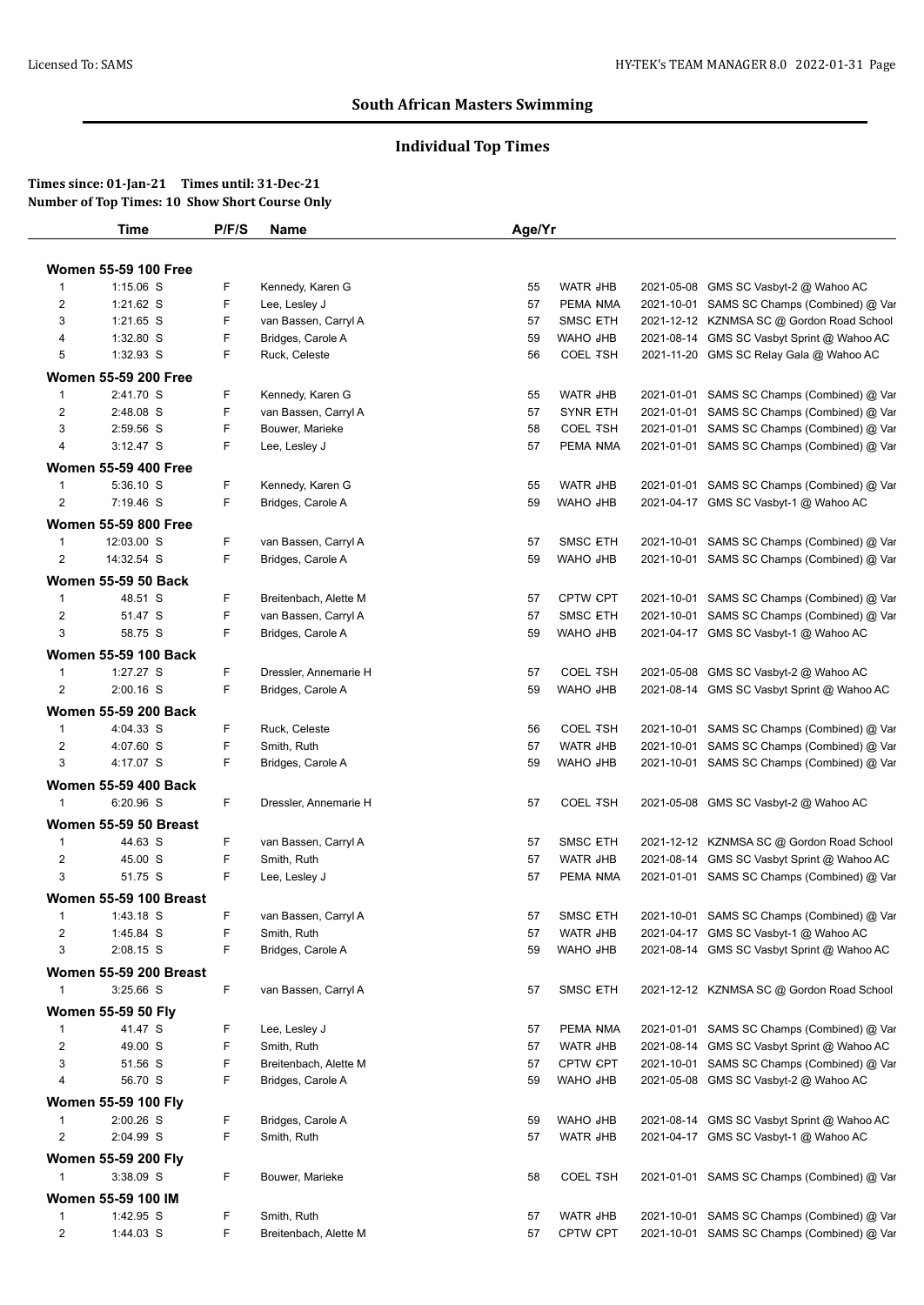## South African Masters Swimming

### Individual Top Times

**Times since: 01-Jan-21 Times until: 31-Dec-21**
**Number of Top Times: 10 Show Short Course Only**

| | Time | P/F/S | Name | Age/Yr | | | |
|---|---|---|---|---|---|---|---|
| **Women 55-59 100 Free** | | | | | | | |
| 1 | 1:15.06 S | F | Kennedy, Karen G | 55 | WATR JHB | 2021-05-08 | GMS SC Vasbyt-2 @ Wahoo AC |
| 2 | 1:21.62 S | F | Lee, Lesley J | 57 | PEMA NMA | 2021-10-01 | SAMS SC Champs (Combined) @ Var |
| 3 | 1:21.65 S | F | van Bassen, Carryl A | 57 | SMSC ETH | 2021-12-12 | KZNMSA SC @ Gordon Road School |
| 4 | 1:32.80 S | F | Bridges, Carole A | 59 | WAHO JHB | 2021-08-14 | GMS SC Vasbyt Sprint @ Wahoo AC |
| 5 | 1:32.93 S | F | Ruck, Celeste | 56 | COEL TSH | 2021-11-20 | GMS SC Relay Gala @ Wahoo AC |
| **Women 55-59 200 Free** | | | | | | | |
| 1 | 2:41.70 S | F | Kennedy, Karen G | 55 | WATR JHB | 2021-01-01 | SAMS SC Champs (Combined) @ Var |
| 2 | 2:48.08 S | F | van Bassen, Carryl A | 57 | SYNR ETH | 2021-01-01 | SAMS SC Champs (Combined) @ Var |
| 3 | 2:59.56 S | F | Bouwer, Marieke | 58 | COEL TSH | 2021-01-01 | SAMS SC Champs (Combined) @ Var |
| 4 | 3:12.47 S | F | Lee, Lesley J | 57 | PEMA NMA | 2021-01-01 | SAMS SC Champs (Combined) @ Var |
| **Women 55-59 400 Free** | | | | | | | |
| 1 | 5:36.10 S | F | Kennedy, Karen G | 55 | WATR JHB | 2021-01-01 | SAMS SC Champs (Combined) @ Var |
| 2 | 7:19.46 S | F | Bridges, Carole A | 59 | WAHO JHB | 2021-04-17 | GMS SC Vasbyt-1 @ Wahoo AC |
| **Women 55-59 800 Free** | | | | | | | |
| 1 | 12:03.00 S | F | van Bassen, Carryl A | 57 | SMSC ETH | 2021-10-01 | SAMS SC Champs (Combined) @ Var |
| 2 | 14:32.54 S | F | Bridges, Carole A | 59 | WAHO JHB | 2021-10-01 | SAMS SC Champs (Combined) @ Var |
| **Women 55-59 50 Back** | | | | | | | |
| 1 | 48.51 S | F | Breitenbach, Alette M | 57 | CPTW CPT | 2021-10-01 | SAMS SC Champs (Combined) @ Var |
| 2 | 51.47 S | F | van Bassen, Carryl A | 57 | SMSC ETH | 2021-10-01 | SAMS SC Champs (Combined) @ Var |
| 3 | 58.75 S | F | Bridges, Carole A | 59 | WAHO JHB | 2021-04-17 | GMS SC Vasbyt-1 @ Wahoo AC |
| **Women 55-59 100 Back** | | | | | | | |
| 1 | 1:27.27 S | F | Dressler, Annemarie H | 57 | COEL TSH | 2021-05-08 | GMS SC Vasbyt-2 @ Wahoo AC |
| 2 | 2:00.16 S | F | Bridges, Carole A | 59 | WAHO JHB | 2021-08-14 | GMS SC Vasbyt Sprint @ Wahoo AC |
| **Women 55-59 200 Back** | | | | | | | |
| 1 | 4:04.33 S | F | Ruck, Celeste | 56 | COEL TSH | 2021-10-01 | SAMS SC Champs (Combined) @ Var |
| 2 | 4:07.60 S | F | Smith, Ruth | 57 | WATR JHB | 2021-10-01 | SAMS SC Champs (Combined) @ Var |
| 3 | 4:17.07 S | F | Bridges, Carole A | 59 | WAHO JHB | 2021-10-01 | SAMS SC Champs (Combined) @ Var |
| **Women 55-59 400 Back** | | | | | | | |
| 1 | 6:20.96 S | F | Dressler, Annemarie H | 57 | COEL TSH | 2021-05-08 | GMS SC Vasbyt-2 @ Wahoo AC |
| **Women 55-59 50 Breast** | | | | | | | |
| 1 | 44.63 S | F | van Bassen, Carryl A | 57 | SMSC ETH | 2021-12-12 | KZNMSA SC @ Gordon Road School |
| 2 | 45.00 S | F | Smith, Ruth | 57 | WATR JHB | 2021-08-14 | GMS SC Vasbyt Sprint @ Wahoo AC |
| 3 | 51.75 S | F | Lee, Lesley J | 57 | PEMA NMA | 2021-01-01 | SAMS SC Champs (Combined) @ Var |
| **Women 55-59 100 Breast** | | | | | | | |
| 1 | 1:43.18 S | F | van Bassen, Carryl A | 57 | SMSC ETH | 2021-10-01 | SAMS SC Champs (Combined) @ Var |
| 2 | 1:45.84 S | F | Smith, Ruth | 57 | WATR JHB | 2021-04-17 | GMS SC Vasbyt-1 @ Wahoo AC |
| 3 | 2:08.15 S | F | Bridges, Carole A | 59 | WAHO JHB | 2021-08-14 | GMS SC Vasbyt Sprint @ Wahoo AC |
| **Women 55-59 200 Breast** | | | | | | | |
| 1 | 3:25.66 S | F | van Bassen, Carryl A | 57 | SMSC ETH | 2021-12-12 | KZNMSA SC @ Gordon Road School |
| **Women 55-59 50 Fly** | | | | | | | |
| 1 | 41.47 S | F | Lee, Lesley J | 57 | PEMA NMA | 2021-01-01 | SAMS SC Champs (Combined) @ Var |
| 2 | 49.00 S | F | Smith, Ruth | 57 | WATR JHB | 2021-08-14 | GMS SC Vasbyt Sprint @ Wahoo AC |
| 3 | 51.56 S | F | Breitenbach, Alette M | 57 | CPTW CPT | 2021-10-01 | SAMS SC Champs (Combined) @ Var |
| 4 | 56.70 S | F | Bridges, Carole A | 59 | WAHO JHB | 2021-05-08 | GMS SC Vasbyt-2 @ Wahoo AC |
| **Women 55-59 100 Fly** | | | | | | | |
| 1 | 2:00.26 S | F | Bridges, Carole A | 59 | WAHO JHB | 2021-08-14 | GMS SC Vasbyt Sprint @ Wahoo AC |
| 2 | 2:04.99 S | F | Smith, Ruth | 57 | WATR JHB | 2021-04-17 | GMS SC Vasbyt-1 @ Wahoo AC |
| **Women 55-59 200 Fly** | | | | | | | |
| 1 | 3:38.09 S | F | Bouwer, Marieke | 58 | COEL TSH | 2021-01-01 | SAMS SC Champs (Combined) @ Var |
| **Women 55-59 100 IM** | | | | | | | |
| 1 | 1:42.95 S | F | Smith, Ruth | 57 | WATR JHB | 2021-10-01 | SAMS SC Champs (Combined) @ Var |
| 2 | 1:44.03 S | F | Breitenbach, Alette M | 57 | CPTW CPT | 2021-10-01 | SAMS SC Champs (Combined) @ Var |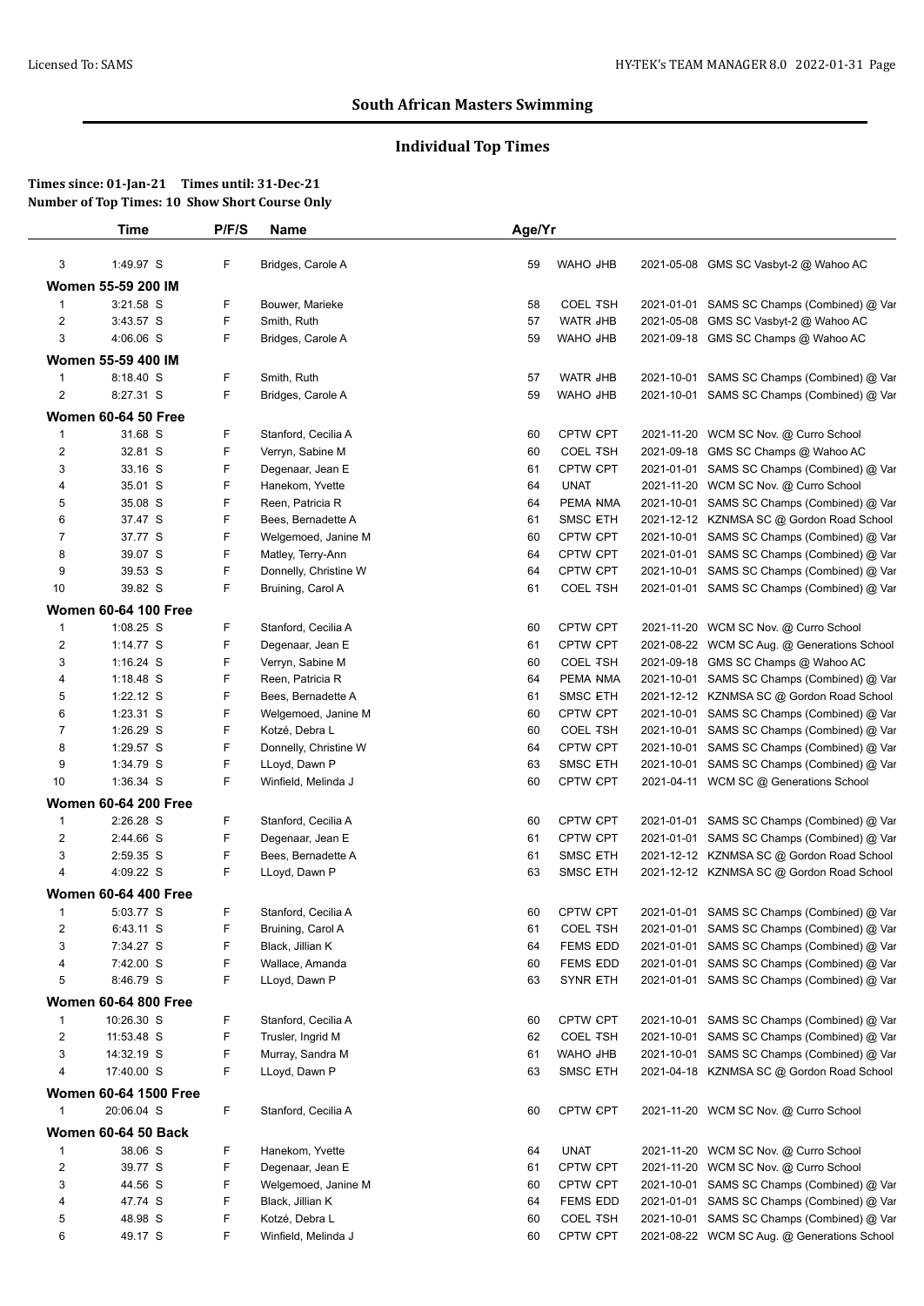## South African Masters Swimming

### Individual Top Times

**Times since: 01-Jan-21 Times until: 31-Dec-21**
**Number of Top Times: 10 Show Short Course Only**

| | Time | P/F/S | Name | Age/Yr | | | |
|---|---|---|---|---|---|---|---|
| 3 | 1:49.97 S | F | Bridges, Carole A | 59 | WAHO JHB | 2021-05-08 | GMS SC Vasbyt-2 @ Wahoo AC |
| **Women 55-59 200 IM** | | | | | | | |
| 1 | 3:21.58 S | F | Bouwer, Marieke | 58 | COEL TSH | 2021-01-01 | SAMS SC Champs (Combined) @ Var |
| 2 | 3:43.57 S | F | Smith, Ruth | 57 | WATR JHB | 2021-05-08 | GMS SC Vasbyt-2 @ Wahoo AC |
| 3 | 4:06.06 S | F | Bridges, Carole A | 59 | WAHO JHB | 2021-09-18 | GMS SC Champs @ Wahoo AC |
| **Women 55-59 400 IM** | | | | | | | |
| 1 | 8:18.40 S | F | Smith, Ruth | 57 | WATR JHB | 2021-10-01 | SAMS SC Champs (Combined) @ Var |
| 2 | 8:27.31 S | F | Bridges, Carole A | 59 | WAHO JHB | 2021-10-01 | SAMS SC Champs (Combined) @ Var |
| **Women 60-64 50 Free** | | | | | | | |
| 1 | 31.68 S | F | Stanford, Cecilia A | 60 | CPTW CPT | 2021-11-20 | WCM SC Nov. @ Curro School |
| 2 | 32.81 S | F | Verryn, Sabine M | 60 | COEL TSH | 2021-09-18 | GMS SC Champs @ Wahoo AC |
| 3 | 33.16 S | F | Degenaar, Jean E | 61 | CPTW CPT | 2021-01-01 | SAMS SC Champs (Combined) @ Var |
| 4 | 35.01 S | F | Hanekom, Yvette | 64 | UNAT | 2021-11-20 | WCM SC Nov. @ Curro School |
| 5 | 35.08 S | F | Reen, Patricia R | 64 | PEMA NMA | 2021-10-01 | SAMS SC Champs (Combined) @ Var |
| 6 | 37.47 S | F | Bees, Bernadette A | 61 | SMSC ETH | 2021-12-12 | KZNMSA SC @ Gordon Road School |
| 7 | 37.77 S | F | Welgemoed, Janine M | 60 | CPTW CPT | 2021-10-01 | SAMS SC Champs (Combined) @ Var |
| 8 | 39.07 S | F | Matley, Terry-Ann | 64 | CPTW CPT | 2021-01-01 | SAMS SC Champs (Combined) @ Var |
| 9 | 39.53 S | F | Donnelly, Christine W | 64 | CPTW CPT | 2021-10-01 | SAMS SC Champs (Combined) @ Var |
| 10 | 39.82 S | F | Bruining, Carol A | 61 | COEL TSH | 2021-01-01 | SAMS SC Champs (Combined) @ Var |
| **Women 60-64 100 Free** | | | | | | | |
| 1 | 1:08.25 S | F | Stanford, Cecilia A | 60 | CPTW CPT | 2021-11-20 | WCM SC Nov. @ Curro School |
| 2 | 1:14.77 S | F | Degenaar, Jean E | 61 | CPTW CPT | 2021-08-22 | WCM SC Aug. @ Generations School |
| 3 | 1:16.24 S | F | Verryn, Sabine M | 60 | COEL TSH | 2021-09-18 | GMS SC Champs @ Wahoo AC |
| 4 | 1:18.48 S | F | Reen, Patricia R | 64 | PEMA NMA | 2021-10-01 | SAMS SC Champs (Combined) @ Var |
| 5 | 1:22.12 S | F | Bees, Bernadette A | 61 | SMSC ETH | 2021-12-12 | KZNMSA SC @ Gordon Road School |
| 6 | 1:23.31 S | F | Welgemoed, Janine M | 60 | CPTW CPT | 2021-10-01 | SAMS SC Champs (Combined) @ Var |
| 7 | 1:26.29 S | F | Kotzé, Debra L | 60 | COEL TSH | 2021-10-01 | SAMS SC Champs (Combined) @ Var |
| 8 | 1:29.57 S | F | Donnelly, Christine W | 64 | CPTW CPT | 2021-10-01 | SAMS SC Champs (Combined) @ Var |
| 9 | 1:34.79 S | F | LLoyd, Dawn P | 63 | SMSC ETH | 2021-10-01 | SAMS SC Champs (Combined) @ Var |
| 10 | 1:36.34 S | F | Winfield, Melinda J | 60 | CPTW CPT | 2021-04-11 | WCM SC @ Generations School |
| **Women 60-64 200 Free** | | | | | | | |
| 1 | 2:26.28 S | F | Stanford, Cecilia A | 60 | CPTW CPT | 2021-01-01 | SAMS SC Champs (Combined) @ Var |
| 2 | 2:44.66 S | F | Degenaar, Jean E | 61 | CPTW CPT | 2021-01-01 | SAMS SC Champs (Combined) @ Var |
| 3 | 2:59.35 S | F | Bees, Bernadette A | 61 | SMSC ETH | 2021-12-12 | KZNMSA SC @ Gordon Road School |
| 4 | 4:09.22 S | F | LLoyd, Dawn P | 63 | SMSC ETH | 2021-12-12 | KZNMSA SC @ Gordon Road School |
| **Women 60-64 400 Free** | | | | | | | |
| 1 | 5:03.77 S | F | Stanford, Cecilia A | 60 | CPTW CPT | 2021-01-01 | SAMS SC Champs (Combined) @ Var |
| 2 | 6:43.11 S | F | Bruining, Carol A | 61 | COEL TSH | 2021-01-01 | SAMS SC Champs (Combined) @ Var |
| 3 | 7:34.27 S | F | Black, Jillian K | 64 | FEMS EDD | 2021-01-01 | SAMS SC Champs (Combined) @ Var |
| 4 | 7:42.00 S | F | Wallace, Amanda | 60 | FEMS EDD | 2021-01-01 | SAMS SC Champs (Combined) @ Var |
| 5 | 8:46.79 S | F | LLoyd, Dawn P | 63 | SYNR ETH | 2021-01-01 | SAMS SC Champs (Combined) @ Var |
| **Women 60-64 800 Free** | | | | | | | |
| 1 | 10:26.30 S | F | Stanford, Cecilia A | 60 | CPTW CPT | 2021-10-01 | SAMS SC Champs (Combined) @ Var |
| 2 | 11:53.48 S | F | Trusler, Ingrid M | 62 | COEL TSH | 2021-10-01 | SAMS SC Champs (Combined) @ Var |
| 3 | 14:32.19 S | F | Murray, Sandra M | 61 | WAHO JHB | 2021-10-01 | SAMS SC Champs (Combined) @ Var |
| 4 | 17:40.00 S | F | LLoyd, Dawn P | 63 | SMSC ETH | 2021-04-18 | KZNMSA SC @ Gordon Road School |
| **Women 60-64 1500 Free** | | | | | | | |
| 1 | 20:06.04 S | F | Stanford, Cecilia A | 60 | CPTW CPT | 2021-11-20 | WCM SC Nov. @ Curro School |
| **Women 60-64 50 Back** | | | | | | | |
| 1 | 38.06 S | F | Hanekom, Yvette | 64 | UNAT | 2021-11-20 | WCM SC Nov. @ Curro School |
| 2 | 39.77 S | F | Degenaar, Jean E | 61 | CPTW CPT | 2021-11-20 | WCM SC Nov. @ Curro School |
| 3 | 44.56 S | F | Welgemoed, Janine M | 60 | CPTW CPT | 2021-10-01 | SAMS SC Champs (Combined) @ Var |
| 4 | 47.74 S | F | Black, Jillian K | 64 | FEMS EDD | 2021-01-01 | SAMS SC Champs (Combined) @ Var |
| 5 | 48.98 S | F | Kotzé, Debra L | 60 | COEL TSH | 2021-10-01 | SAMS SC Champs (Combined) @ Var |
| 6 | 49.17 S | F | Winfield, Melinda J | 60 | CPTW CPT | 2021-08-22 | WCM SC Aug. @ Generations School |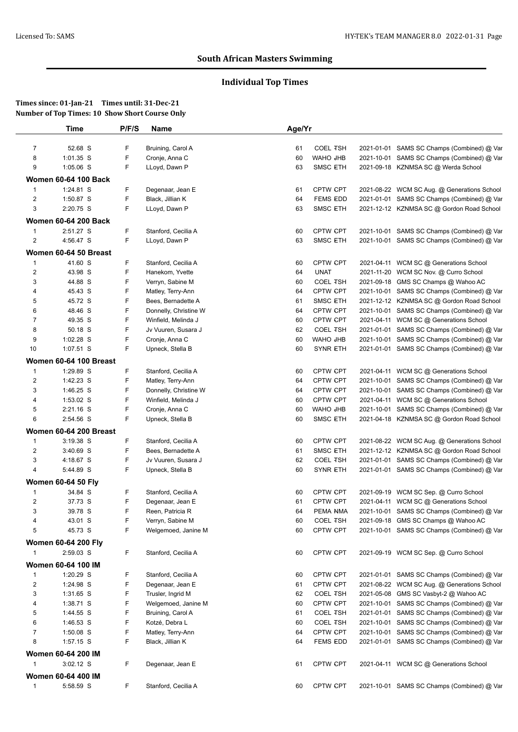## South African Masters Swimming

### Individual Top Times

**Times since: 01-Jan-21 Times until: 31-Dec-21**
**Number of Top Times: 10 Show Short Course Only**

| | Time | P/F/S | Name | Age/Yr | | | |
|---|---|---|---|---|---|---|---|
| 7 | 52.68 S | F | Bruining, Carol A | 61 | COEL TSH | 2021-01-01 | SAMS SC Champs (Combined) @ Var |
| 8 | 1:01.35 S | F | Cronje, Anna C | 60 | WAHO JHB | 2021-10-01 | SAMS SC Champs (Combined) @ Var |
| 9 | 1:05.06 S | F | LLoyd, Dawn P | 63 | SMSC ETH | 2021-09-18 | KZNMSA SC @ Werda School |
| **Women 60-64 100 Back** | | | | | | | |
| 1 | 1:24.81 S | F | Degenaar, Jean E | 61 | CPTW CPT | 2021-08-22 | WCM SC Aug. @ Generations School |
| 2 | 1:50.87 S | F | Black, Jillian K | 64 | FEMS EDD | 2021-01-01 | SAMS SC Champs (Combined) @ Var |
| 3 | 2:20.75 S | F | LLoyd, Dawn P | 63 | SMSC ETH | 2021-12-12 | KZNMSA SC @ Gordon Road School |
| **Women 60-64 200 Back** | | | | | | | |
| 1 | 2:51.27 S | F | Stanford, Cecilia A | 60 | CPTW CPT | 2021-10-01 | SAMS SC Champs (Combined) @ Var |
| 2 | 4:56.47 S | F | LLoyd, Dawn P | 63 | SMSC ETH | 2021-10-01 | SAMS SC Champs (Combined) @ Var |
| **Women 60-64 50 Breast** | | | | | | | |
| 1 | 41.60 S | F | Stanford, Cecilia A | 60 | CPTW CPT | 2021-04-11 | WCM SC @ Generations School |
| 2 | 43.98 S | F | Hanekom, Yvette | 64 | UNAT | 2021-11-20 | WCM SC Nov. @ Curro School |
| 3 | 44.88 S | F | Verryn, Sabine M | 60 | COEL TSH | 2021-09-18 | GMS SC Champs @ Wahoo AC |
| 4 | 45.43 S | F | Matley, Terry-Ann | 64 | CPTW CPT | 2021-10-01 | SAMS SC Champs (Combined) @ Var |
| 5 | 45.72 S | F | Bees, Bernadette A | 61 | SMSC ETH | 2021-12-12 | KZNMSA SC @ Gordon Road School |
| 6 | 48.46 S | F | Donnelly, Christine W | 64 | CPTW CPT | 2021-10-01 | SAMS SC Champs (Combined) @ Var |
| 7 | 49.35 S | F | Winfield, Melinda J | 60 | CPTW CPT | 2021-04-11 | WCM SC @ Generations School |
| 8 | 50.18 S | F | Jv Vuuren, Susara J | 62 | COEL TSH | 2021-01-01 | SAMS SC Champs (Combined) @ Var |
| 9 | 1:02.28 S | F | Cronje, Anna C | 60 | WAHO JHB | 2021-10-01 | SAMS SC Champs (Combined) @ Var |
| 10 | 1:07.51 S | F | Upneck, Stella B | 60 | SYNR ETH | 2021-01-01 | SAMS SC Champs (Combined) @ Var |
| **Women 60-64 100 Breast** | | | | | | | |
| 1 | 1:29.89 S | F | Stanford, Cecilia A | 60 | CPTW CPT | 2021-04-11 | WCM SC @ Generations School |
| 2 | 1:42.23 S | F | Matley, Terry-Ann | 64 | CPTW CPT | 2021-10-01 | SAMS SC Champs (Combined) @ Var |
| 3 | 1:46.25 S | F | Donnelly, Christine W | 64 | CPTW CPT | 2021-10-01 | SAMS SC Champs (Combined) @ Var |
| 4 | 1:53.02 S | F | Winfield, Melinda J | 60 | CPTW CPT | 2021-04-11 | WCM SC @ Generations School |
| 5 | 2:21.16 S | F | Cronje, Anna C | 60 | WAHO JHB | 2021-10-01 | SAMS SC Champs (Combined) @ Var |
| 6 | 2:54.56 S | F | Upneck, Stella B | 60 | SMSC ETH | 2021-04-18 | KZNMSA SC @ Gordon Road School |
| **Women 60-64 200 Breast** | | | | | | | |
| 1 | 3:19.38 S | F | Stanford, Cecilia A | 60 | CPTW CPT | 2021-08-22 | WCM SC Aug. @ Generations School |
| 2 | 3:40.69 S | F | Bees, Bernadette A | 61 | SMSC ETH | 2021-12-12 | KZNMSA SC @ Gordon Road School |
| 3 | 4:18.67 S | F | Jv Vuuren, Susara J | 62 | COEL TSH | 2021-01-01 | SAMS SC Champs (Combined) @ Var |
| 4 | 5:44.89 S | F | Upneck, Stella B | 60 | SYNR ETH | 2021-01-01 | SAMS SC Champs (Combined) @ Var |
| **Women 60-64 50 Fly** | | | | | | | |
| 1 | 34.84 S | F | Stanford, Cecilia A | 60 | CPTW CPT | 2021-09-19 | WCM SC Sep. @ Curro School |
| 2 | 37.73 S | F | Degenaar, Jean E | 61 | CPTW CPT | 2021-04-11 | WCM SC @ Generations School |
| 3 | 39.78 S | F | Reen, Patricia R | 64 | PEMA NMA | 2021-10-01 | SAMS SC Champs (Combined) @ Var |
| 4 | 43.01 S | F | Verryn, Sabine M | 60 | COEL TSH | 2021-09-18 | GMS SC Champs @ Wahoo AC |
| 5 | 45.73 S | F | Welgemoed, Janine M | 60 | CPTW CPT | 2021-10-01 | SAMS SC Champs (Combined) @ Var |
| **Women 60-64 200 Fly** | | | | | | | |
| 1 | 2:59.03 S | F | Stanford, Cecilia A | 60 | CPTW CPT | 2021-09-19 | WCM SC Sep. @ Curro School |
| **Women 60-64 100 IM** | | | | | | | |
| 1 | 1:20.29 S | F | Stanford, Cecilia A | 60 | CPTW CPT | 2021-01-01 | SAMS SC Champs (Combined) @ Var |
| 2 | 1:24.98 S | F | Degenaar, Jean E | 61 | CPTW CPT | 2021-08-22 | WCM SC Aug. @ Generations School |
| 3 | 1:31.65 S | F | Trusler, Ingrid M | 62 | COEL TSH | 2021-05-08 | GMS SC Vasbyt-2 @ Wahoo AC |
| 4 | 1:38.71 S | F | Welgemoed, Janine M | 60 | CPTW CPT | 2021-10-01 | SAMS SC Champs (Combined) @ Var |
| 5 | 1:44.55 S | F | Bruining, Carol A | 61 | COEL TSH | 2021-01-01 | SAMS SC Champs (Combined) @ Var |
| 6 | 1:46.53 S | F | Kotzé, Debra L | 60 | COEL TSH | 2021-10-01 | SAMS SC Champs (Combined) @ Var |
| 7 | 1:50.08 S | F | Matley, Terry-Ann | 64 | CPTW CPT | 2021-10-01 | SAMS SC Champs (Combined) @ Var |
| 8 | 1:57.15 S | F | Black, Jillian K | 64 | FEMS EDD | 2021-01-01 | SAMS SC Champs (Combined) @ Var |
| **Women 60-64 200 IM** | | | | | | | |
| 1 | 3:02.12 S | F | Degenaar, Jean E | 61 | CPTW CPT | 2021-04-11 | WCM SC @ Generations School |
| **Women 60-64 400 IM** | | | | | | | |
| 1 | 5:58.59 S | F | Stanford, Cecilia A | 60 | CPTW CPT | 2021-10-01 | SAMS SC Champs (Combined) @ Var |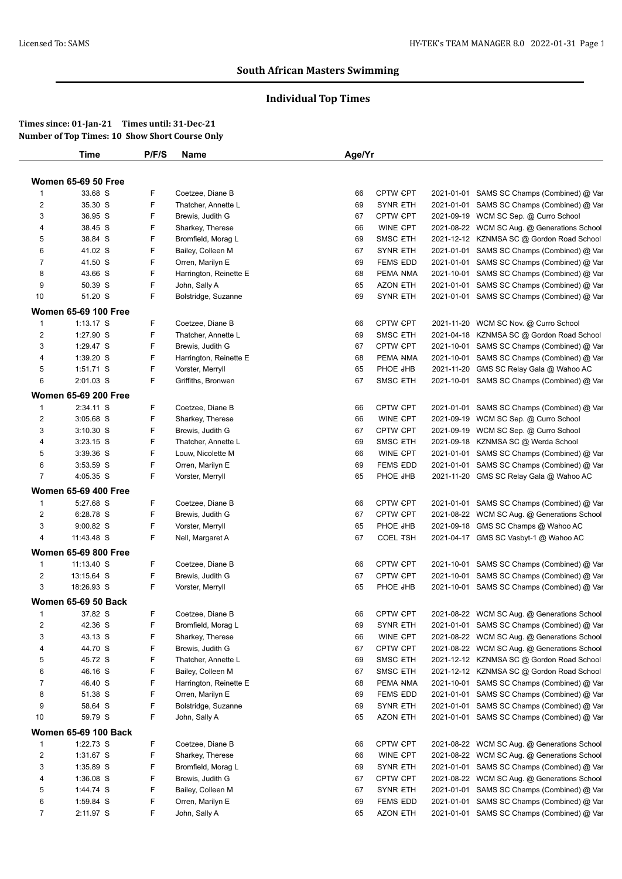## South African Masters Swimming

### Individual Top Times

**Times since: 01-Jan-21 Times until: 31-Dec-21**
**Number of Top Times: 10 Show Short Course Only**

| | Time | P/F/S | Name | Age/Yr | Team | Date | Meet |
|---|---|---|---|---|---|---|---|
| **Women 65-69 50 Free** | | | | | | | |
| 1 | 33.68 S | F | Coetzee, Diane B | 66 | CPTW CPT | 2021-01-01 | SAMS SC Champs (Combined) @ Var |
| 2 | 35.30 S | F | Thatcher, Annette L | 69 | SYNR ETH | 2021-01-01 | SAMS SC Champs (Combined) @ Var |
| 3 | 36.95 S | F | Brewis, Judith G | 67 | CPTW CPT | 2021-09-19 | WCM SC Sep. @ Curro School |
| 4 | 38.45 S | F | Sharkey, Therese | 66 | WINE CPT | 2021-08-22 | WCM SC Aug. @ Generations School |
| 5 | 38.84 S | F | Bromfield, Morag L | 69 | SMSC ETH | 2021-12-12 | KZNMSA SC @ Gordon Road School |
| 6 | 41.02 S | F | Bailey, Colleen M | 67 | SYNR ETH | 2021-01-01 | SAMS SC Champs (Combined) @ Var |
| 7 | 41.50 S | F | Orren, Marilyn E | 69 | FEMS EDD | 2021-01-01 | SAMS SC Champs (Combined) @ Var |
| 8 | 43.66 S | F | Harrington, Reinette E | 68 | PEMA NMA | 2021-10-01 | SAMS SC Champs (Combined) @ Var |
| 9 | 50.39 S | F | John, Sally A | 65 | AZON ETH | 2021-01-01 | SAMS SC Champs (Combined) @ Var |
| 10 | 51.20 S | F | Bolstridge, Suzanne | 69 | SYNR ETH | 2021-01-01 | SAMS SC Champs (Combined) @ Var |
| **Women 65-69 100 Free** | | | | | | | |
| 1 | 1:13.17 S | F | Coetzee, Diane B | 66 | CPTW CPT | 2021-11-20 | WCM SC Nov. @ Curro School |
| 2 | 1:27.90 S | F | Thatcher, Annette L | 69 | SMSC ETH | 2021-04-18 | KZNMSA SC @ Gordon Road School |
| 3 | 1:29.47 S | F | Brewis, Judith G | 67 | CPTW CPT | 2021-10-01 | SAMS SC Champs (Combined) @ Var |
| 4 | 1:39.20 S | F | Harrington, Reinette E | 68 | PEMA NMA | 2021-10-01 | SAMS SC Champs (Combined) @ Var |
| 5 | 1:51.71 S | F | Vorster, Merryll | 65 | PHOE JHB | 2021-11-20 | GMS SC Relay Gala @ Wahoo AC |
| 6 | 2:01.03 S | F | Griffiths, Bronwen | 67 | SMSC ETH | 2021-10-01 | SAMS SC Champs (Combined) @ Var |
| **Women 65-69 200 Free** | | | | | | | |
| 1 | 2:34.11 S | F | Coetzee, Diane B | 66 | CPTW CPT | 2021-01-01 | SAMS SC Champs (Combined) @ Var |
| 2 | 3:05.68 S | F | Sharkey, Therese | 66 | WINE CPT | 2021-09-19 | WCM SC Sep. @ Curro School |
| 3 | 3:10.30 S | F | Brewis, Judith G | 67 | CPTW CPT | 2021-09-19 | WCM SC Sep. @ Curro School |
| 4 | 3:23.15 S | F | Thatcher, Annette L | 69 | SMSC ETH | 2021-09-18 | KZNMSA SC @ Werda School |
| 5 | 3:39.36 S | F | Louw, Nicolette M | 66 | WINE CPT | 2021-01-01 | SAMS SC Champs (Combined) @ Var |
| 6 | 3:53.59 S | F | Orren, Marilyn E | 69 | FEMS EDD | 2021-01-01 | SAMS SC Champs (Combined) @ Var |
| 7 | 4:05.35 S | F | Vorster, Merryll | 65 | PHOE JHB | 2021-11-20 | GMS SC Relay Gala @ Wahoo AC |
| **Women 65-69 400 Free** | | | | | | | |
| 1 | 5:27.68 S | F | Coetzee, Diane B | 66 | CPTW CPT | 2021-01-01 | SAMS SC Champs (Combined) @ Var |
| 2 | 6:28.78 S | F | Brewis, Judith G | 67 | CPTW CPT | 2021-08-22 | WCM SC Aug. @ Generations School |
| 3 | 9:00.82 S | F | Vorster, Merryll | 65 | PHOE JHB | 2021-09-18 | GMS SC Champs @ Wahoo AC |
| 4 | 11:43.48 S | F | Nell, Margaret A | 67 | COEL TSH | 2021-04-17 | GMS SC Vasbyt-1 @ Wahoo AC |
| **Women 65-69 800 Free** | | | | | | | |
| 1 | 11:13.40 S | F | Coetzee, Diane B | 66 | CPTW CPT | 2021-10-01 | SAMS SC Champs (Combined) @ Var |
| 2 | 13:15.64 S | F | Brewis, Judith G | 67 | CPTW CPT | 2021-10-01 | SAMS SC Champs (Combined) @ Var |
| 3 | 18:26.93 S | F | Vorster, Merryll | 65 | PHOE JHB | 2021-10-01 | SAMS SC Champs (Combined) @ Var |
| **Women 65-69 50 Back** | | | | | | | |
| 1 | 37.82 S | F | Coetzee, Diane B | 66 | CPTW CPT | 2021-08-22 | WCM SC Aug. @ Generations School |
| 2 | 42.36 S | F | Bromfield, Morag L | 69 | SYNR ETH | 2021-01-01 | SAMS SC Champs (Combined) @ Var |
| 3 | 43.13 S | F | Sharkey, Therese | 66 | WINE CPT | 2021-08-22 | WCM SC Aug. @ Generations School |
| 4 | 44.70 S | F | Brewis, Judith G | 67 | CPTW CPT | 2021-08-22 | WCM SC Aug. @ Generations School |
| 5 | 45.72 S | F | Thatcher, Annette L | 69 | SMSC ETH | 2021-12-12 | KZNMSA SC @ Gordon Road School |
| 6 | 46.16 S | F | Bailey, Colleen M | 67 | SMSC ETH | 2021-12-12 | KZNMSA SC @ Gordon Road School |
| 7 | 46.40 S | F | Harrington, Reinette E | 68 | PEMA NMA | 2021-10-01 | SAMS SC Champs (Combined) @ Var |
| 8 | 51.38 S | F | Orren, Marilyn E | 69 | FEMS EDD | 2021-01-01 | SAMS SC Champs (Combined) @ Var |
| 9 | 58.64 S | F | Bolstridge, Suzanne | 69 | SYNR ETH | 2021-01-01 | SAMS SC Champs (Combined) @ Var |
| 10 | 59.79 S | F | John, Sally A | 65 | AZON ETH | 2021-01-01 | SAMS SC Champs (Combined) @ Var |
| **Women 65-69 100 Back** | | | | | | | |
| 1 | 1:22.73 S | F | Coetzee, Diane B | 66 | CPTW CPT | 2021-08-22 | WCM SC Aug. @ Generations School |
| 2 | 1:31.67 S | F | Sharkey, Therese | 66 | WINE CPT | 2021-08-22 | WCM SC Aug. @ Generations School |
| 3 | 1:35.89 S | F | Bromfield, Morag L | 69 | SYNR ETH | 2021-01-01 | SAMS SC Champs (Combined) @ Var |
| 4 | 1:36.08 S | F | Brewis, Judith G | 67 | CPTW CPT | 2021-08-22 | WCM SC Aug. @ Generations School |
| 5 | 1:44.74 S | F | Bailey, Colleen M | 67 | SYNR ETH | 2021-01-01 | SAMS SC Champs (Combined) @ Var |
| 6 | 1:59.84 S | F | Orren, Marilyn E | 69 | FEMS EDD | 2021-01-01 | SAMS SC Champs (Combined) @ Var |
| 7 | 2:11.97 S | F | John, Sally A | 65 | AZON ETH | 2021-01-01 | SAMS SC Champs (Combined) @ Var |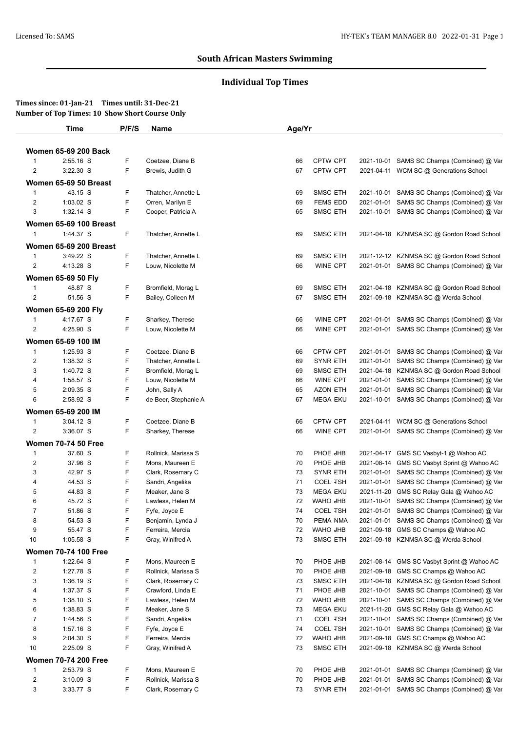## South African Masters Swimming

### Individual Top Times

**Times since: 01-Jan-21 Times until: 31-Dec-21**
**Number of Top Times: 10 Show Short Course Only**

| | Time | P/F/S | Name | Age/Yr | | | |
|---|---|---|---|---|---|---|---|
| **Women 65-69 200 Back** | | | | | | | |
| 1 | 2:55.16 S | F | Coetzee, Diane B | 66 | CPTW CPT | 2021-10-01 | SAMS SC Champs (Combined) @ Var |
| 2 | 3:22.30 S | F | Brewis, Judith G | 67 | CPTW CPT | 2021-04-11 | WCM SC @ Generations School |
| **Women 65-69 50 Breast** | | | | | | | |
| 1 | 43.15 S | F | Thatcher, Annette L | 69 | SMSC ETH | 2021-10-01 | SAMS SC Champs (Combined) @ Var |
| 2 | 1:03.02 S | F | Orren, Marilyn E | 69 | FEMS EDD | 2021-01-01 | SAMS SC Champs (Combined) @ Var |
| 3 | 1:32.14 S | F | Cooper, Patricia A | 65 | SMSC ETH | 2021-10-01 | SAMS SC Champs (Combined) @ Var |
| **Women 65-69 100 Breast** | | | | | | | |
| 1 | 1:44.37 S | F | Thatcher, Annette L | 69 | SMSC ETH | 2021-04-18 | KZNMSA SC @ Gordon Road School |
| **Women 65-69 200 Breast** | | | | | | | |
| 1 | 3:49.22 S | F | Thatcher, Annette L | 69 | SMSC ETH | 2021-12-12 | KZNMSA SC @ Gordon Road School |
| 2 | 4:13.28 S | F | Louw, Nicolette M | 66 | WINE CPT | 2021-01-01 | SAMS SC Champs (Combined) @ Var |
| **Women 65-69 50 Fly** | | | | | | | |
| 1 | 48.87 S | F | Bromfield, Morag L | 69 | SMSC ETH | 2021-04-18 | KZNMSA SC @ Gordon Road School |
| 2 | 51.56 S | F | Bailey, Colleen M | 67 | SMSC ETH | 2021-09-18 | KZNMSA SC @ Werda School |
| **Women 65-69 200 Fly** | | | | | | | |
| 1 | 4:17.67 S | F | Sharkey, Therese | 66 | WINE CPT | 2021-01-01 | SAMS SC Champs (Combined) @ Var |
| 2 | 4:25.90 S | F | Louw, Nicolette M | 66 | WINE CPT | 2021-01-01 | SAMS SC Champs (Combined) @ Var |
| **Women 65-69 100 IM** | | | | | | | |
| 1 | 1:25.93 S | F | Coetzee, Diane B | 66 | CPTW CPT | 2021-01-01 | SAMS SC Champs (Combined) @ Var |
| 2 | 1:38.32 S | F | Thatcher, Annette L | 69 | SYNR ETH | 2021-01-01 | SAMS SC Champs (Combined) @ Var |
| 3 | 1:40.72 S | F | Bromfield, Morag L | 69 | SMSC ETH | 2021-04-18 | KZNMSA SC @ Gordon Road School |
| 4 | 1:58.57 S | F | Louw, Nicolette M | 66 | WINE CPT | 2021-01-01 | SAMS SC Champs (Combined) @ Var |
| 5 | 2:09.35 S | F | John, Sally A | 65 | AZON ETH | 2021-01-01 | SAMS SC Champs (Combined) @ Var |
| 6 | 2:58.92 S | F | de Beer, Stephanie A | 67 | MEGA EKU | 2021-10-01 | SAMS SC Champs (Combined) @ Var |
| **Women 65-69 200 IM** | | | | | | | |
| 1 | 3:04.12 S | F | Coetzee, Diane B | 66 | CPTW CPT | 2021-04-11 | WCM SC @ Generations School |
| 2 | 3:36.07 S | F | Sharkey, Therese | 66 | WINE CPT | 2021-01-01 | SAMS SC Champs (Combined) @ Var |
| **Women 70-74 50 Free** | | | | | | | |
| 1 | 37.60 S | F | Rollnick, Marissa S | 70 | PHOE JHB | 2021-04-17 | GMS SC Vasbyt-1 @ Wahoo AC |
| 2 | 37.96 S | F | Mons, Maureen E | 70 | PHOE JHB | 2021-08-14 | GMS SC Vasbyt Sprint @ Wahoo AC |
| 3 | 42.97 S | F | Clark, Rosemary C | 73 | SYNR ETH | 2021-01-01 | SAMS SC Champs (Combined) @ Var |
| 4 | 44.53 S | F | Sandri, Angelika | 71 | COEL TSH | 2021-01-01 | SAMS SC Champs (Combined) @ Var |
| 5 | 44.83 S | F | Meaker, Jane S | 73 | MEGA EKU | 2021-11-20 | GMS SC Relay Gala @ Wahoo AC |
| 6 | 45.72 S | F | Lawless, Helen M | 72 | WAHO JHB | 2021-10-01 | SAMS SC Champs (Combined) @ Var |
| 7 | 51.86 S | F | Fyfe, Joyce E | 74 | COEL TSH | 2021-01-01 | SAMS SC Champs (Combined) @ Var |
| 8 | 54.53 S | F | Benjamin, Lynda J | 70 | PEMA NMA | 2021-01-01 | SAMS SC Champs (Combined) @ Var |
| 9 | 55.47 S | F | Ferreira, Mercia | 72 | WAHO JHB | 2021-09-18 | GMS SC Champs @ Wahoo AC |
| 10 | 1:05.58 S | F | Gray, Winifred A | 73 | SMSC ETH | 2021-09-18 | KZNMSA SC @ Werda School |
| **Women 70-74 100 Free** | | | | | | | |
| 1 | 1:22.64 S | F | Mons, Maureen E | 70 | PHOE JHB | 2021-08-14 | GMS SC Vasbyt Sprint @ Wahoo AC |
| 2 | 1:27.78 S | F | Rollnick, Marissa S | 70 | PHOE JHB | 2021-09-18 | GMS SC Champs @ Wahoo AC |
| 3 | 1:36.19 S | F | Clark, Rosemary C | 73 | SMSC ETH | 2021-04-18 | KZNMSA SC @ Gordon Road School |
| 4 | 1:37.37 S | F | Crawford, Linda E | 71 | PHOE JHB | 2021-10-01 | SAMS SC Champs (Combined) @ Var |
| 5 | 1:38.10 S | F | Lawless, Helen M | 72 | WAHO JHB | 2021-10-01 | SAMS SC Champs (Combined) @ Var |
| 6 | 1:38.83 S | F | Meaker, Jane S | 73 | MEGA EKU | 2021-11-20 | GMS SC Relay Gala @ Wahoo AC |
| 7 | 1:44.56 S | F | Sandri, Angelika | 71 | COEL TSH | 2021-10-01 | SAMS SC Champs (Combined) @ Var |
| 8 | 1:57.16 S | F | Fyfe, Joyce E | 74 | COEL TSH | 2021-10-01 | SAMS SC Champs (Combined) @ Var |
| 9 | 2:04.30 S | F | Ferreira, Mercia | 72 | WAHO JHB | 2021-09-18 | GMS SC Champs @ Wahoo AC |
| 10 | 2:25.09 S | F | Gray, Winifred A | 73 | SMSC ETH | 2021-09-18 | KZNMSA SC @ Werda School |
| **Women 70-74 200 Free** | | | | | | | |
| 1 | 2:53.79 S | F | Mons, Maureen E | 70 | PHOE JHB | 2021-01-01 | SAMS SC Champs (Combined) @ Var |
| 2 | 3:10.09 S | F | Rollnick, Marissa S | 70 | PHOE JHB | 2021-01-01 | SAMS SC Champs (Combined) @ Var |
| 3 | 3:33.77 S | F | Clark, Rosemary C | 73 | SYNR ETH | 2021-01-01 | SAMS SC Champs (Combined) @ Var |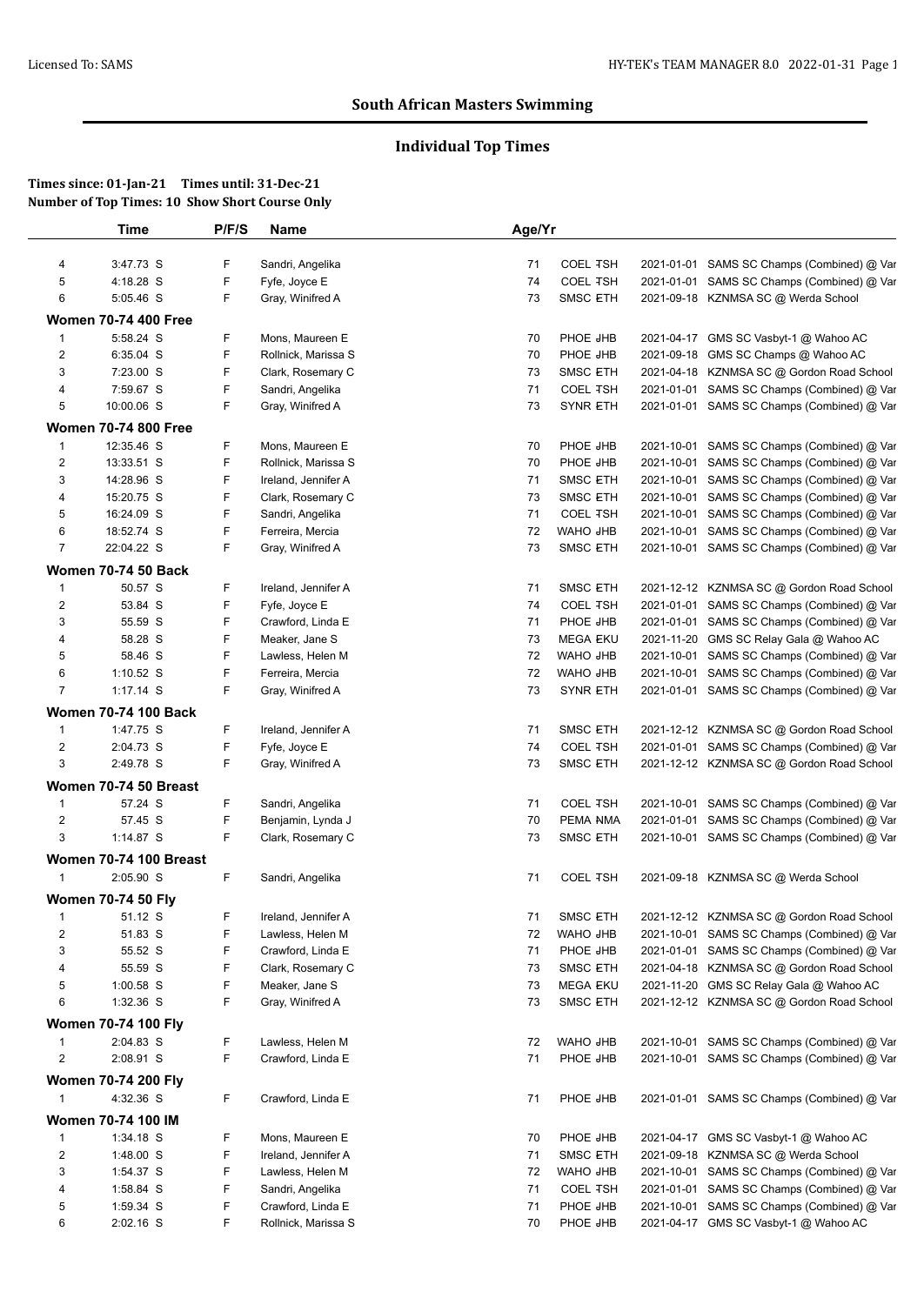## South African Masters Swimming

### Individual Top Times

**Times since: 01-Jan-21 Times until: 31-Dec-21**
**Number of Top Times: 10 Show Short Course Only**

| | Time | P/F/S | Name | Age/Yr | | | |
|---|---|---|---|---|---|---|---|
| 4 | 3:47.73 S | F | Sandri, Angelika | 71 | COEL TSH | 2021-01-01 | SAMS SC Champs (Combined) @ Var |
| 5 | 4:18.28 S | F | Fyfe, Joyce E | 74 | COEL TSH | 2021-01-01 | SAMS SC Champs (Combined) @ Var |
| 6 | 5:05.46 S | F | Gray, Winifred A | 73 | SMSC ETH | 2021-09-18 | KZNMSA SC @ Werda School |
| **Women 70-74 400 Free** | | | | | | | |
| 1 | 5:58.24 S | F | Mons, Maureen E | 70 | PHOE JHB | 2021-04-17 | GMS SC Vasbyt-1 @ Wahoo AC |
| 2 | 6:35.04 S | F | Rollnick, Marissa S | 70 | PHOE JHB | 2021-09-18 | GMS SC Champs @ Wahoo AC |
| 3 | 7:23.00 S | F | Clark, Rosemary C | 73 | SMSC ETH | 2021-04-18 | KZNMSA SC @ Gordon Road School |
| 4 | 7:59.67 S | F | Sandri, Angelika | 71 | COEL TSH | 2021-01-01 | SAMS SC Champs (Combined) @ Var |
| 5 | 10:00.06 S | F | Gray, Winifred A | 73 | SYNR ETH | 2021-01-01 | SAMS SC Champs (Combined) @ Var |
| **Women 70-74 800 Free** | | | | | | | |
| 1 | 12:35.46 S | F | Mons, Maureen E | 70 | PHOE JHB | 2021-10-01 | SAMS SC Champs (Combined) @ Var |
| 2 | 13:33.51 S | F | Rollnick, Marissa S | 70 | PHOE JHB | 2021-10-01 | SAMS SC Champs (Combined) @ Var |
| 3 | 14:28.96 S | F | Ireland, Jennifer A | 71 | SMSC ETH | 2021-10-01 | SAMS SC Champs (Combined) @ Var |
| 4 | 15:20.75 S | F | Clark, Rosemary C | 73 | SMSC ETH | 2021-10-01 | SAMS SC Champs (Combined) @ Var |
| 5 | 16:24.09 S | F | Sandri, Angelika | 71 | COEL TSH | 2021-10-01 | SAMS SC Champs (Combined) @ Var |
| 6 | 18:52.74 S | F | Ferreira, Mercia | 72 | WAHO JHB | 2021-10-01 | SAMS SC Champs (Combined) @ Var |
| 7 | 22:04.22 S | F | Gray, Winifred A | 73 | SMSC ETH | 2021-10-01 | SAMS SC Champs (Combined) @ Var |
| **Women 70-74 50 Back** | | | | | | | |
| 1 | 50.57 S | F | Ireland, Jennifer A | 71 | SMSC ETH | 2021-12-12 | KZNMSA SC @ Gordon Road School |
| 2 | 53.84 S | F | Fyfe, Joyce E | 74 | COEL TSH | 2021-01-01 | SAMS SC Champs (Combined) @ Var |
| 3 | 55.59 S | F | Crawford, Linda E | 71 | PHOE JHB | 2021-01-01 | SAMS SC Champs (Combined) @ Var |
| 4 | 58.28 S | F | Meaker, Jane S | 73 | MEGA EKU | 2021-11-20 | GMS SC Relay Gala @ Wahoo AC |
| 5 | 58.46 S | F | Lawless, Helen M | 72 | WAHO JHB | 2021-10-01 | SAMS SC Champs (Combined) @ Var |
| 6 | 1:10.52 S | F | Ferreira, Mercia | 72 | WAHO JHB | 2021-10-01 | SAMS SC Champs (Combined) @ Var |
| 7 | 1:17.14 S | F | Gray, Winifred A | 73 | SYNR ETH | 2021-01-01 | SAMS SC Champs (Combined) @ Var |
| **Women 70-74 100 Back** | | | | | | | |
| 1 | 1:47.75 S | F | Ireland, Jennifer A | 71 | SMSC ETH | 2021-12-12 | KZNMSA SC @ Gordon Road School |
| 2 | 2:04.73 S | F | Fyfe, Joyce E | 74 | COEL TSH | 2021-01-01 | SAMS SC Champs (Combined) @ Var |
| 3 | 2:49.78 S | F | Gray, Winifred A | 73 | SMSC ETH | 2021-12-12 | KZNMSA SC @ Gordon Road School |
| **Women 70-74 50 Breast** | | | | | | | |
| 1 | 57.24 S | F | Sandri, Angelika | 71 | COEL TSH | 2021-10-01 | SAMS SC Champs (Combined) @ Var |
| 2 | 57.45 S | F | Benjamin, Lynda J | 70 | PEMA NMA | 2021-01-01 | SAMS SC Champs (Combined) @ Var |
| 3 | 1:14.87 S | F | Clark, Rosemary C | 73 | SMSC ETH | 2021-10-01 | SAMS SC Champs (Combined) @ Var |
| **Women 70-74 100 Breast** | | | | | | | |
| 1 | 2:05.90 S | F | Sandri, Angelika | 71 | COEL TSH | 2021-09-18 | KZNMSA SC @ Werda School |
| **Women 70-74 50 Fly** | | | | | | | |
| 1 | 51.12 S | F | Ireland, Jennifer A | 71 | SMSC ETH | 2021-12-12 | KZNMSA SC @ Gordon Road School |
| 2 | 51.83 S | F | Lawless, Helen M | 72 | WAHO JHB | 2021-10-01 | SAMS SC Champs (Combined) @ Var |
| 3 | 55.52 S | F | Crawford, Linda E | 71 | PHOE JHB | 2021-01-01 | SAMS SC Champs (Combined) @ Var |
| 4 | 55.59 S | F | Clark, Rosemary C | 73 | SMSC ETH | 2021-04-18 | KZNMSA SC @ Gordon Road School |
| 5 | 1:00.58 S | F | Meaker, Jane S | 73 | MEGA EKU | 2021-11-20 | GMS SC Relay Gala @ Wahoo AC |
| 6 | 1:32.36 S | F | Gray, Winifred A | 73 | SMSC ETH | 2021-12-12 | KZNMSA SC @ Gordon Road School |
| **Women 70-74 100 Fly** | | | | | | | |
| 1 | 2:04.83 S | F | Lawless, Helen M | 72 | WAHO JHB | 2021-10-01 | SAMS SC Champs (Combined) @ Var |
| 2 | 2:08.91 S | F | Crawford, Linda E | 71 | PHOE JHB | 2021-10-01 | SAMS SC Champs (Combined) @ Var |
| **Women 70-74 200 Fly** | | | | | | | |
| 1 | 4:32.36 S | F | Crawford, Linda E | 71 | PHOE JHB | 2021-01-01 | SAMS SC Champs (Combined) @ Var |
| **Women 70-74 100 IM** | | | | | | | |
| 1 | 1:34.18 S | F | Mons, Maureen E | 70 | PHOE JHB | 2021-04-17 | GMS SC Vasbyt-1 @ Wahoo AC |
| 2 | 1:48.00 S | F | Ireland, Jennifer A | 71 | SMSC ETH | 2021-09-18 | KZNMSA SC @ Werda School |
| 3 | 1:54.37 S | F | Lawless, Helen M | 72 | WAHO JHB | 2021-10-01 | SAMS SC Champs (Combined) @ Var |
| 4 | 1:58.84 S | F | Sandri, Angelika | 71 | COEL TSH | 2021-01-01 | SAMS SC Champs (Combined) @ Var |
| 5 | 1:59.34 S | F | Crawford, Linda E | 71 | PHOE JHB | 2021-10-01 | SAMS SC Champs (Combined) @ Var |
| 6 | 2:02.16 S | F | Rollnick, Marissa S | 70 | PHOE JHB | 2021-04-17 | GMS SC Vasbyt-1 @ Wahoo AC |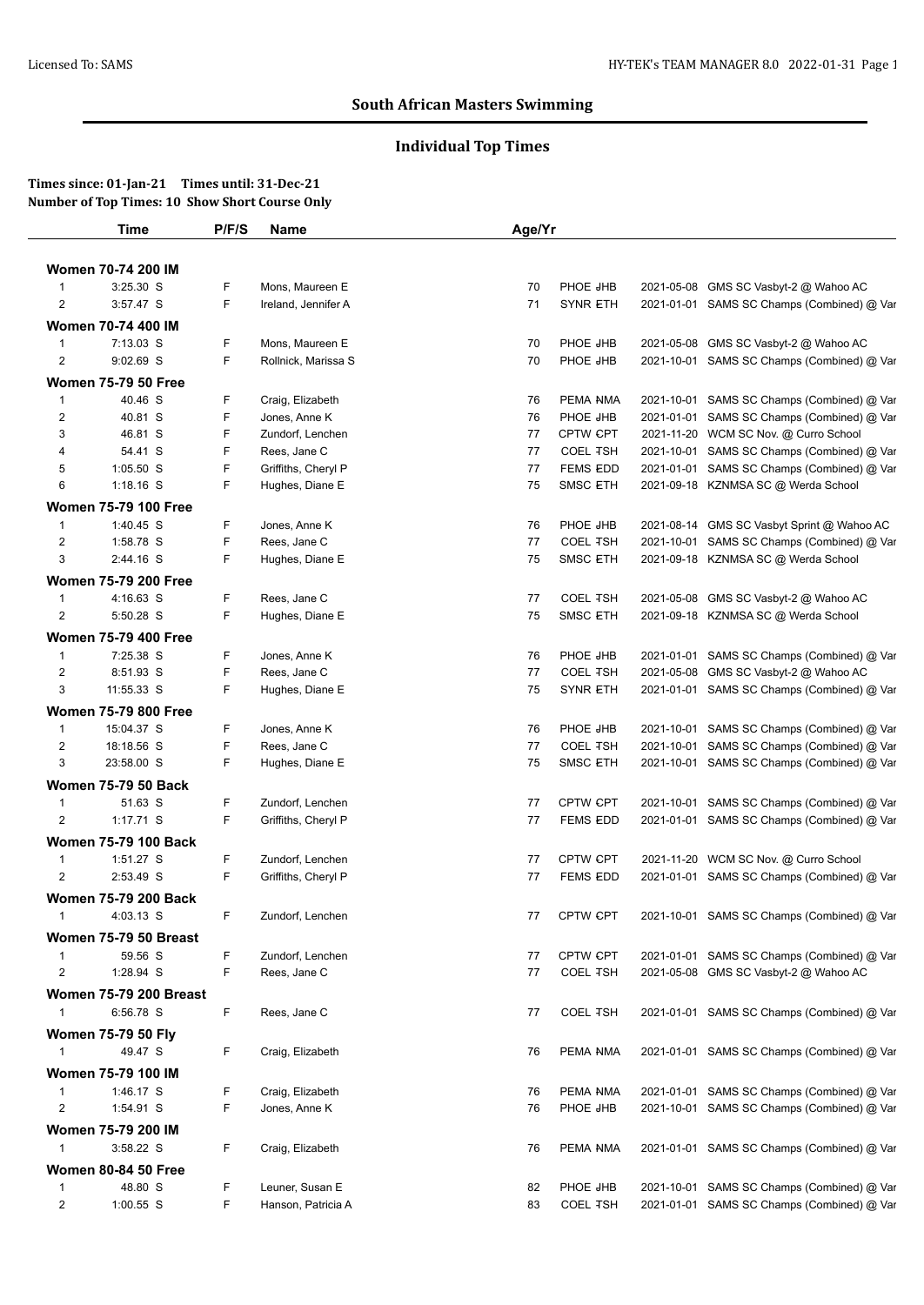## South African Masters Swimming

### Individual Top Times

**Times since: 01-Jan-21 Times until: 31-Dec-21**
**Number of Top Times: 10 Show Short Course Only**

| | Time | P/F/S | Name | Age/Yr | Team | Date | Meet |
|---|---|---|---|---|---|---|---|
| **Women 70-74 200 IM** | | | | | | | |
| 1 | 3:25.30 S | F | Mons, Maureen E | 70 | PHOE JHB | 2021-05-08 | GMS SC Vasbyt-2 @ Wahoo AC |
| 2 | 3:57.47 S | F | Ireland, Jennifer A | 71 | SYNR ETH | 2021-01-01 | SAMS SC Champs (Combined) @ Var |
| **Women 70-74 400 IM** | | | | | | | |
| 1 | 7:13.03 S | F | Mons, Maureen E | 70 | PHOE JHB | 2021-05-08 | GMS SC Vasbyt-2 @ Wahoo AC |
| 2 | 9:02.69 S | F | Rollnick, Marissa S | 70 | PHOE JHB | 2021-10-01 | SAMS SC Champs (Combined) @ Var |
| **Women 75-79 50 Free** | | | | | | | |
| 1 | 40.46 S | F | Craig, Elizabeth | 76 | PEMA NMA | 2021-10-01 | SAMS SC Champs (Combined) @ Var |
| 2 | 40.81 S | F | Jones, Anne K | 76 | PHOE JHB | 2021-01-01 | SAMS SC Champs (Combined) @ Var |
| 3 | 46.81 S | F | Zundorf, Lenchen | 77 | CPTW CPT | 2021-11-20 | WCM SC Nov. @ Curro School |
| 4 | 54.41 S | F | Rees, Jane C | 77 | COEL TSH | 2021-10-01 | SAMS SC Champs (Combined) @ Var |
| 5 | 1:05.50 S | F | Griffiths, Cheryl P | 77 | FEMS EDD | 2021-01-01 | SAMS SC Champs (Combined) @ Var |
| 6 | 1:18.16 S | F | Hughes, Diane E | 75 | SMSC ETH | 2021-09-18 | KZNMSA SC @ Werda School |
| **Women 75-79 100 Free** | | | | | | | |
| 1 | 1:40.45 S | F | Jones, Anne K | 76 | PHOE JHB | 2021-08-14 | GMS SC Vasbyt Sprint @ Wahoo AC |
| 2 | 1:58.78 S | F | Rees, Jane C | 77 | COEL TSH | 2021-10-01 | SAMS SC Champs (Combined) @ Var |
| 3 | 2:44.16 S | F | Hughes, Diane E | 75 | SMSC ETH | 2021-09-18 | KZNMSA SC @ Werda School |
| **Women 75-79 200 Free** | | | | | | | |
| 1 | 4:16.63 S | F | Rees, Jane C | 77 | COEL TSH | 2021-05-08 | GMS SC Vasbyt-2 @ Wahoo AC |
| 2 | 5:50.28 S | F | Hughes, Diane E | 75 | SMSC ETH | 2021-09-18 | KZNMSA SC @ Werda School |
| **Women 75-79 400 Free** | | | | | | | |
| 1 | 7:25.38 S | F | Jones, Anne K | 76 | PHOE JHB | 2021-01-01 | SAMS SC Champs (Combined) @ Var |
| 2 | 8:51.93 S | F | Rees, Jane C | 77 | COEL TSH | 2021-05-08 | GMS SC Vasbyt-2 @ Wahoo AC |
| 3 | 11:55.33 S | F | Hughes, Diane E | 75 | SYNR ETH | 2021-01-01 | SAMS SC Champs (Combined) @ Var |
| **Women 75-79 800 Free** | | | | | | | |
| 1 | 15:04.37 S | F | Jones, Anne K | 76 | PHOE JHB | 2021-10-01 | SAMS SC Champs (Combined) @ Var |
| 2 | 18:18.56 S | F | Rees, Jane C | 77 | COEL TSH | 2021-10-01 | SAMS SC Champs (Combined) @ Var |
| 3 | 23:58.00 S | F | Hughes, Diane E | 75 | SMSC ETH | 2021-10-01 | SAMS SC Champs (Combined) @ Var |
| **Women 75-79 50 Back** | | | | | | | |
| 1 | 51.63 S | F | Zundorf, Lenchen | 77 | CPTW CPT | 2021-10-01 | SAMS SC Champs (Combined) @ Var |
| 2 | 1:17.71 S | F | Griffiths, Cheryl P | 77 | FEMS EDD | 2021-01-01 | SAMS SC Champs (Combined) @ Var |
| **Women 75-79 100 Back** | | | | | | | |
| 1 | 1:51.27 S | F | Zundorf, Lenchen | 77 | CPTW CPT | 2021-11-20 | WCM SC Nov. @ Curro School |
| 2 | 2:53.49 S | F | Griffiths, Cheryl P | 77 | FEMS EDD | 2021-01-01 | SAMS SC Champs (Combined) @ Var |
| **Women 75-79 200 Back** | | | | | | | |
| 1 | 4:03.13 S | F | Zundorf, Lenchen | 77 | CPTW CPT | 2021-10-01 | SAMS SC Champs (Combined) @ Var |
| **Women 75-79 50 Breast** | | | | | | | |
| 1 | 59.56 S | F | Zundorf, Lenchen | 77 | CPTW CPT | 2021-01-01 | SAMS SC Champs (Combined) @ Var |
| 2 | 1:28.94 S | F | Rees, Jane C | 77 | COEL TSH | 2021-05-08 | GMS SC Vasbyt-2 @ Wahoo AC |
| **Women 75-79 200 Breast** | | | | | | | |
| 1 | 6:56.78 S | F | Rees, Jane C | 77 | COEL TSH | 2021-01-01 | SAMS SC Champs (Combined) @ Var |
| **Women 75-79 50 Fly** | | | | | | | |
| 1 | 49.47 S | F | Craig, Elizabeth | 76 | PEMA NMA | 2021-01-01 | SAMS SC Champs (Combined) @ Var |
| **Women 75-79 100 IM** | | | | | | | |
| 1 | 1:46.17 S | F | Craig, Elizabeth | 76 | PEMA NMA | 2021-01-01 | SAMS SC Champs (Combined) @ Var |
| 2 | 1:54.91 S | F | Jones, Anne K | 76 | PHOE JHB | 2021-10-01 | SAMS SC Champs (Combined) @ Var |
| **Women 75-79 200 IM** | | | | | | | |
| 1 | 3:58.22 S | F | Craig, Elizabeth | 76 | PEMA NMA | 2021-01-01 | SAMS SC Champs (Combined) @ Var |
| **Women 80-84 50 Free** | | | | | | | |
| 1 | 48.80 S | F | Leuner, Susan E | 82 | PHOE JHB | 2021-10-01 | SAMS SC Champs (Combined) @ Var |
| 2 | 1:00.55 S | F | Hanson, Patricia A | 83 | COEL TSH | 2021-01-01 | SAMS SC Champs (Combined) @ Var |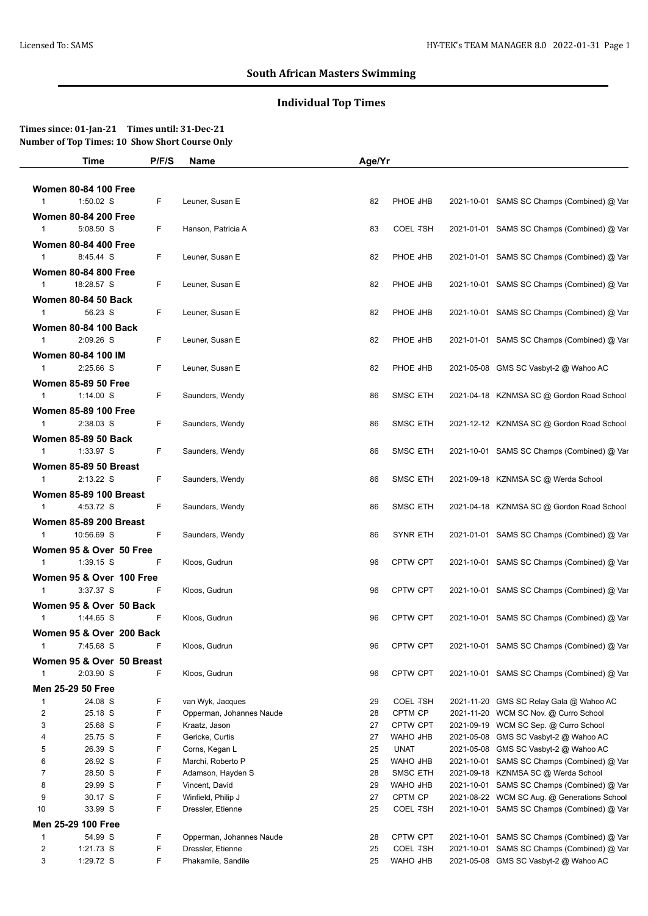## South African Masters Swimming

### Individual Top Times

**Times since: 01-Jan-21 Times until: 31-Dec-21**
**Number of Top Times: 10 Show Short Course Only**

| | Time | P/F/S | Name | Age/Yr | Team | Date | Meet |
|---|---|---|---|---|---|---|---|
| **Women 80-84 100 Free** | | | | | | | |
| 1 | 1:50.02 S | F | Leuner, Susan E | 82 | PHOE JHB | 2021-10-01 | SAMS SC Champs (Combined) @ Var |
| **Women 80-84 200 Free** | | | | | | | |
| 1 | 5:08.50 S | F | Hanson, Patricia A | 83 | COEL TSH | 2021-01-01 | SAMS SC Champs (Combined) @ Var |
| **Women 80-84 400 Free** | | | | | | | |
| 1 | 8:45.44 S | F | Leuner, Susan E | 82 | PHOE JHB | 2021-01-01 | SAMS SC Champs (Combined) @ Var |
| **Women 80-84 800 Free** | | | | | | | |
| 1 | 18:28.57 S | F | Leuner, Susan E | 82 | PHOE JHB | 2021-10-01 | SAMS SC Champs (Combined) @ Var |
| **Women 80-84 50 Back** | | | | | | | |
| 1 | 56.23 S | F | Leuner, Susan E | 82 | PHOE JHB | 2021-10-01 | SAMS SC Champs (Combined) @ Var |
| **Women 80-84 100 Back** | | | | | | | |
| 1 | 2:09.26 S | F | Leuner, Susan E | 82 | PHOE JHB | 2021-01-01 | SAMS SC Champs (Combined) @ Var |
| **Women 80-84 100 IM** | | | | | | | |
| 1 | 2:25.66 S | F | Leuner, Susan E | 82 | PHOE JHB | 2021-05-08 | GMS SC Vasbyt-2 @ Wahoo AC |
| **Women 85-89 50 Free** | | | | | | | |
| 1 | 1:14.00 S | F | Saunders, Wendy | 86 | SMSC ETH | 2021-04-18 | KZNMSA SC @ Gordon Road School |
| **Women 85-89 100 Free** | | | | | | | |
| 1 | 2:38.03 S | F | Saunders, Wendy | 86 | SMSC ETH | 2021-12-12 | KZNMSA SC @ Gordon Road School |
| **Women 85-89 50 Back** | | | | | | | |
| 1 | 1:33.97 S | F | Saunders, Wendy | 86 | SMSC ETH | 2021-10-01 | SAMS SC Champs (Combined) @ Var |
| **Women 85-89 50 Breast** | | | | | | | |
| 1 | 2:13.22 S | F | Saunders, Wendy | 86 | SMSC ETH | 2021-09-18 | KZNMSA SC @ Werda School |
| **Women 85-89 100 Breast** | | | | | | | |
| 1 | 4:53.72 S | F | Saunders, Wendy | 86 | SMSC ETH | 2021-04-18 | KZNMSA SC @ Gordon Road School |
| **Women 85-89 200 Breast** | | | | | | | |
| 1 | 10:56.69 S | F | Saunders, Wendy | 86 | SYNR ETH | 2021-01-01 | SAMS SC Champs (Combined) @ Var |
| **Women 95 & Over 50 Free** | | | | | | | |
| 1 | 1:39.15 S | F | Kloos, Gudrun | 96 | CPTW CPT | 2021-10-01 | SAMS SC Champs (Combined) @ Var |
| **Women 95 & Over 100 Free** | | | | | | | |
| 1 | 3:37.37 S | F | Kloos, Gudrun | 96 | CPTW CPT | 2021-10-01 | SAMS SC Champs (Combined) @ Var |
| **Women 95 & Over 50 Back** | | | | | | | |
| 1 | 1:44.65 S | F | Kloos, Gudrun | 96 | CPTW CPT | 2021-10-01 | SAMS SC Champs (Combined) @ Var |
| **Women 95 & Over 200 Back** | | | | | | | |
| 1 | 7:45.68 S | F | Kloos, Gudrun | 96 | CPTW CPT | 2021-10-01 | SAMS SC Champs (Combined) @ Var |
| **Women 95 & Over 50 Breast** | | | | | | | |
| 1 | 2:03.90 S | F | Kloos, Gudrun | 96 | CPTW CPT | 2021-10-01 | SAMS SC Champs (Combined) @ Var |
| **Men 25-29 50 Free** | | | | | | | |
| 1 | 24.08 S | F | van Wyk, Jacques | 29 | COEL TSH | 2021-11-20 | GMS SC Relay Gala @ Wahoo AC |
| 2 | 25.18 S | F | Opperman, Johannes Naude | 28 | CPTM CP | 2021-11-20 | WCM SC Nov. @ Curro School |
| 3 | 25.68 S | F | Kraatz, Jason | 27 | CPTW CPT | 2021-09-19 | WCM SC Sep. @ Curro School |
| 4 | 25.75 S | F | Gericke, Curtis | 27 | WAHO JHB | 2021-05-08 | GMS SC Vasbyt-2 @ Wahoo AC |
| 5 | 26.39 S | F | Corns, Kegan L | 25 | UNAT | 2021-05-08 | GMS SC Vasbyt-2 @ Wahoo AC |
| 6 | 26.92 S | F | Marchi, Roberto P | 25 | WAHO JHB | 2021-10-01 | SAMS SC Champs (Combined) @ Var |
| 7 | 28.50 S | F | Adamson, Hayden S | 28 | SMSC ETH | 2021-09-18 | KZNMSA SC @ Werda School |
| 8 | 29.99 S | F | Vincent, David | 29 | WAHO JHB | 2021-10-01 | SAMS SC Champs (Combined) @ Var |
| 9 | 30.17 S | F | Winfield, Philip J | 27 | CPTM CP | 2021-08-22 | WCM SC Aug. @ Generations School |
| 10 | 33.99 S | F | Dressler, Etienne | 25 | COEL TSH | 2021-10-01 | SAMS SC Champs (Combined) @ Var |
| **Men 25-29 100 Free** | | | | | | | |
| 1 | 54.99 S | F | Opperman, Johannes Naude | 28 | CPTW CPT | 2021-10-01 | SAMS SC Champs (Combined) @ Var |
| 2 | 1:21.73 S | F | Dressler, Etienne | 25 | COEL TSH | 2021-10-01 | SAMS SC Champs (Combined) @ Var |
| 3 | 1:29.72 S | F | Phakamile, Sandile | 25 | WAHO JHB | 2021-05-08 | GMS SC Vasbyt-2 @ Wahoo AC |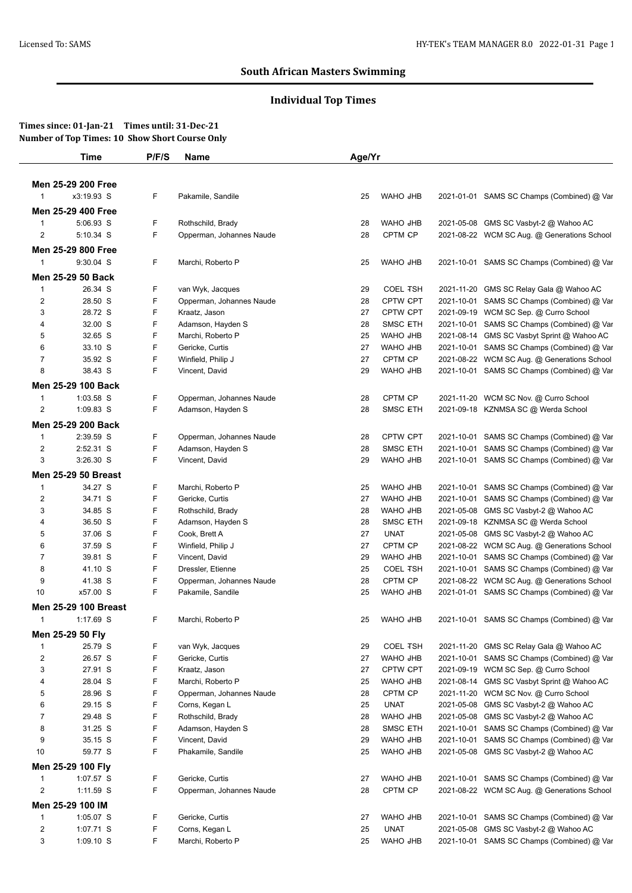## South African Masters Swimming

### Individual Top Times

**Times since: 01-Jan-21 Times until: 31-Dec-21**
**Number of Top Times: 10 Show Short Course Only**

| | Time | P/F/S | Name | Age/Yr | Team | | Date | Meet |
|---|---|---|---|---|---|---|---|---|
| **Men 25-29 200 Free** | | | | | | | | |
| 1 | x3:19.93 S | F | Pakamile, Sandile | 25 | WAHO | JHB | 2021-01-01 | SAMS SC Champs (Combined) @ Var |
| **Men 25-29 400 Free** | | | | | | | | |
| 1 | 5:06.93 S | F | Rothschild, Brady | 28 | WAHO | JHB | 2021-05-08 | GMS SC Vasbyt-2 @ Wahoo AC |
| 2 | 5:10.34 S | F | Opperman, Johannes Naude | 28 | CPTM | CP | 2021-08-22 | WCM SC Aug. @ Generations School |
| **Men 25-29 800 Free** | | | | | | | | |
| 1 | 9:30.04 S | F | Marchi, Roberto P | 25 | WAHO | JHB | 2021-10-01 | SAMS SC Champs (Combined) @ Var |
| **Men 25-29 50 Back** | | | | | | | | |
| 1 | 26.34 S | F | van Wyk, Jacques | 29 | COEL | TSH | 2021-11-20 | GMS SC Relay Gala @ Wahoo AC |
| 2 | 28.50 S | F | Opperman, Johannes Naude | 28 | CPTW | CPT | 2021-10-01 | SAMS SC Champs (Combined) @ Var |
| 3 | 28.72 S | F | Kraatz, Jason | 27 | CPTW | CPT | 2021-09-19 | WCM SC Sep. @ Curro School |
| 4 | 32.00 S | F | Adamson, Hayden S | 28 | SMSC | ETH | 2021-10-01 | SAMS SC Champs (Combined) @ Var |
| 5 | 32.65 S | F | Marchi, Roberto P | 25 | WAHO | JHB | 2021-08-14 | GMS SC Vasbyt Sprint @ Wahoo AC |
| 6 | 33.10 S | F | Gericke, Curtis | 27 | WAHO | JHB | 2021-10-01 | SAMS SC Champs (Combined) @ Var |
| 7 | 35.92 S | F | Winfield, Philip J | 27 | CPTM | CP | 2021-08-22 | WCM SC Aug. @ Generations School |
| 8 | 38.43 S | F | Vincent, David | 29 | WAHO | JHB | 2021-10-01 | SAMS SC Champs (Combined) @ Var |
| **Men 25-29 100 Back** | | | | | | | | |
| 1 | 1:03.58 S | F | Opperman, Johannes Naude | 28 | CPTM | CP | 2021-11-20 | WCM SC Nov. @ Curro School |
| 2 | 1:09.83 S | F | Adamson, Hayden S | 28 | SMSC | ETH | 2021-09-18 | KZNMSA SC @ Werda School |
| **Men 25-29 200 Back** | | | | | | | | |
| 1 | 2:39.59 S | F | Opperman, Johannes Naude | 28 | CPTW | CPT | 2021-10-01 | SAMS SC Champs (Combined) @ Var |
| 2 | 2:52.31 S | F | Adamson, Hayden S | 28 | SMSC | ETH | 2021-10-01 | SAMS SC Champs (Combined) @ Var |
| 3 | 3:26.30 S | F | Vincent, David | 29 | WAHO | JHB | 2021-10-01 | SAMS SC Champs (Combined) @ Var |
| **Men 25-29 50 Breast** | | | | | | | | |
| 1 | 34.27 S | F | Marchi, Roberto P | 25 | WAHO | JHB | 2021-10-01 | SAMS SC Champs (Combined) @ Var |
| 2 | 34.71 S | F | Gericke, Curtis | 27 | WAHO | JHB | 2021-10-01 | SAMS SC Champs (Combined) @ Var |
| 3 | 34.85 S | F | Rothschild, Brady | 28 | WAHO | JHB | 2021-05-08 | GMS SC Vasbyt-2 @ Wahoo AC |
| 4 | 36.50 S | F | Adamson, Hayden S | 28 | SMSC | ETH | 2021-09-18 | KZNMSA SC @ Werda School |
| 5 | 37.06 S | F | Cook, Brett A | 27 | UNAT | | 2021-05-08 | GMS SC Vasbyt-2 @ Wahoo AC |
| 6 | 37.59 S | F | Winfield, Philip J | 27 | CPTM | CP | 2021-08-22 | WCM SC Aug. @ Generations School |
| 7 | 39.81 S | F | Vincent, David | 29 | WAHO | JHB | 2021-10-01 | SAMS SC Champs (Combined) @ Var |
| 8 | 41.10 S | F | Dressler, Etienne | 25 | COEL | TSH | 2021-10-01 | SAMS SC Champs (Combined) @ Var |
| 9 | 41.38 S | F | Opperman, Johannes Naude | 28 | CPTM | CP | 2021-08-22 | WCM SC Aug. @ Generations School |
| 10 | x57.00 S | F | Pakamile, Sandile | 25 | WAHO | JHB | 2021-01-01 | SAMS SC Champs (Combined) @ Var |
| **Men 25-29 100 Breast** | | | | | | | | |
| 1 | 1:17.69 S | F | Marchi, Roberto P | 25 | WAHO | JHB | 2021-10-01 | SAMS SC Champs (Combined) @ Var |
| **Men 25-29 50 Fly** | | | | | | | | |
| 1 | 25.79 S | F | van Wyk, Jacques | 29 | COEL | TSH | 2021-11-20 | GMS SC Relay Gala @ Wahoo AC |
| 2 | 26.57 S | F | Gericke, Curtis | 27 | WAHO | JHB | 2021-10-01 | SAMS SC Champs (Combined) @ Var |
| 3 | 27.91 S | F | Kraatz, Jason | 27 | CPTW | CPT | 2021-09-19 | WCM SC Sep. @ Curro School |
| 4 | 28.04 S | F | Marchi, Roberto P | 25 | WAHO | JHB | 2021-08-14 | GMS SC Vasbyt Sprint @ Wahoo AC |
| 5 | 28.96 S | F | Opperman, Johannes Naude | 28 | CPTM | CP | 2021-11-20 | WCM SC Nov. @ Curro School |
| 6 | 29.15 S | F | Corns, Kegan L | 25 | UNAT | | 2021-05-08 | GMS SC Vasbyt-2 @ Wahoo AC |
| 7 | 29.48 S | F | Rothschild, Brady | 28 | WAHO | JHB | 2021-05-08 | GMS SC Vasbyt-2 @ Wahoo AC |
| 8 | 31.25 S | F | Adamson, Hayden S | 28 | SMSC | ETH | 2021-10-01 | SAMS SC Champs (Combined) @ Var |
| 9 | 35.15 S | F | Vincent, David | 29 | WAHO | JHB | 2021-10-01 | SAMS SC Champs (Combined) @ Var |
| 10 | 59.77 S | F | Phakamile, Sandile | 25 | WAHO | JHB | 2021-05-08 | GMS SC Vasbyt-2 @ Wahoo AC |
| **Men 25-29 100 Fly** | | | | | | | | |
| 1 | 1:07.57 S | F | Gericke, Curtis | 27 | WAHO | JHB | 2021-10-01 | SAMS SC Champs (Combined) @ Var |
| 2 | 1:11.59 S | F | Opperman, Johannes Naude | 28 | CPTM | CP | 2021-08-22 | WCM SC Aug. @ Generations School |
| **Men 25-29 100 IM** | | | | | | | | |
| 1 | 1:05.07 S | F | Gericke, Curtis | 27 | WAHO | JHB | 2021-10-01 | SAMS SC Champs (Combined) @ Var |
| 2 | 1:07.71 S | F | Corns, Kegan L | 25 | UNAT | | 2021-05-08 | GMS SC Vasbyt-2 @ Wahoo AC |
| 3 | 1:09.10 S | F | Marchi, Roberto P | 25 | WAHO | JHB | 2021-10-01 | SAMS SC Champs (Combined) @ Var |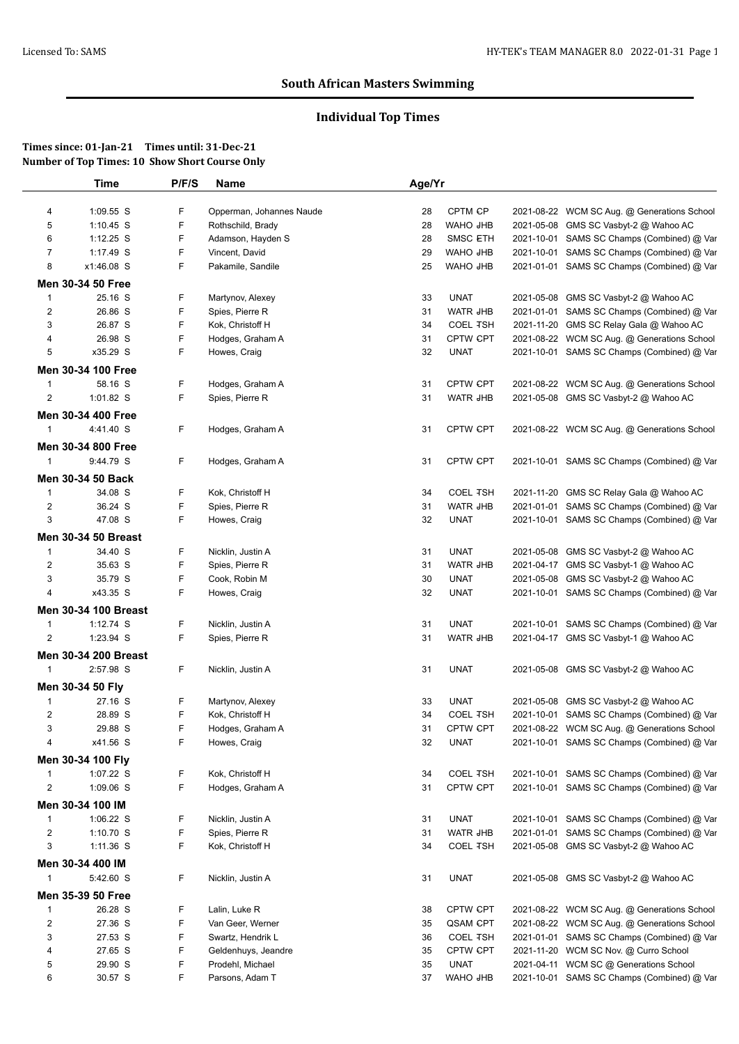## South African Masters Swimming

### Individual Top Times

**Times since: 01-Jan-21 Times until: 31-Dec-21**
**Number of Top Times: 10 Show Short Course Only**

| | Time | P/F/S | Name | Age/Yr | | | |
|---|---|---|---|---|---|---|---|
| 4 | 1:09.55 S | F | Opperman, Johannes Naude | 28 | CPTM CP | 2021-08-22 | WCM SC Aug. @ Generations School |
| 5 | 1:10.45 S | F | Rothschild, Brady | 28 | WAHO JHB | 2021-05-08 | GMS SC Vasbyt-2 @ Wahoo AC |
| 6 | 1:12.25 S | F | Adamson, Hayden S | 28 | SMSC ETH | 2021-10-01 | SAMS SC Champs (Combined) @ Var |
| 7 | 1:17.49 S | F | Vincent, David | 29 | WAHO JHB | 2021-10-01 | SAMS SC Champs (Combined) @ Var |
| 8 | x1:46.08 S | F | Pakamile, Sandile | 25 | WAHO JHB | 2021-01-01 | SAMS SC Champs (Combined) @ Var |
| **Men 30-34 50 Free** | | | | | | | |
| 1 | 25.16 S | F | Martynov, Alexey | 33 | UNAT | 2021-05-08 | GMS SC Vasbyt-2 @ Wahoo AC |
| 2 | 26.86 S | F | Spies, Pierre R | 31 | WATR JHB | 2021-01-01 | SAMS SC Champs (Combined) @ Var |
| 3 | 26.87 S | F | Kok, Christoff H | 34 | COEL TSH | 2021-11-20 | GMS SC Relay Gala @ Wahoo AC |
| 4 | 26.98 S | F | Hodges, Graham A | 31 | CPTW CPT | 2021-08-22 | WCM SC Aug. @ Generations School |
| 5 | x35.29 S | F | Howes, Craig | 32 | UNAT | 2021-10-01 | SAMS SC Champs (Combined) @ Var |
| **Men 30-34 100 Free** | | | | | | | |
| 1 | 58.16 S | F | Hodges, Graham A | 31 | CPTW CPT | 2021-08-22 | WCM SC Aug. @ Generations School |
| 2 | 1:01.82 S | F | Spies, Pierre R | 31 | WATR JHB | 2021-05-08 | GMS SC Vasbyt-2 @ Wahoo AC |
| **Men 30-34 400 Free** | | | | | | | |
| 1 | 4:41.40 S | F | Hodges, Graham A | 31 | CPTW CPT | 2021-08-22 | WCM SC Aug. @ Generations School |
| **Men 30-34 800 Free** | | | | | | | |
| 1 | 9:44.79 S | F | Hodges, Graham A | 31 | CPTW CPT | 2021-10-01 | SAMS SC Champs (Combined) @ Var |
| **Men 30-34 50 Back** | | | | | | | |
| 1 | 34.08 S | F | Kok, Christoff H | 34 | COEL TSH | 2021-11-20 | GMS SC Relay Gala @ Wahoo AC |
| 2 | 36.24 S | F | Spies, Pierre R | 31 | WATR JHB | 2021-01-01 | SAMS SC Champs (Combined) @ Var |
| 3 | 47.08 S | F | Howes, Craig | 32 | UNAT | 2021-10-01 | SAMS SC Champs (Combined) @ Var |
| **Men 30-34 50 Breast** | | | | | | | |
| 1 | 34.40 S | F | Nicklin, Justin A | 31 | UNAT | 2021-05-08 | GMS SC Vasbyt-2 @ Wahoo AC |
| 2 | 35.63 S | F | Spies, Pierre R | 31 | WATR JHB | 2021-04-17 | GMS SC Vasbyt-1 @ Wahoo AC |
| 3 | 35.79 S | F | Cook, Robin M | 30 | UNAT | 2021-05-08 | GMS SC Vasbyt-2 @ Wahoo AC |
| 4 | x43.35 S | F | Howes, Craig | 32 | UNAT | 2021-10-01 | SAMS SC Champs (Combined) @ Var |
| **Men 30-34 100 Breast** | | | | | | | |
| 1 | 1:12.74 S | F | Nicklin, Justin A | 31 | UNAT | 2021-10-01 | SAMS SC Champs (Combined) @ Var |
| 2 | 1:23.94 S | F | Spies, Pierre R | 31 | WATR JHB | 2021-04-17 | GMS SC Vasbyt-1 @ Wahoo AC |
| **Men 30-34 200 Breast** | | | | | | | |
| 1 | 2:57.98 S | F | Nicklin, Justin A | 31 | UNAT | 2021-05-08 | GMS SC Vasbyt-2 @ Wahoo AC |
| **Men 30-34 50 Fly** | | | | | | | |
| 1 | 27.16 S | F | Martynov, Alexey | 33 | UNAT | 2021-05-08 | GMS SC Vasbyt-2 @ Wahoo AC |
| 2 | 28.89 S | F | Kok, Christoff H | 34 | COEL TSH | 2021-10-01 | SAMS SC Champs (Combined) @ Var |
| 3 | 29.88 S | F | Hodges, Graham A | 31 | CPTW CPT | 2021-08-22 | WCM SC Aug. @ Generations School |
| 4 | x41.56 S | F | Howes, Craig | 32 | UNAT | 2021-10-01 | SAMS SC Champs (Combined) @ Var |
| **Men 30-34 100 Fly** | | | | | | | |
| 1 | 1:07.22 S | F | Kok, Christoff H | 34 | COEL TSH | 2021-10-01 | SAMS SC Champs (Combined) @ Var |
| 2 | 1:09.06 S | F | Hodges, Graham A | 31 | CPTW CPT | 2021-10-01 | SAMS SC Champs (Combined) @ Var |
| **Men 30-34 100 IM** | | | | | | | |
| 1 | 1:06.22 S | F | Nicklin, Justin A | 31 | UNAT | 2021-10-01 | SAMS SC Champs (Combined) @ Var |
| 2 | 1:10.70 S | F | Spies, Pierre R | 31 | WATR JHB | 2021-01-01 | SAMS SC Champs (Combined) @ Var |
| 3 | 1:11.36 S | F | Kok, Christoff H | 34 | COEL TSH | 2021-05-08 | GMS SC Vasbyt-2 @ Wahoo AC |
| **Men 30-34 400 IM** | | | | | | | |
| 1 | 5:42.60 S | F | Nicklin, Justin A | 31 | UNAT | 2021-05-08 | GMS SC Vasbyt-2 @ Wahoo AC |
| **Men 35-39 50 Free** | | | | | | | |
| 1 | 26.28 S | F | Lalin, Luke R | 38 | CPTW CPT | 2021-08-22 | WCM SC Aug. @ Generations School |
| 2 | 27.36 S | F | Van Geer, Werner | 35 | QSAM CPT | 2021-08-22 | WCM SC Aug. @ Generations School |
| 3 | 27.53 S | F | Swartz, Hendrik L | 36 | COEL TSH | 2021-01-01 | SAMS SC Champs (Combined) @ Var |
| 4 | 27.65 S | F | Geldenhuys, Jeandre | 35 | CPTW CPT | 2021-11-20 | WCM SC Nov. @ Curro School |
| 5 | 29.90 S | F | Prodehl, Michael | 35 | UNAT | 2021-04-11 | WCM SC @ Generations School |
| 6 | 30.57 S | F | Parsons, Adam T | 37 | WAHO JHB | 2021-10-01 | SAMS SC Champs (Combined) @ Var |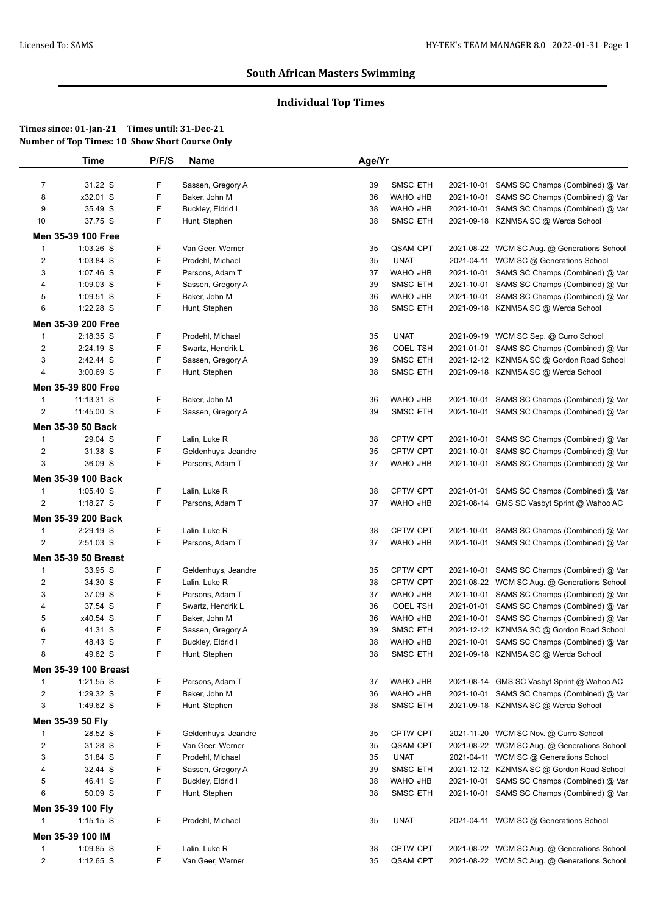## South African Masters Swimming

### Individual Top Times

**Times since: 01-Jan-21 Times until: 31-Dec-21**
**Number of Top Times: 10 Show Short Course Only**

| | Time | P/F/S | Name | Age/Yr | | | |
|---|---|---|---|---|---|---|---|
| 7 | 31.22 S | F | Sassen, Gregory A | 39 | SMSC ETH | 2021-10-01 | SAMS SC Champs (Combined) @ Var |
| 8 | x32.01 S | F | Baker, John M | 36 | WAHO JHB | 2021-10-01 | SAMS SC Champs (Combined) @ Var |
| 9 | 35.49 S | F | Buckley, Eldrid I | 38 | WAHO JHB | 2021-10-01 | SAMS SC Champs (Combined) @ Var |
| 10 | 37.75 S | F | Hunt, Stephen | 38 | SMSC ETH | 2021-09-18 | KZNMSA SC @ Werda School |
| **Men 35-39 100 Free** | | | | | | | |
| 1 | 1:03.26 S | F | Van Geer, Werner | 35 | QSAM CPT | 2021-08-22 | WCM SC Aug. @ Generations School |
| 2 | 1:03.84 S | F | Prodehl, Michael | 35 | UNAT | 2021-04-11 | WCM SC @ Generations School |
| 3 | 1:07.46 S | F | Parsons, Adam T | 37 | WAHO JHB | 2021-10-01 | SAMS SC Champs (Combined) @ Var |
| 4 | 1:09.03 S | F | Sassen, Gregory A | 39 | SMSC ETH | 2021-10-01 | SAMS SC Champs (Combined) @ Var |
| 5 | 1:09.51 S | F | Baker, John M | 36 | WAHO JHB | 2021-10-01 | SAMS SC Champs (Combined) @ Var |
| 6 | 1:22.28 S | F | Hunt, Stephen | 38 | SMSC ETH | 2021-09-18 | KZNMSA SC @ Werda School |
| **Men 35-39 200 Free** | | | | | | | |
| 1 | 2:18.35 S | F | Prodehl, Michael | 35 | UNAT | 2021-09-19 | WCM SC Sep. @ Curro School |
| 2 | 2:24.19 S | F | Swartz, Hendrik L | 36 | COEL TSH | 2021-01-01 | SAMS SC Champs (Combined) @ Var |
| 3 | 2:42.44 S | F | Sassen, Gregory A | 39 | SMSC ETH | 2021-12-12 | KZNMSA SC @ Gordon Road School |
| 4 | 3:00.69 S | F | Hunt, Stephen | 38 | SMSC ETH | 2021-09-18 | KZNMSA SC @ Werda School |
| **Men 35-39 800 Free** | | | | | | | |
| 1 | 11:13.31 S | F | Baker, John M | 36 | WAHO JHB | 2021-10-01 | SAMS SC Champs (Combined) @ Var |
| 2 | 11:45.00 S | F | Sassen, Gregory A | 39 | SMSC ETH | 2021-10-01 | SAMS SC Champs (Combined) @ Var |
| **Men 35-39 50 Back** | | | | | | | |
| 1 | 29.04 S | F | Lalin, Luke R | 38 | CPTW CPT | 2021-10-01 | SAMS SC Champs (Combined) @ Var |
| 2 | 31.38 S | F | Geldenhuys, Jeandre | 35 | CPTW CPT | 2021-10-01 | SAMS SC Champs (Combined) @ Var |
| 3 | 36.09 S | F | Parsons, Adam T | 37 | WAHO JHB | 2021-10-01 | SAMS SC Champs (Combined) @ Var |
| **Men 35-39 100 Back** | | | | | | | |
| 1 | 1:05.40 S | F | Lalin, Luke R | 38 | CPTW CPT | 2021-01-01 | SAMS SC Champs (Combined) @ Var |
| 2 | 1:18.27 S | F | Parsons, Adam T | 37 | WAHO JHB | 2021-08-14 | GMS SC Vasbyt Sprint @ Wahoo AC |
| **Men 35-39 200 Back** | | | | | | | |
| 1 | 2:29.19 S | F | Lalin, Luke R | 38 | CPTW CPT | 2021-10-01 | SAMS SC Champs (Combined) @ Var |
| 2 | 2:51.03 S | F | Parsons, Adam T | 37 | WAHO JHB | 2021-10-01 | SAMS SC Champs (Combined) @ Var |
| **Men 35-39 50 Breast** | | | | | | | |
| 1 | 33.95 S | F | Geldenhuys, Jeandre | 35 | CPTW CPT | 2021-10-01 | SAMS SC Champs (Combined) @ Var |
| 2 | 34.30 S | F | Lalin, Luke R | 38 | CPTW CPT | 2021-08-22 | WCM SC Aug. @ Generations School |
| 3 | 37.09 S | F | Parsons, Adam T | 37 | WAHO JHB | 2021-10-01 | SAMS SC Champs (Combined) @ Var |
| 4 | 37.54 S | F | Swartz, Hendrik L | 36 | COEL TSH | 2021-01-01 | SAMS SC Champs (Combined) @ Var |
| 5 | x40.54 S | F | Baker, John M | 36 | WAHO JHB | 2021-10-01 | SAMS SC Champs (Combined) @ Var |
| 6 | 41.31 S | F | Sassen, Gregory A | 39 | SMSC ETH | 2021-12-12 | KZNMSA SC @ Gordon Road School |
| 7 | 48.43 S | F | Buckley, Eldrid I | 38 | WAHO JHB | 2021-10-01 | SAMS SC Champs (Combined) @ Var |
| 8 | 49.62 S | F | Hunt, Stephen | 38 | SMSC ETH | 2021-09-18 | KZNMSA SC @ Werda School |
| **Men 35-39 100 Breast** | | | | | | | |
| 1 | 1:21.55 S | F | Parsons, Adam T | 37 | WAHO JHB | 2021-08-14 | GMS SC Vasbyt Sprint @ Wahoo AC |
| 2 | 1:29.32 S | F | Baker, John M | 36 | WAHO JHB | 2021-10-01 | SAMS SC Champs (Combined) @ Var |
| 3 | 1:49.62 S | F | Hunt, Stephen | 38 | SMSC ETH | 2021-09-18 | KZNMSA SC @ Werda School |
| **Men 35-39 50 Fly** | | | | | | | |
| 1 | 28.52 S | F | Geldenhuys, Jeandre | 35 | CPTW CPT | 2021-11-20 | WCM SC Nov. @ Curro School |
| 2 | 31.28 S | F | Van Geer, Werner | 35 | QSAM CPT | 2021-08-22 | WCM SC Aug. @ Generations School |
| 3 | 31.84 S | F | Prodehl, Michael | 35 | UNAT | 2021-04-11 | WCM SC @ Generations School |
| 4 | 32.44 S | F | Sassen, Gregory A | 39 | SMSC ETH | 2021-12-12 | KZNMSA SC @ Gordon Road School |
| 5 | 46.41 S | F | Buckley, Eldrid I | 38 | WAHO JHB | 2021-10-01 | SAMS SC Champs (Combined) @ Var |
| 6 | 50.09 S | F | Hunt, Stephen | 38 | SMSC ETH | 2021-10-01 | SAMS SC Champs (Combined) @ Var |
| **Men 35-39 100 Fly** | | | | | | | |
| 1 | 1:15.15 S | F | Prodehl, Michael | 35 | UNAT | 2021-04-11 | WCM SC @ Generations School |
| **Men 35-39 100 IM** | | | | | | | |
| 1 | 1:09.85 S | F | Lalin, Luke R | 38 | CPTW CPT | 2021-08-22 | WCM SC Aug. @ Generations School |
| 2 | 1:12.65 S | F | Van Geer, Werner | 35 | QSAM CPT | 2021-08-22 | WCM SC Aug. @ Generations School |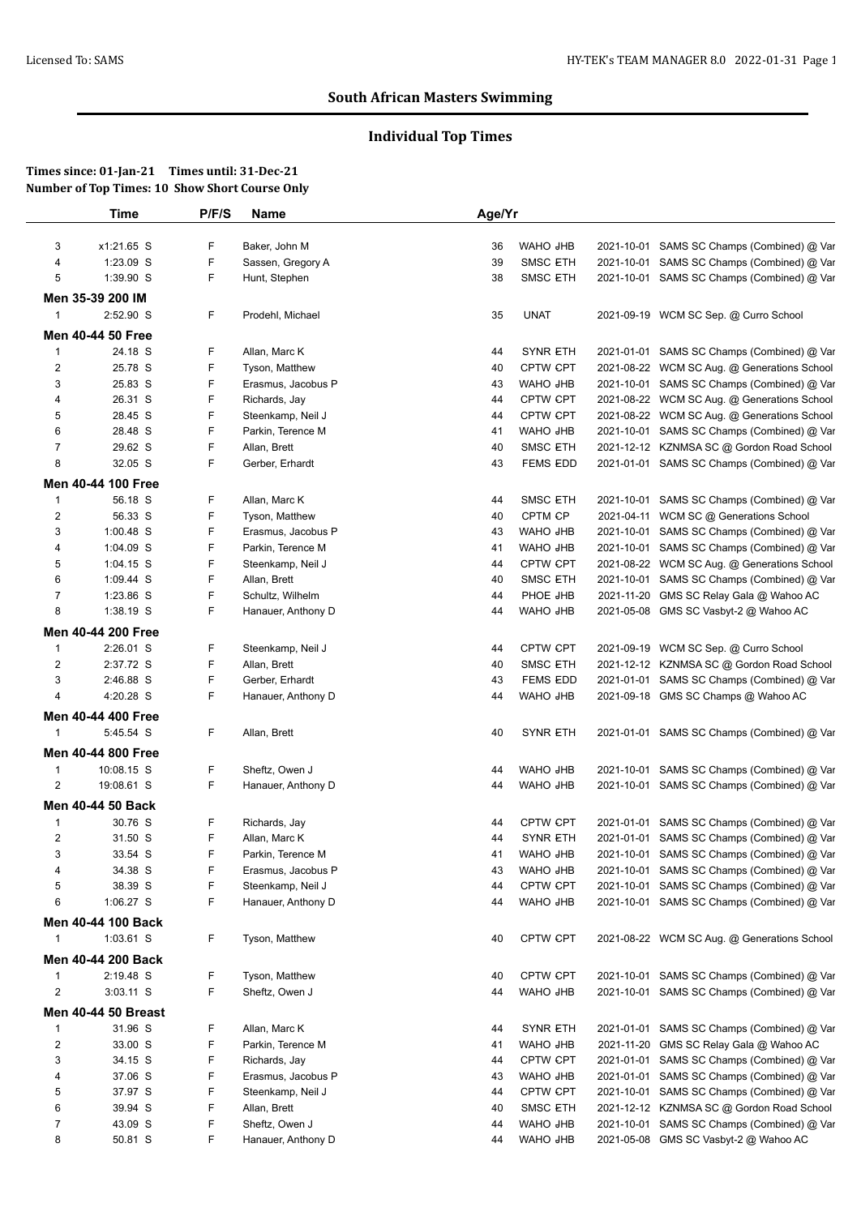## South African Masters Swimming

### Individual Top Times

**Times since: 01-Jan-21 Times until: 31-Dec-21**
**Number of Top Times: 10 Show Short Course Only**

| | Time | P/F/S | Name | Age/Yr | | | |
|---|---|---|---|---|---|---|---|
| 3 | x1:21.65 S | F | Baker, John M | 36 | WAHO JHB | 2021-10-01 | SAMS SC Champs (Combined) @ Var |
| 4 | 1:23.09 S | F | Sassen, Gregory A | 39 | SMSC ETH | 2021-10-01 | SAMS SC Champs (Combined) @ Var |
| 5 | 1:39.90 S | F | Hunt, Stephen | 38 | SMSC ETH | 2021-10-01 | SAMS SC Champs (Combined) @ Var |
| **Men 35-39 200 IM** | | | | | | | |
| 1 | 2:52.90 S | F | Prodehl, Michael | 35 | UNAT | 2021-09-19 | WCM SC Sep. @ Curro School |
| **Men 40-44 50 Free** | | | | | | | |
| 1 | 24.18 S | F | Allan, Marc K | 44 | SYNR ETH | 2021-01-01 | SAMS SC Champs (Combined) @ Var |
| 2 | 25.78 S | F | Tyson, Matthew | 40 | CPTW CPT | 2021-08-22 | WCM SC Aug. @ Generations School |
| 3 | 25.83 S | F | Erasmus, Jacobus P | 43 | WAHO JHB | 2021-10-01 | SAMS SC Champs (Combined) @ Var |
| 4 | 26.31 S | F | Richards, Jay | 44 | CPTW CPT | 2021-08-22 | WCM SC Aug. @ Generations School |
| 5 | 28.45 S | F | Steenkamp, Neil J | 44 | CPTW CPT | 2021-08-22 | WCM SC Aug. @ Generations School |
| 6 | 28.48 S | F | Parkin, Terence M | 41 | WAHO JHB | 2021-10-01 | SAMS SC Champs (Combined) @ Var |
| 7 | 29.62 S | F | Allan, Brett | 40 | SMSC ETH | 2021-12-12 | KZNMSA SC @ Gordon Road School |
| 8 | 32.05 S | F | Gerber, Erhardt | 43 | FEMS EDD | 2021-01-01 | SAMS SC Champs (Combined) @ Var |
| **Men 40-44 100 Free** | | | | | | | |
| 1 | 56.18 S | F | Allan, Marc K | 44 | SMSC ETH | 2021-10-01 | SAMS SC Champs (Combined) @ Var |
| 2 | 56.33 S | F | Tyson, Matthew | 40 | CPTM CP | 2021-04-11 | WCM SC @ Generations School |
| 3 | 1:00.48 S | F | Erasmus, Jacobus P | 43 | WAHO JHB | 2021-10-01 | SAMS SC Champs (Combined) @ Var |
| 4 | 1:04.09 S | F | Parkin, Terence M | 41 | WAHO JHB | 2021-10-01 | SAMS SC Champs (Combined) @ Var |
| 5 | 1:04.15 S | F | Steenkamp, Neil J | 44 | CPTW CPT | 2021-08-22 | WCM SC Aug. @ Generations School |
| 6 | 1:09.44 S | F | Allan, Brett | 40 | SMSC ETH | 2021-10-01 | SAMS SC Champs (Combined) @ Var |
| 7 | 1:23.86 S | F | Schultz, Wilhelm | 44 | PHOE JHB | 2021-11-20 | GMS SC Relay Gala @ Wahoo AC |
| 8 | 1:38.19 S | F | Hanauer, Anthony D | 44 | WAHO JHB | 2021-05-08 | GMS SC Vasbyt-2 @ Wahoo AC |
| **Men 40-44 200 Free** | | | | | | | |
| 1 | 2:26.01 S | F | Steenkamp, Neil J | 44 | CPTW CPT | 2021-09-19 | WCM SC Sep. @ Curro School |
| 2 | 2:37.72 S | F | Allan, Brett | 40 | SMSC ETH | 2021-12-12 | KZNMSA SC @ Gordon Road School |
| 3 | 2:46.88 S | F | Gerber, Erhardt | 43 | FEMS EDD | 2021-01-01 | SAMS SC Champs (Combined) @ Var |
| 4 | 4:20.28 S | F | Hanauer, Anthony D | 44 | WAHO JHB | 2021-09-18 | GMS SC Champs @ Wahoo AC |
| **Men 40-44 400 Free** | | | | | | | |
| 1 | 5:45.54 S | F | Allan, Brett | 40 | SYNR ETH | 2021-01-01 | SAMS SC Champs (Combined) @ Var |
| **Men 40-44 800 Free** | | | | | | | |
| 1 | 10:08.15 S | F | Sheftz, Owen J | 44 | WAHO JHB | 2021-10-01 | SAMS SC Champs (Combined) @ Var |
| 2 | 19:08.61 S | F | Hanauer, Anthony D | 44 | WAHO JHB | 2021-10-01 | SAMS SC Champs (Combined) @ Var |
| **Men 40-44 50 Back** | | | | | | | |
| 1 | 30.76 S | F | Richards, Jay | 44 | CPTW CPT | 2021-01-01 | SAMS SC Champs (Combined) @ Var |
| 2 | 31.50 S | F | Allan, Marc K | 44 | SYNR ETH | 2021-01-01 | SAMS SC Champs (Combined) @ Var |
| 3 | 33.54 S | F | Parkin, Terence M | 41 | WAHO JHB | 2021-10-01 | SAMS SC Champs (Combined) @ Var |
| 4 | 34.38 S | F | Erasmus, Jacobus P | 43 | WAHO JHB | 2021-10-01 | SAMS SC Champs (Combined) @ Var |
| 5 | 38.39 S | F | Steenkamp, Neil J | 44 | CPTW CPT | 2021-10-01 | SAMS SC Champs (Combined) @ Var |
| 6 | 1:06.27 S | F | Hanauer, Anthony D | 44 | WAHO JHB | 2021-10-01 | SAMS SC Champs (Combined) @ Var |
| **Men 40-44 100 Back** | | | | | | | |
| 1 | 1:03.61 S | F | Tyson, Matthew | 40 | CPTW CPT | 2021-08-22 | WCM SC Aug. @ Generations School |
| **Men 40-44 200 Back** | | | | | | | |
| 1 | 2:19.48 S | F | Tyson, Matthew | 40 | CPTW CPT | 2021-10-01 | SAMS SC Champs (Combined) @ Var |
| 2 | 3:03.11 S | F | Sheftz, Owen J | 44 | WAHO JHB | 2021-10-01 | SAMS SC Champs (Combined) @ Var |
| **Men 40-44 50 Breast** | | | | | | | |
| 1 | 31.96 S | F | Allan, Marc K | 44 | SYNR ETH | 2021-01-01 | SAMS SC Champs (Combined) @ Var |
| 2 | 33.00 S | F | Parkin, Terence M | 41 | WAHO JHB | 2021-11-20 | GMS SC Relay Gala @ Wahoo AC |
| 3 | 34.15 S | F | Richards, Jay | 44 | CPTW CPT | 2021-01-01 | SAMS SC Champs (Combined) @ Var |
| 4 | 37.06 S | F | Erasmus, Jacobus P | 43 | WAHO JHB | 2021-01-01 | SAMS SC Champs (Combined) @ Var |
| 5 | 37.97 S | F | Steenkamp, Neil J | 44 | CPTW CPT | 2021-10-01 | SAMS SC Champs (Combined) @ Var |
| 6 | 39.94 S | F | Allan, Brett | 40 | SMSC ETH | 2021-12-12 | KZNMSA SC @ Gordon Road School |
| 7 | 43.09 S | F | Sheftz, Owen J | 44 | WAHO JHB | 2021-10-01 | SAMS SC Champs (Combined) @ Var |
| 8 | 50.81 S | F | Hanauer, Anthony D | 44 | WAHO JHB | 2021-05-08 | GMS SC Vasbyt-2 @ Wahoo AC |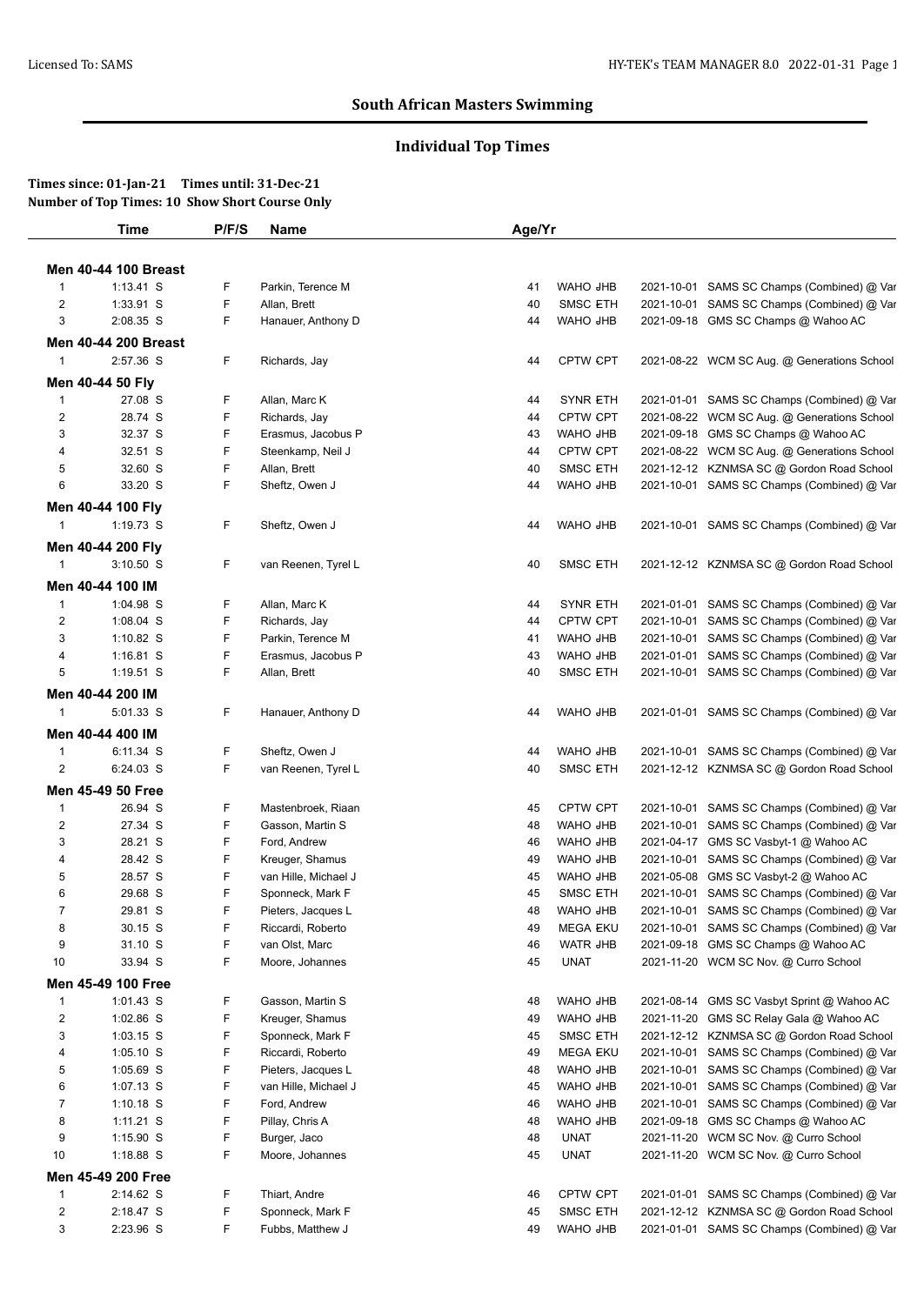## South African Masters Swimming

### Individual Top Times

**Times since: 01-Jan-21 Times until: 31-Dec-21**
**Number of Top Times: 10 Show Short Course Only**

| | Time | P/F/S | Name | Age/Yr | Team | | Date | Meet |
|---|---|---|---|---|---|---|---|---|
| **Men 40-44 100 Breast** | | | | | | | | |
| 1 | 1:13.41 S | F | Parkin, Terence M | 41 | WAHO | JHB | 2021-10-01 | SAMS SC Champs (Combined) @ Var |
| 2 | 1:33.91 S | F | Allan, Brett | 40 | SMSC | ETH | 2021-10-01 | SAMS SC Champs (Combined) @ Var |
| 3 | 2:08.35 S | F | Hanauer, Anthony D | 44 | WAHO | JHB | 2021-09-18 | GMS SC Champs @ Wahoo AC |
| **Men 40-44 200 Breast** | | | | | | | | |
| 1 | 2:57.36 S | F | Richards, Jay | 44 | CPTW | CPT | 2021-08-22 | WCM SC Aug. @ Generations School |
| **Men 40-44 50 Fly** | | | | | | | | |
| 1 | 27.08 S | F | Allan, Marc K | 44 | SYNR | ETH | 2021-01-01 | SAMS SC Champs (Combined) @ Var |
| 2 | 28.74 S | F | Richards, Jay | 44 | CPTW | CPT | 2021-08-22 | WCM SC Aug. @ Generations School |
| 3 | 32.37 S | F | Erasmus, Jacobus P | 43 | WAHO | JHB | 2021-09-18 | GMS SC Champs @ Wahoo AC |
| 4 | 32.51 S | F | Steenkamp, Neil J | 44 | CPTW | CPT | 2021-08-22 | WCM SC Aug. @ Generations School |
| 5 | 32.60 S | F | Allan, Brett | 40 | SMSC | ETH | 2021-12-12 | KZNMSA SC @ Gordon Road School |
| 6 | 33.20 S | F | Sheftz, Owen J | 44 | WAHO | JHB | 2021-10-01 | SAMS SC Champs (Combined) @ Var |
| **Men 40-44 100 Fly** | | | | | | | | |
| 1 | 1:19.73 S | F | Sheftz, Owen J | 44 | WAHO | JHB | 2021-10-01 | SAMS SC Champs (Combined) @ Var |
| **Men 40-44 200 Fly** | | | | | | | | |
| 1 | 3:10.50 S | F | van Reenen, Tyrel L | 40 | SMSC | ETH | 2021-12-12 | KZNMSA SC @ Gordon Road School |
| **Men 40-44 100 IM** | | | | | | | | |
| 1 | 1:04.98 S | F | Allan, Marc K | 44 | SYNR | ETH | 2021-01-01 | SAMS SC Champs (Combined) @ Var |
| 2 | 1:08.04 S | F | Richards, Jay | 44 | CPTW | CPT | 2021-10-01 | SAMS SC Champs (Combined) @ Var |
| 3 | 1:10.82 S | F | Parkin, Terence M | 41 | WAHO | JHB | 2021-10-01 | SAMS SC Champs (Combined) @ Var |
| 4 | 1:16.81 S | F | Erasmus, Jacobus P | 43 | WAHO | JHB | 2021-01-01 | SAMS SC Champs (Combined) @ Var |
| 5 | 1:19.51 S | F | Allan, Brett | 40 | SMSC | ETH | 2021-10-01 | SAMS SC Champs (Combined) @ Var |
| **Men 40-44 200 IM** | | | | | | | | |
| 1 | 5:01.33 S | F | Hanauer, Anthony D | 44 | WAHO | JHB | 2021-01-01 | SAMS SC Champs (Combined) @ Var |
| **Men 40-44 400 IM** | | | | | | | | |
| 1 | 6:11.34 S | F | Sheftz, Owen J | 44 | WAHO | JHB | 2021-10-01 | SAMS SC Champs (Combined) @ Var |
| 2 | 6:24.03 S | F | van Reenen, Tyrel L | 40 | SMSC | ETH | 2021-12-12 | KZNMSA SC @ Gordon Road School |
| **Men 45-49 50 Free** | | | | | | | | |
| 1 | 26.94 S | F | Mastenbroek, Riaan | 45 | CPTW | CPT | 2021-10-01 | SAMS SC Champs (Combined) @ Var |
| 2 | 27.34 S | F | Gasson, Martin S | 48 | WAHO | JHB | 2021-10-01 | SAMS SC Champs (Combined) @ Var |
| 3 | 28.21 S | F | Ford, Andrew | 46 | WAHO | JHB | 2021-04-17 | GMS SC Vasbyt-1 @ Wahoo AC |
| 4 | 28.42 S | F | Kreuger, Shamus | 49 | WAHO | JHB | 2021-10-01 | SAMS SC Champs (Combined) @ Var |
| 5 | 28.57 S | F | van Hille, Michael J | 45 | WAHO | JHB | 2021-05-08 | GMS SC Vasbyt-2 @ Wahoo AC |
| 6 | 29.68 S | F | Sponneck, Mark F | 45 | SMSC | ETH | 2021-10-01 | SAMS SC Champs (Combined) @ Var |
| 7 | 29.81 S | F | Pieters, Jacques L | 48 | WAHO | JHB | 2021-10-01 | SAMS SC Champs (Combined) @ Var |
| 8 | 30.15 S | F | Riccardi, Roberto | 49 | MEGA | EKU | 2021-10-01 | SAMS SC Champs (Combined) @ Var |
| 9 | 31.10 S | F | van Olst, Marc | 46 | WATR | JHB | 2021-09-18 | GMS SC Champs @ Wahoo AC |
| 10 | 33.94 S | F | Moore, Johannes | 45 | UNAT | | 2021-11-20 | WCM SC Nov. @ Curro School |
| **Men 45-49 100 Free** | | | | | | | | |
| 1 | 1:01.43 S | F | Gasson, Martin S | 48 | WAHO | JHB | 2021-08-14 | GMS SC Vasbyt Sprint @ Wahoo AC |
| 2 | 1:02.86 S | F | Kreuger, Shamus | 49 | WAHO | JHB | 2021-11-20 | GMS SC Relay Gala @ Wahoo AC |
| 3 | 1:03.15 S | F | Sponneck, Mark F | 45 | SMSC | ETH | 2021-12-12 | KZNMSA SC @ Gordon Road School |
| 4 | 1:05.10 S | F | Riccardi, Roberto | 49 | MEGA | EKU | 2021-10-01 | SAMS SC Champs (Combined) @ Var |
| 5 | 1:05.69 S | F | Pieters, Jacques L | 48 | WAHO | JHB | 2021-10-01 | SAMS SC Champs (Combined) @ Var |
| 6 | 1:07.13 S | F | van Hille, Michael J | 45 | WAHO | JHB | 2021-10-01 | SAMS SC Champs (Combined) @ Var |
| 7 | 1:10.18 S | F | Ford, Andrew | 46 | WAHO | JHB | 2021-10-01 | SAMS SC Champs (Combined) @ Var |
| 8 | 1:11.21 S | F | Pillay, Chris A | 48 | WAHO | JHB | 2021-09-18 | GMS SC Champs @ Wahoo AC |
| 9 | 1:15.90 S | F | Burger, Jaco | 48 | UNAT | | 2021-11-20 | WCM SC Nov. @ Curro School |
| 10 | 1:18.88 S | F | Moore, Johannes | 45 | UNAT | | 2021-11-20 | WCM SC Nov. @ Curro School |
| **Men 45-49 200 Free** | | | | | | | | |
| 1 | 2:14.62 S | F | Thiart, Andre | 46 | CPTW | CPT | 2021-01-01 | SAMS SC Champs (Combined) @ Var |
| 2 | 2:18.47 S | F | Sponneck, Mark F | 45 | SMSC | ETH | 2021-12-12 | KZNMSA SC @ Gordon Road School |
| 3 | 2:23.96 S | F | Fubbs, Matthew J | 49 | WAHO | JHB | 2021-01-01 | SAMS SC Champs (Combined) @ Var |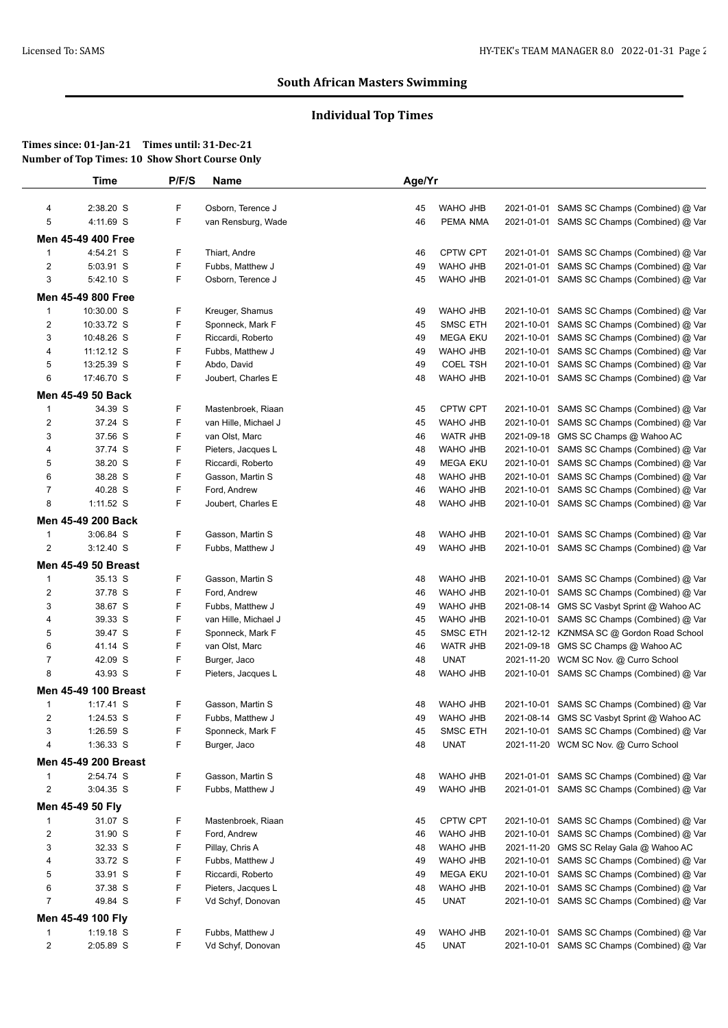## South African Masters Swimming

### Individual Top Times

**Times since: 01-Jan-21 Times until: 31-Dec-21**
**Number of Top Times: 10 Show Short Course Only**

| | Time | P/F/S | Name | Age/Yr | | | |
|---|---|---|---|---|---|---|---|
| 4 | 2:38.20 S | F | Osborn, Terence J | 45 | WAHO JHB | 2021-01-01 | SAMS SC Champs (Combined) @ Var |
| 5 | 4:11.69 S | F | van Rensburg, Wade | 46 | PEMA NMA | 2021-01-01 | SAMS SC Champs (Combined) @ Var |
| **Men 45-49 400 Free** | | | | | | | |
| 1 | 4:54.21 S | F | Thiart, Andre | 46 | CPTW CPT | 2021-01-01 | SAMS SC Champs (Combined) @ Var |
| 2 | 5:03.91 S | F | Fubbs, Matthew J | 49 | WAHO JHB | 2021-01-01 | SAMS SC Champs (Combined) @ Var |
| 3 | 5:42.10 S | F | Osborn, Terence J | 45 | WAHO JHB | 2021-01-01 | SAMS SC Champs (Combined) @ Var |
| **Men 45-49 800 Free** | | | | | | | |
| 1 | 10:30.00 S | F | Kreuger, Shamus | 49 | WAHO JHB | 2021-10-01 | SAMS SC Champs (Combined) @ Var |
| 2 | 10:33.72 S | F | Sponneck, Mark F | 45 | SMSC ETH | 2021-10-01 | SAMS SC Champs (Combined) @ Var |
| 3 | 10:48.26 S | F | Riccardi, Roberto | 49 | MEGA EKU | 2021-10-01 | SAMS SC Champs (Combined) @ Var |
| 4 | 11:12.12 S | F | Fubbs, Matthew J | 49 | WAHO JHB | 2021-10-01 | SAMS SC Champs (Combined) @ Var |
| 5 | 13:25.39 S | F | Abdo, David | 49 | COEL TSH | 2021-10-01 | SAMS SC Champs (Combined) @ Var |
| 6 | 17:46.70 S | F | Joubert, Charles E | 48 | WAHO JHB | 2021-10-01 | SAMS SC Champs (Combined) @ Var |
| **Men 45-49 50 Back** | | | | | | | |
| 1 | 34.39 S | F | Mastenbroek, Riaan | 45 | CPTW CPT | 2021-10-01 | SAMS SC Champs (Combined) @ Var |
| 2 | 37.24 S | F | van Hille, Michael J | 45 | WAHO JHB | 2021-10-01 | SAMS SC Champs (Combined) @ Var |
| 3 | 37.56 S | F | van Olst, Marc | 46 | WATR JHB | 2021-09-18 | GMS SC Champs @ Wahoo AC |
| 4 | 37.74 S | F | Pieters, Jacques L | 48 | WAHO JHB | 2021-10-01 | SAMS SC Champs (Combined) @ Var |
| 5 | 38.20 S | F | Riccardi, Roberto | 49 | MEGA EKU | 2021-10-01 | SAMS SC Champs (Combined) @ Var |
| 6 | 38.28 S | F | Gasson, Martin S | 48 | WAHO JHB | 2021-10-01 | SAMS SC Champs (Combined) @ Var |
| 7 | 40.28 S | F | Ford, Andrew | 46 | WAHO JHB | 2021-10-01 | SAMS SC Champs (Combined) @ Var |
| 8 | 1:11.52 S | F | Joubert, Charles E | 48 | WAHO JHB | 2021-10-01 | SAMS SC Champs (Combined) @ Var |
| **Men 45-49 200 Back** | | | | | | | |
| 1 | 3:06.84 S | F | Gasson, Martin S | 48 | WAHO JHB | 2021-10-01 | SAMS SC Champs (Combined) @ Var |
| 2 | 3:12.40 S | F | Fubbs, Matthew J | 49 | WAHO JHB | 2021-10-01 | SAMS SC Champs (Combined) @ Var |
| **Men 45-49 50 Breast** | | | | | | | |
| 1 | 35.13 S | F | Gasson, Martin S | 48 | WAHO JHB | 2021-10-01 | SAMS SC Champs (Combined) @ Var |
| 2 | 37.78 S | F | Ford, Andrew | 46 | WAHO JHB | 2021-10-01 | SAMS SC Champs (Combined) @ Var |
| 3 | 38.67 S | F | Fubbs, Matthew J | 49 | WAHO JHB | 2021-08-14 | GMS SC Vasbyt Sprint @ Wahoo AC |
| 4 | 39.33 S | F | van Hille, Michael J | 45 | WAHO JHB | 2021-10-01 | SAMS SC Champs (Combined) @ Var |
| 5 | 39.47 S | F | Sponneck, Mark F | 45 | SMSC ETH | 2021-12-12 | KZNMSA SC @ Gordon Road School |
| 6 | 41.14 S | F | van Olst, Marc | 46 | WATR JHB | 2021-09-18 | GMS SC Champs @ Wahoo AC |
| 7 | 42.09 S | F | Burger, Jaco | 48 | UNAT | 2021-11-20 | WCM SC Nov. @ Curro School |
| 8 | 43.93 S | F | Pieters, Jacques L | 48 | WAHO JHB | 2021-10-01 | SAMS SC Champs (Combined) @ Var |
| **Men 45-49 100 Breast** | | | | | | | |
| 1 | 1:17.41 S | F | Gasson, Martin S | 48 | WAHO JHB | 2021-10-01 | SAMS SC Champs (Combined) @ Var |
| 2 | 1:24.53 S | F | Fubbs, Matthew J | 49 | WAHO JHB | 2021-08-14 | GMS SC Vasbyt Sprint @ Wahoo AC |
| 3 | 1:26.59 S | F | Sponneck, Mark F | 45 | SMSC ETH | 2021-10-01 | SAMS SC Champs (Combined) @ Var |
| 4 | 1:36.33 S | F | Burger, Jaco | 48 | UNAT | 2021-11-20 | WCM SC Nov. @ Curro School |
| **Men 45-49 200 Breast** | | | | | | | |
| 1 | 2:54.74 S | F | Gasson, Martin S | 48 | WAHO JHB | 2021-01-01 | SAMS SC Champs (Combined) @ Var |
| 2 | 3:04.35 S | F | Fubbs, Matthew J | 49 | WAHO JHB | 2021-01-01 | SAMS SC Champs (Combined) @ Var |
| **Men 45-49 50 Fly** | | | | | | | |
| 1 | 31.07 S | F | Mastenbroek, Riaan | 45 | CPTW CPT | 2021-10-01 | SAMS SC Champs (Combined) @ Var |
| 2 | 31.90 S | F | Ford, Andrew | 46 | WAHO JHB | 2021-10-01 | SAMS SC Champs (Combined) @ Var |
| 3 | 32.33 S | F | Pillay, Chris A | 48 | WAHO JHB | 2021-11-20 | GMS SC Relay Gala @ Wahoo AC |
| 4 | 33.72 S | F | Fubbs, Matthew J | 49 | WAHO JHB | 2021-10-01 | SAMS SC Champs (Combined) @ Var |
| 5 | 33.91 S | F | Riccardi, Roberto | 49 | MEGA EKU | 2021-10-01 | SAMS SC Champs (Combined) @ Var |
| 6 | 37.38 S | F | Pieters, Jacques L | 48 | WAHO JHB | 2021-10-01 | SAMS SC Champs (Combined) @ Var |
| 7 | 49.84 S | F | Vd Schyf, Donovan | 45 | UNAT | 2021-10-01 | SAMS SC Champs (Combined) @ Var |
| **Men 45-49 100 Fly** | | | | | | | |
| 1 | 1:19.18 S | F | Fubbs, Matthew J | 49 | WAHO JHB | 2021-10-01 | SAMS SC Champs (Combined) @ Var |
| 2 | 2:05.89 S | F | Vd Schyf, Donovan | 45 | UNAT | 2021-10-01 | SAMS SC Champs (Combined) @ Var |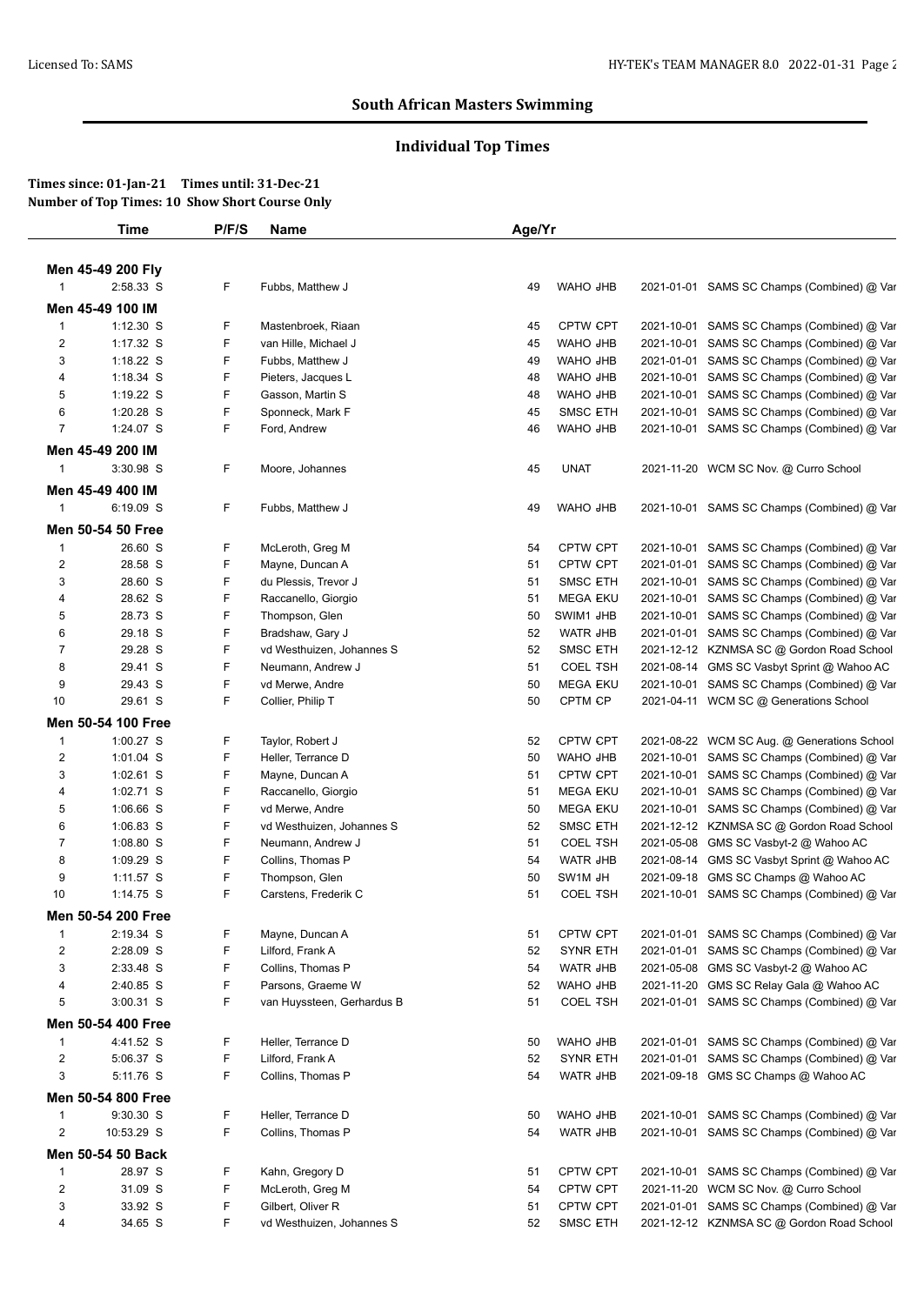## South African Masters Swimming

### Individual Top Times

**Times since: 01-Jan-21 Times until: 31-Dec-21**
**Number of Top Times: 10 Show Short Course Only**

| | Time | P/F/S | Name | Age/Yr | Team | Date | Meet |
|---|---|---|---|---|---|---|---|
| **Men 45-49 200 Fly** | | | | | | | |
| 1 | 2:58.33 S | F | Fubbs, Matthew J | 49 | WAHO JHB | 2021-01-01 | SAMS SC Champs (Combined) @ Var |
| **Men 45-49 100 IM** | | | | | | | |
| 1 | 1:12.30 S | F | Mastenbroek, Riaan | 45 | CPTW CPT | 2021-10-01 | SAMS SC Champs (Combined) @ Var |
| 2 | 1:17.32 S | F | van Hille, Michael J | 45 | WAHO JHB | 2021-10-01 | SAMS SC Champs (Combined) @ Var |
| 3 | 1:18.22 S | F | Fubbs, Matthew J | 49 | WAHO JHB | 2021-01-01 | SAMS SC Champs (Combined) @ Var |
| 4 | 1:18.34 S | F | Pieters, Jacques L | 48 | WAHO JHB | 2021-10-01 | SAMS SC Champs (Combined) @ Var |
| 5 | 1:19.22 S | F | Gasson, Martin S | 48 | WAHO JHB | 2021-10-01 | SAMS SC Champs (Combined) @ Var |
| 6 | 1:20.28 S | F | Sponneck, Mark F | 45 | SMSC ETH | 2021-10-01 | SAMS SC Champs (Combined) @ Var |
| 7 | 1:24.07 S | F | Ford, Andrew | 46 | WAHO JHB | 2021-10-01 | SAMS SC Champs (Combined) @ Var |
| **Men 45-49 200 IM** | | | | | | | |
| 1 | 3:30.98 S | F | Moore, Johannes | 45 | UNAT | 2021-11-20 | WCM SC Nov. @ Curro School |
| **Men 45-49 400 IM** | | | | | | | |
| 1 | 6:19.09 S | F | Fubbs, Matthew J | 49 | WAHO JHB | 2021-10-01 | SAMS SC Champs (Combined) @ Var |
| **Men 50-54 50 Free** | | | | | | | |
| 1 | 26.60 S | F | McLeroth, Greg M | 54 | CPTW CPT | 2021-10-01 | SAMS SC Champs (Combined) @ Var |
| 2 | 28.58 S | F | Mayne, Duncan A | 51 | CPTW CPT | 2021-01-01 | SAMS SC Champs (Combined) @ Var |
| 3 | 28.60 S | F | du Plessis, Trevor J | 51 | SMSC ETH | 2021-10-01 | SAMS SC Champs (Combined) @ Var |
| 4 | 28.62 S | F | Raccanello, Giorgio | 51 | MEGA EKU | 2021-10-01 | SAMS SC Champs (Combined) @ Var |
| 5 | 28.73 S | F | Thompson, Glen | 50 | SWIM1 JHB | 2021-10-01 | SAMS SC Champs (Combined) @ Var |
| 6 | 29.18 S | F | Bradshaw, Gary J | 52 | WATR JHB | 2021-01-01 | SAMS SC Champs (Combined) @ Var |
| 7 | 29.28 S | F | vd Westhuizen, Johannes S | 52 | SMSC ETH | 2021-12-12 | KZNMSA SC @ Gordon Road School |
| 8 | 29.41 S | F | Neumann, Andrew J | 51 | COEL TSH | 2021-08-14 | GMS SC Vasbyt Sprint @ Wahoo AC |
| 9 | 29.43 S | F | vd Merwe, Andre | 50 | MEGA EKU | 2021-10-01 | SAMS SC Champs (Combined) @ Var |
| 10 | 29.61 S | F | Collier, Philip T | 50 | CPTM CP | 2021-04-11 | WCM SC @ Generations School |
| **Men 50-54 100 Free** | | | | | | | |
| 1 | 1:00.27 S | F | Taylor, Robert J | 52 | CPTW CPT | 2021-08-22 | WCM SC Aug. @ Generations School |
| 2 | 1:01.04 S | F | Heller, Terrance D | 50 | WAHO JHB | 2021-10-01 | SAMS SC Champs (Combined) @ Var |
| 3 | 1:02.61 S | F | Mayne, Duncan A | 51 | CPTW CPT | 2021-10-01 | SAMS SC Champs (Combined) @ Var |
| 4 | 1:02.71 S | F | Raccanello, Giorgio | 51 | MEGA EKU | 2021-10-01 | SAMS SC Champs (Combined) @ Var |
| 5 | 1:06.66 S | F | vd Merwe, Andre | 50 | MEGA EKU | 2021-10-01 | SAMS SC Champs (Combined) @ Var |
| 6 | 1:06.83 S | F | vd Westhuizen, Johannes S | 52 | SMSC ETH | 2021-12-12 | KZNMSA SC @ Gordon Road School |
| 7 | 1:08.80 S | F | Neumann, Andrew J | 51 | COEL TSH | 2021-05-08 | GMS SC Vasbyt-2 @ Wahoo AC |
| 8 | 1:09.29 S | F | Collins, Thomas P | 54 | WATR JHB | 2021-08-14 | GMS SC Vasbyt Sprint @ Wahoo AC |
| 9 | 1:11.57 S | F | Thompson, Glen | 50 | SW1M JH | 2021-09-18 | GMS SC Champs @ Wahoo AC |
| 10 | 1:14.75 S | F | Carstens, Frederik C | 51 | COEL TSH | 2021-10-01 | SAMS SC Champs (Combined) @ Var |
| **Men 50-54 200 Free** | | | | | | | |
| 1 | 2:19.34 S | F | Mayne, Duncan A | 51 | CPTW CPT | 2021-01-01 | SAMS SC Champs (Combined) @ Var |
| 2 | 2:28.09 S | F | Lilford, Frank A | 52 | SYNR ETH | 2021-01-01 | SAMS SC Champs (Combined) @ Var |
| 3 | 2:33.48 S | F | Collins, Thomas P | 54 | WATR JHB | 2021-05-08 | GMS SC Vasbyt-2 @ Wahoo AC |
| 4 | 2:40.85 S | F | Parsons, Graeme W | 52 | WAHO JHB | 2021-11-20 | GMS SC Relay Gala @ Wahoo AC |
| 5 | 3:00.31 S | F | van Huyssteen, Gerhardus B | 51 | COEL TSH | 2021-01-01 | SAMS SC Champs (Combined) @ Var |
| **Men 50-54 400 Free** | | | | | | | |
| 1 | 4:41.52 S | F | Heller, Terrance D | 50 | WAHO JHB | 2021-01-01 | SAMS SC Champs (Combined) @ Var |
| 2 | 5:06.37 S | F | Lilford, Frank A | 52 | SYNR ETH | 2021-01-01 | SAMS SC Champs (Combined) @ Var |
| 3 | 5:11.76 S | F | Collins, Thomas P | 54 | WATR JHB | 2021-09-18 | GMS SC Champs @ Wahoo AC |
| **Men 50-54 800 Free** | | | | | | | |
| 1 | 9:30.30 S | F | Heller, Terrance D | 50 | WAHO JHB | 2021-10-01 | SAMS SC Champs (Combined) @ Var |
| 2 | 10:53.29 S | F | Collins, Thomas P | 54 | WATR JHB | 2021-10-01 | SAMS SC Champs (Combined) @ Var |
| **Men 50-54 50 Back** | | | | | | | |
| 1 | 28.97 S | F | Kahn, Gregory D | 51 | CPTW CPT | 2021-10-01 | SAMS SC Champs (Combined) @ Var |
| 2 | 31.09 S | F | McLeroth, Greg M | 54 | CPTW CPT | 2021-11-20 | WCM SC Nov. @ Curro School |
| 3 | 33.92 S | F | Gilbert, Oliver R | 51 | CPTW CPT | 2021-01-01 | SAMS SC Champs (Combined) @ Var |
| 4 | 34.65 S | F | vd Westhuizen, Johannes S | 52 | SMSC ETH | 2021-12-12 | KZNMSA SC @ Gordon Road School |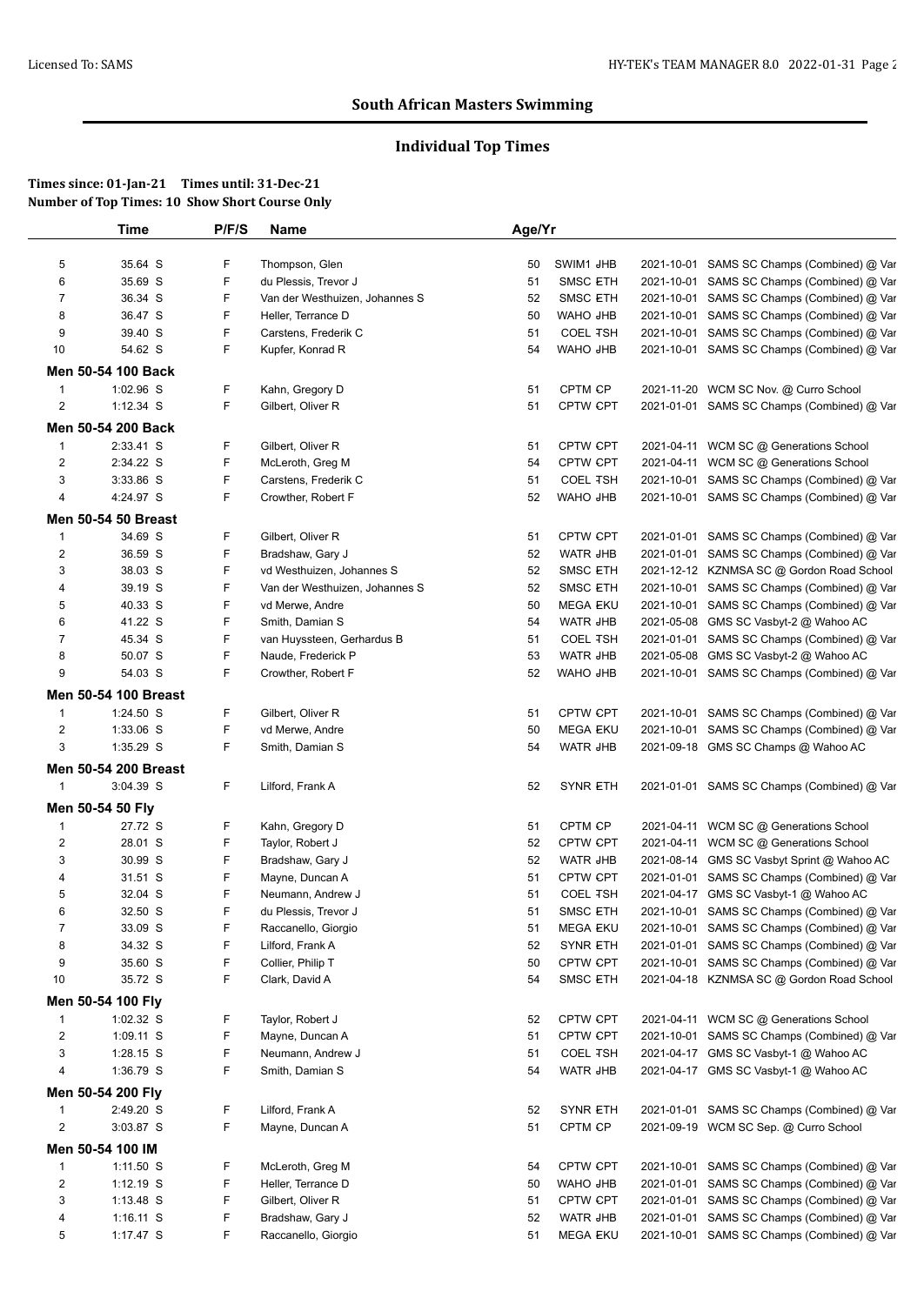## South African Masters Swimming

### Individual Top Times

**Times since: 01-Jan-21 Times until: 31-Dec-21**
**Number of Top Times: 10 Show Short Course Only**

| | Time | P/F/S | Name | Age/Yr | | | |
|---|---|---|---|---|---|---|---|
| 5 | 35.64 S | F | Thompson, Glen | 50 | SWIM1 JHB | 2021-10-01 | SAMS SC Champs (Combined) @ Var |
| 6 | 35.69 S | F | du Plessis, Trevor J | 51 | SMSC ETH | 2021-10-01 | SAMS SC Champs (Combined) @ Var |
| 7 | 36.34 S | F | Van der Westhuizen, Johannes S | 52 | SMSC ETH | 2021-10-01 | SAMS SC Champs (Combined) @ Var |
| 8 | 36.47 S | F | Heller, Terrance D | 50 | WAHO JHB | 2021-10-01 | SAMS SC Champs (Combined) @ Var |
| 9 | 39.40 S | F | Carstens, Frederik C | 51 | COEL TSH | 2021-10-01 | SAMS SC Champs (Combined) @ Var |
| 10 | 54.62 S | F | Kupfer, Konrad R | 54 | WAHO JHB | 2021-10-01 | SAMS SC Champs (Combined) @ Var |
| **Men 50-54 100 Back** | | | | | | | |
| 1 | 1:02.96 S | F | Kahn, Gregory D | 51 | CPTM CP | 2021-11-20 | WCM SC Nov. @ Curro School |
| 2 | 1:12.34 S | F | Gilbert, Oliver R | 51 | CPTW CPT | 2021-01-01 | SAMS SC Champs (Combined) @ Var |
| **Men 50-54 200 Back** | | | | | | | |
| 1 | 2:33.41 S | F | Gilbert, Oliver R | 51 | CPTW CPT | 2021-04-11 | WCM SC @ Generations School |
| 2 | 2:34.22 S | F | McLeroth, Greg M | 54 | CPTW CPT | 2021-04-11 | WCM SC @ Generations School |
| 3 | 3:33.86 S | F | Carstens, Frederik C | 51 | COEL TSH | 2021-10-01 | SAMS SC Champs (Combined) @ Var |
| 4 | 4:24.97 S | F | Crowther, Robert F | 52 | WAHO JHB | 2021-10-01 | SAMS SC Champs (Combined) @ Var |
| **Men 50-54 50 Breast** | | | | | | | |
| 1 | 34.69 S | F | Gilbert, Oliver R | 51 | CPTW CPT | 2021-01-01 | SAMS SC Champs (Combined) @ Var |
| 2 | 36.59 S | F | Bradshaw, Gary J | 52 | WATR JHB | 2021-01-01 | SAMS SC Champs (Combined) @ Var |
| 3 | 38.03 S | F | vd Westhuizen, Johannes S | 52 | SMSC ETH | 2021-12-12 | KZNMSA SC @ Gordon Road School |
| 4 | 39.19 S | F | Van der Westhuizen, Johannes S | 52 | SMSC ETH | 2021-10-01 | SAMS SC Champs (Combined) @ Var |
| 5 | 40.33 S | F | vd Merwe, Andre | 50 | MEGA EKU | 2021-10-01 | SAMS SC Champs (Combined) @ Var |
| 6 | 41.22 S | F | Smith, Damian S | 54 | WATR JHB | 2021-05-08 | GMS SC Vasbyt-2 @ Wahoo AC |
| 7 | 45.34 S | F | van Huyssteen, Gerhardus B | 51 | COEL TSH | 2021-01-01 | SAMS SC Champs (Combined) @ Var |
| 8 | 50.07 S | F | Naude, Frederick P | 53 | WATR JHB | 2021-05-08 | GMS SC Vasbyt-2 @ Wahoo AC |
| 9 | 54.03 S | F | Crowther, Robert F | 52 | WAHO JHB | 2021-10-01 | SAMS SC Champs (Combined) @ Var |
| **Men 50-54 100 Breast** | | | | | | | |
| 1 | 1:24.50 S | F | Gilbert, Oliver R | 51 | CPTW CPT | 2021-10-01 | SAMS SC Champs (Combined) @ Var |
| 2 | 1:33.06 S | F | vd Merwe, Andre | 50 | MEGA EKU | 2021-10-01 | SAMS SC Champs (Combined) @ Var |
| 3 | 1:35.29 S | F | Smith, Damian S | 54 | WATR JHB | 2021-09-18 | GMS SC Champs @ Wahoo AC |
| **Men 50-54 200 Breast** | | | | | | | |
| 1 | 3:04.39 S | F | Lilford, Frank A | 52 | SYNR ETH | 2021-01-01 | SAMS SC Champs (Combined) @ Var |
| **Men 50-54 50 Fly** | | | | | | | |
| 1 | 27.72 S | F | Kahn, Gregory D | 51 | CPTM CP | 2021-04-11 | WCM SC @ Generations School |
| 2 | 28.01 S | F | Taylor, Robert J | 52 | CPTW CPT | 2021-04-11 | WCM SC @ Generations School |
| 3 | 30.99 S | F | Bradshaw, Gary J | 52 | WATR JHB | 2021-08-14 | GMS SC Vasbyt Sprint @ Wahoo AC |
| 4 | 31.51 S | F | Mayne, Duncan A | 51 | CPTW CPT | 2021-01-01 | SAMS SC Champs (Combined) @ Var |
| 5 | 32.04 S | F | Neumann, Andrew J | 51 | COEL TSH | 2021-04-17 | GMS SC Vasbyt-1 @ Wahoo AC |
| 6 | 32.50 S | F | du Plessis, Trevor J | 51 | SMSC ETH | 2021-10-01 | SAMS SC Champs (Combined) @ Var |
| 7 | 33.09 S | F | Raccanello, Giorgio | 51 | MEGA EKU | 2021-10-01 | SAMS SC Champs (Combined) @ Var |
| 8 | 34.32 S | F | Lilford, Frank A | 52 | SYNR ETH | 2021-01-01 | SAMS SC Champs (Combined) @ Var |
| 9 | 35.60 S | F | Collier, Philip T | 50 | CPTW CPT | 2021-10-01 | SAMS SC Champs (Combined) @ Var |
| 10 | 35.72 S | F | Clark, David A | 54 | SMSC ETH | 2021-04-18 | KZNMSA SC @ Gordon Road School |
| **Men 50-54 100 Fly** | | | | | | | |
| 1 | 1:02.32 S | F | Taylor, Robert J | 52 | CPTW CPT | 2021-04-11 | WCM SC @ Generations School |
| 2 | 1:09.11 S | F | Mayne, Duncan A | 51 | CPTW CPT | 2021-10-01 | SAMS SC Champs (Combined) @ Var |
| 3 | 1:28.15 S | F | Neumann, Andrew J | 51 | COEL TSH | 2021-04-17 | GMS SC Vasbyt-1 @ Wahoo AC |
| 4 | 1:36.79 S | F | Smith, Damian S | 54 | WATR JHB | 2021-04-17 | GMS SC Vasbyt-1 @ Wahoo AC |
| **Men 50-54 200 Fly** | | | | | | | |
| 1 | 2:49.20 S | F | Lilford, Frank A | 52 | SYNR ETH | 2021-01-01 | SAMS SC Champs (Combined) @ Var |
| 2 | 3:03.87 S | F | Mayne, Duncan A | 51 | CPTM CP | 2021-09-19 | WCM SC Sep. @ Curro School |
| **Men 50-54 100 IM** | | | | | | | |
| 1 | 1:11.50 S | F | McLeroth, Greg M | 54 | CPTW CPT | 2021-10-01 | SAMS SC Champs (Combined) @ Var |
| 2 | 1:12.19 S | F | Heller, Terrance D | 50 | WAHO JHB | 2021-01-01 | SAMS SC Champs (Combined) @ Var |
| 3 | 1:13.48 S | F | Gilbert, Oliver R | 51 | CPTW CPT | 2021-01-01 | SAMS SC Champs (Combined) @ Var |
| 4 | 1:16.11 S | F | Bradshaw, Gary J | 52 | WATR JHB | 2021-01-01 | SAMS SC Champs (Combined) @ Var |
| 5 | 1:17.47 S | F | Raccanello, Giorgio | 51 | MEGA EKU | 2021-10-01 | SAMS SC Champs (Combined) @ Var |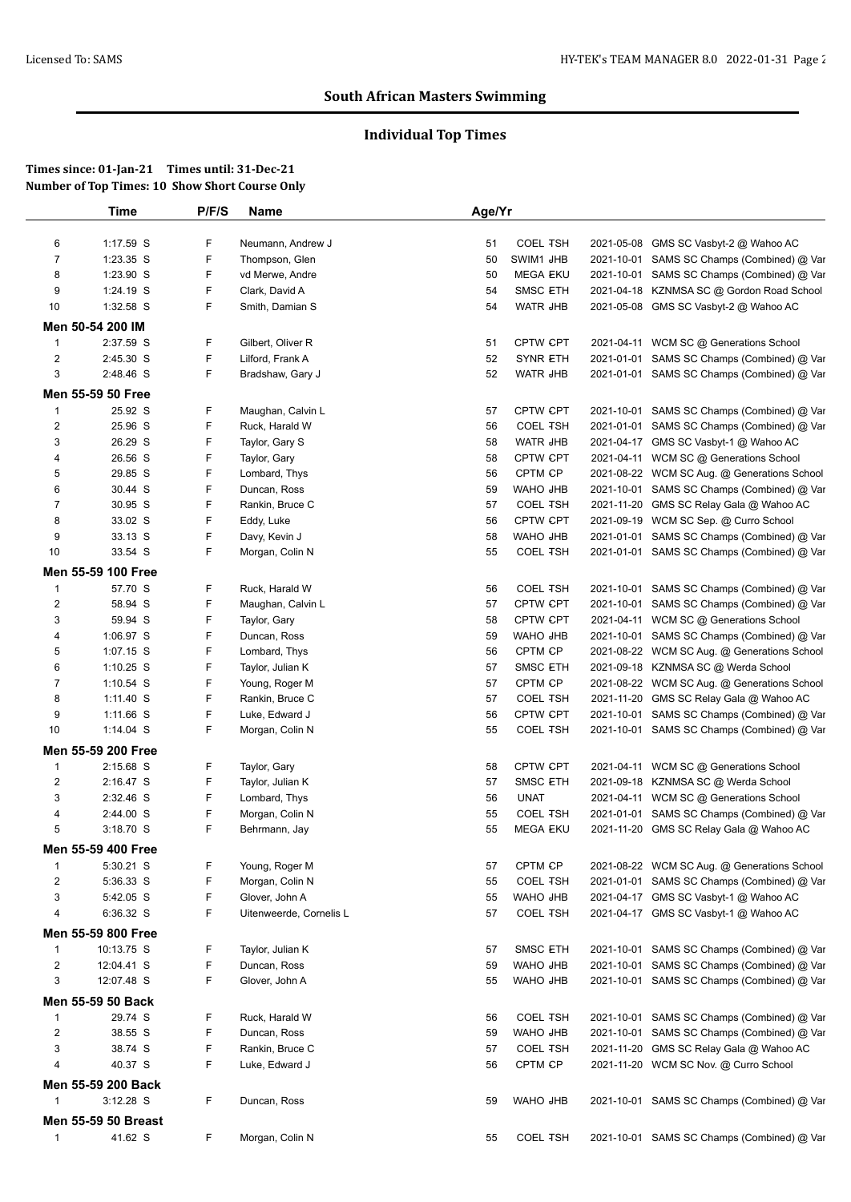## South African Masters Swimming

### Individual Top Times

**Times since: 01-Jan-21 Times until: 31-Dec-21**
**Number of Top Times: 10 Show Short Course Only**

| | Time | P/F/S | Name | Age/Yr | | | |
|---|---|---|---|---|---|---|---|
| 6 | 1:17.59 S | F | Neumann, Andrew J | 51 | COEL TSH | 2021-05-08 | GMS SC Vasbyt-2 @ Wahoo AC |
| 7 | 1:23.35 S | F | Thompson, Glen | 50 | SWIM1 JHB | 2021-10-01 | SAMS SC Champs (Combined) @ Var |
| 8 | 1:23.90 S | F | vd Merwe, Andre | 50 | MEGA EKU | 2021-10-01 | SAMS SC Champs (Combined) @ Var |
| 9 | 1:24.19 S | F | Clark, David A | 54 | SMSC ETH | 2021-04-18 | KZNMSA SC @ Gordon Road School |
| 10 | 1:32.58 S | F | Smith, Damian S | 54 | WATR JHB | 2021-05-08 | GMS SC Vasbyt-2 @ Wahoo AC |
| **Men 50-54 200 IM** | | | | | | | |
| 1 | 2:37.59 S | F | Gilbert, Oliver R | 51 | CPTW CPT | 2021-04-11 | WCM SC @ Generations School |
| 2 | 2:45.30 S | F | Lilford, Frank A | 52 | SYNR ETH | 2021-01-01 | SAMS SC Champs (Combined) @ Var |
| 3 | 2:48.46 S | F | Bradshaw, Gary J | 52 | WATR JHB | 2021-01-01 | SAMS SC Champs (Combined) @ Var |
| **Men 55-59 50 Free** | | | | | | | |
| 1 | 25.92 S | F | Maughan, Calvin L | 57 | CPTW CPT | 2021-10-01 | SAMS SC Champs (Combined) @ Var |
| 2 | 25.96 S | F | Ruck, Harald W | 56 | COEL TSH | 2021-01-01 | SAMS SC Champs (Combined) @ Var |
| 3 | 26.29 S | F | Taylor, Gary S | 58 | WATR JHB | 2021-04-17 | GMS SC Vasbyt-1 @ Wahoo AC |
| 4 | 26.56 S | F | Taylor, Gary | 58 | CPTW CPT | 2021-04-11 | WCM SC @ Generations School |
| 5 | 29.85 S | F | Lombard, Thys | 56 | CPTM CP | 2021-08-22 | WCM SC Aug. @ Generations School |
| 6 | 30.44 S | F | Duncan, Ross | 59 | WAHO JHB | 2021-10-01 | SAMS SC Champs (Combined) @ Var |
| 7 | 30.95 S | F | Rankin, Bruce C | 57 | COEL TSH | 2021-11-20 | GMS SC Relay Gala @ Wahoo AC |
| 8 | 33.02 S | F | Eddy, Luke | 56 | CPTW CPT | 2021-09-19 | WCM SC Sep. @ Curro School |
| 9 | 33.13 S | F | Davy, Kevin J | 58 | WAHO JHB | 2021-01-01 | SAMS SC Champs (Combined) @ Var |
| 10 | 33.54 S | F | Morgan, Colin N | 55 | COEL TSH | 2021-01-01 | SAMS SC Champs (Combined) @ Var |
| **Men 55-59 100 Free** | | | | | | | |
| 1 | 57.70 S | F | Ruck, Harald W | 56 | COEL TSH | 2021-10-01 | SAMS SC Champs (Combined) @ Var |
| 2 | 58.94 S | F | Maughan, Calvin L | 57 | CPTW CPT | 2021-10-01 | SAMS SC Champs (Combined) @ Var |
| 3 | 59.94 S | F | Taylor, Gary | 58 | CPTW CPT | 2021-04-11 | WCM SC @ Generations School |
| 4 | 1:06.97 S | F | Duncan, Ross | 59 | WAHO JHB | 2021-10-01 | SAMS SC Champs (Combined) @ Var |
| 5 | 1:07.15 S | F | Lombard, Thys | 56 | CPTM CP | 2021-08-22 | WCM SC Aug. @ Generations School |
| 6 | 1:10.25 S | F | Taylor, Julian K | 57 | SMSC ETH | 2021-09-18 | KZNMSA SC @ Werda School |
| 7 | 1:10.54 S | F | Young, Roger M | 57 | CPTM CP | 2021-08-22 | WCM SC Aug. @ Generations School |
| 8 | 1:11.40 S | F | Rankin, Bruce C | 57 | COEL TSH | 2021-11-20 | GMS SC Relay Gala @ Wahoo AC |
| 9 | 1:11.66 S | F | Luke, Edward J | 56 | CPTW CPT | 2021-10-01 | SAMS SC Champs (Combined) @ Var |
| 10 | 1:14.04 S | F | Morgan, Colin N | 55 | COEL TSH | 2021-10-01 | SAMS SC Champs (Combined) @ Var |
| **Men 55-59 200 Free** | | | | | | | |
| 1 | 2:15.68 S | F | Taylor, Gary | 58 | CPTW CPT | 2021-04-11 | WCM SC @ Generations School |
| 2 | 2:16.47 S | F | Taylor, Julian K | 57 | SMSC ETH | 2021-09-18 | KZNMSA SC @ Werda School |
| 3 | 2:32.46 S | F | Lombard, Thys | 56 | UNAT | 2021-04-11 | WCM SC @ Generations School |
| 4 | 2:44.00 S | F | Morgan, Colin N | 55 | COEL TSH | 2021-01-01 | SAMS SC Champs (Combined) @ Var |
| 5 | 3:18.70 S | F | Behrmann, Jay | 55 | MEGA EKU | 2021-11-20 | GMS SC Relay Gala @ Wahoo AC |
| **Men 55-59 400 Free** | | | | | | | |
| 1 | 5:30.21 S | F | Young, Roger M | 57 | CPTM CP | 2021-08-22 | WCM SC Aug. @ Generations School |
| 2 | 5:36.33 S | F | Morgan, Colin N | 55 | COEL TSH | 2021-01-01 | SAMS SC Champs (Combined) @ Var |
| 3 | 5:42.05 S | F | Glover, John A | 55 | WAHO JHB | 2021-04-17 | GMS SC Vasbyt-1 @ Wahoo AC |
| 4 | 6:36.32 S | F | Uitenweerde, Cornelis L | 57 | COEL TSH | 2021-04-17 | GMS SC Vasbyt-1 @ Wahoo AC |
| **Men 55-59 800 Free** | | | | | | | |
| 1 | 10:13.75 S | F | Taylor, Julian K | 57 | SMSC ETH | 2021-10-01 | SAMS SC Champs (Combined) @ Var |
| 2 | 12:04.41 S | F | Duncan, Ross | 59 | WAHO JHB | 2021-10-01 | SAMS SC Champs (Combined) @ Var |
| 3 | 12:07.48 S | F | Glover, John A | 55 | WAHO JHB | 2021-10-01 | SAMS SC Champs (Combined) @ Var |
| **Men 55-59 50 Back** | | | | | | | |
| 1 | 29.74 S | F | Ruck, Harald W | 56 | COEL TSH | 2021-10-01 | SAMS SC Champs (Combined) @ Var |
| 2 | 38.55 S | F | Duncan, Ross | 59 | WAHO JHB | 2021-10-01 | SAMS SC Champs (Combined) @ Var |
| 3 | 38.74 S | F | Rankin, Bruce C | 57 | COEL TSH | 2021-11-20 | GMS SC Relay Gala @ Wahoo AC |
| 4 | 40.37 S | F | Luke, Edward J | 56 | CPTM CP | 2021-11-20 | WCM SC Nov. @ Curro School |
| **Men 55-59 200 Back** | | | | | | | |
| 1 | 3:12.28 S | F | Duncan, Ross | 59 | WAHO JHB | 2021-10-01 | SAMS SC Champs (Combined) @ Var |
| **Men 55-59 50 Breast** | | | | | | | |
| 1 | 41.62 S | F | Morgan, Colin N | 55 | COEL TSH | 2021-10-01 | SAMS SC Champs (Combined) @ Var |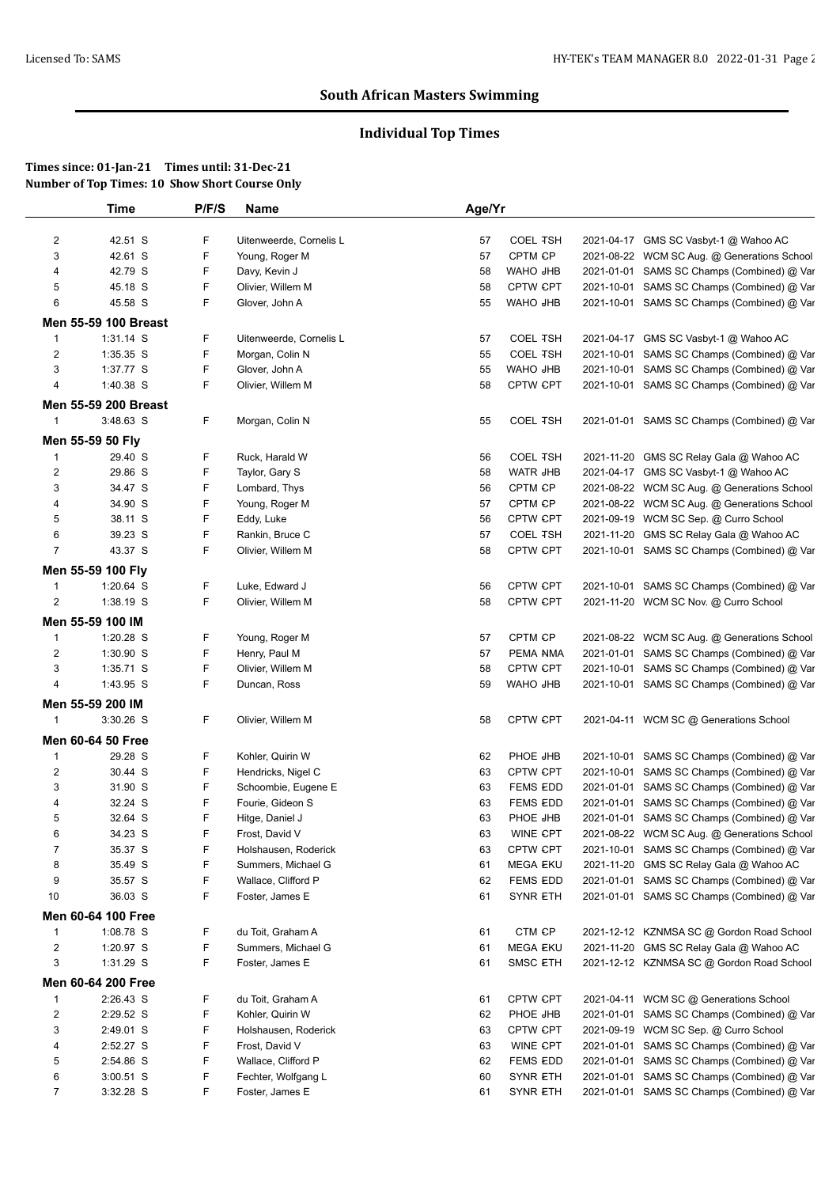# South African Masters Swimming

## Individual Top Times

**Times since: 01-Jan-21 Times until: 31-Dec-21**
**Number of Top Times: 10 Show Short Course Only**

| | Time | P/F/S | Name | Age/Yr | | | |
|---|---|---|---|---|---|---|---|
| 2 | 42.51 S | F | Uitenweerde, Cornelis L | 57 | COEL TSH | 2021-04-17 | GMS SC Vasbyt-1 @ Wahoo AC |
| 3 | 42.61 S | F | Young, Roger M | 57 | CPTM CP | 2021-08-22 | WCM SC Aug. @ Generations School |
| 4 | 42.79 S | F | Davy, Kevin J | 58 | WAHO JHB | 2021-01-01 | SAMS SC Champs (Combined) @ Var |
| 5 | 45.18 S | F | Olivier, Willem M | 58 | CPTW CPT | 2021-10-01 | SAMS SC Champs (Combined) @ Var |
| 6 | 45.58 S | F | Glover, John A | 55 | WAHO JHB | 2021-10-01 | SAMS SC Champs (Combined) @ Var |
| **Men 55-59 100 Breast** | | | | | | | |
| 1 | 1:31.14 S | F | Uitenweerde, Cornelis L | 57 | COEL TSH | 2021-04-17 | GMS SC Vasbyt-1 @ Wahoo AC |
| 2 | 1:35.35 S | F | Morgan, Colin N | 55 | COEL TSH | 2021-10-01 | SAMS SC Champs (Combined) @ Var |
| 3 | 1:37.77 S | F | Glover, John A | 55 | WAHO JHB | 2021-10-01 | SAMS SC Champs (Combined) @ Var |
| 4 | 1:40.38 S | F | Olivier, Willem M | 58 | CPTW CPT | 2021-10-01 | SAMS SC Champs (Combined) @ Var |
| **Men 55-59 200 Breast** | | | | | | | |
| 1 | 3:48.63 S | F | Morgan, Colin N | 55 | COEL TSH | 2021-01-01 | SAMS SC Champs (Combined) @ Var |
| **Men 55-59 50 Fly** | | | | | | | |
| 1 | 29.40 S | F | Ruck, Harald W | 56 | COEL TSH | 2021-11-20 | GMS SC Relay Gala @ Wahoo AC |
| 2 | 29.86 S | F | Taylor, Gary S | 58 | WATR JHB | 2021-04-17 | GMS SC Vasbyt-1 @ Wahoo AC |
| 3 | 34.47 S | F | Lombard, Thys | 56 | CPTM CP | 2021-08-22 | WCM SC Aug. @ Generations School |
| 4 | 34.90 S | F | Young, Roger M | 57 | CPTM CP | 2021-08-22 | WCM SC Aug. @ Generations School |
| 5 | 38.11 S | F | Eddy, Luke | 56 | CPTW CPT | 2021-09-19 | WCM SC Sep. @ Curro School |
| 6 | 39.23 S | F | Rankin, Bruce C | 57 | COEL TSH | 2021-11-20 | GMS SC Relay Gala @ Wahoo AC |
| 7 | 43.37 S | F | Olivier, Willem M | 58 | CPTW CPT | 2021-10-01 | SAMS SC Champs (Combined) @ Var |
| **Men 55-59 100 Fly** | | | | | | | |
| 1 | 1:20.64 S | F | Luke, Edward J | 56 | CPTW CPT | 2021-10-01 | SAMS SC Champs (Combined) @ Var |
| 2 | 1:38.19 S | F | Olivier, Willem M | 58 | CPTW CPT | 2021-11-20 | WCM SC Nov. @ Curro School |
| **Men 55-59 100 IM** | | | | | | | |
| 1 | 1:20.28 S | F | Young, Roger M | 57 | CPTM CP | 2021-08-22 | WCM SC Aug. @ Generations School |
| 2 | 1:30.90 S | F | Henry, Paul M | 57 | PEMA NMA | 2021-01-01 | SAMS SC Champs (Combined) @ Var |
| 3 | 1:35.71 S | F | Olivier, Willem M | 58 | CPTW CPT | 2021-10-01 | SAMS SC Champs (Combined) @ Var |
| 4 | 1:43.95 S | F | Duncan, Ross | 59 | WAHO JHB | 2021-10-01 | SAMS SC Champs (Combined) @ Var |
| **Men 55-59 200 IM** | | | | | | | |
| 1 | 3:30.26 S | F | Olivier, Willem M | 58 | CPTW CPT | 2021-04-11 | WCM SC @ Generations School |
| **Men 60-64 50 Free** | | | | | | | |
| 1 | 29.28 S | F | Kohler, Quirin W | 62 | PHOE JHB | 2021-10-01 | SAMS SC Champs (Combined) @ Var |
| 2 | 30.44 S | F | Hendricks, Nigel C | 63 | CPTW CPT | 2021-10-01 | SAMS SC Champs (Combined) @ Var |
| 3 | 31.90 S | F | Schoombie, Eugene E | 63 | FEMS EDD | 2021-01-01 | SAMS SC Champs (Combined) @ Var |
| 4 | 32.24 S | F | Fourie, Gideon S | 63 | FEMS EDD | 2021-01-01 | SAMS SC Champs (Combined) @ Var |
| 5 | 32.64 S | F | Hitge, Daniel J | 63 | PHOE JHB | 2021-01-01 | SAMS SC Champs (Combined) @ Var |
| 6 | 34.23 S | F | Frost, David V | 63 | WINE CPT | 2021-08-22 | WCM SC Aug. @ Generations School |
| 7 | 35.37 S | F | Holshausen, Roderick | 63 | CPTW CPT | 2021-10-01 | SAMS SC Champs (Combined) @ Var |
| 8 | 35.49 S | F | Summers, Michael G | 61 | MEGA EKU | 2021-11-20 | GMS SC Relay Gala @ Wahoo AC |
| 9 | 35.57 S | F | Wallace, Clifford P | 62 | FEMS EDD | 2021-01-01 | SAMS SC Champs (Combined) @ Var |
| 10 | 36.03 S | F | Foster, James E | 61 | SYNR ETH | 2021-01-01 | SAMS SC Champs (Combined) @ Var |
| **Men 60-64 100 Free** | | | | | | | |
| 1 | 1:08.78 S | F | du Toit, Graham A | 61 | CTM CP | 2021-12-12 | KZNMSA SC @ Gordon Road School |
| 2 | 1:20.97 S | F | Summers, Michael G | 61 | MEGA EKU | 2021-11-20 | GMS SC Relay Gala @ Wahoo AC |
| 3 | 1:31.29 S | F | Foster, James E | 61 | SMSC ETH | 2021-12-12 | KZNMSA SC @ Gordon Road School |
| **Men 60-64 200 Free** | | | | | | | |
| 1 | 2:26.43 S | F | du Toit, Graham A | 61 | CPTW CPT | 2021-04-11 | WCM SC @ Generations School |
| 2 | 2:29.52 S | F | Kohler, Quirin W | 62 | PHOE JHB | 2021-01-01 | SAMS SC Champs (Combined) @ Var |
| 3 | 2:49.01 S | F | Holshausen, Roderick | 63 | CPTW CPT | 2021-09-19 | WCM SC Sep. @ Curro School |
| 4 | 2:52.27 S | F | Frost, David V | 63 | WINE CPT | 2021-01-01 | SAMS SC Champs (Combined) @ Var |
| 5 | 2:54.86 S | F | Wallace, Clifford P | 62 | FEMS EDD | 2021-01-01 | SAMS SC Champs (Combined) @ Var |
| 6 | 3:00.51 S | F | Fechter, Wolfgang L | 60 | SYNR ETH | 2021-01-01 | SAMS SC Champs (Combined) @ Var |
| 7 | 3:32.28 S | F | Foster, James E | 61 | SYNR ETH | 2021-01-01 | SAMS SC Champs (Combined) @ Var |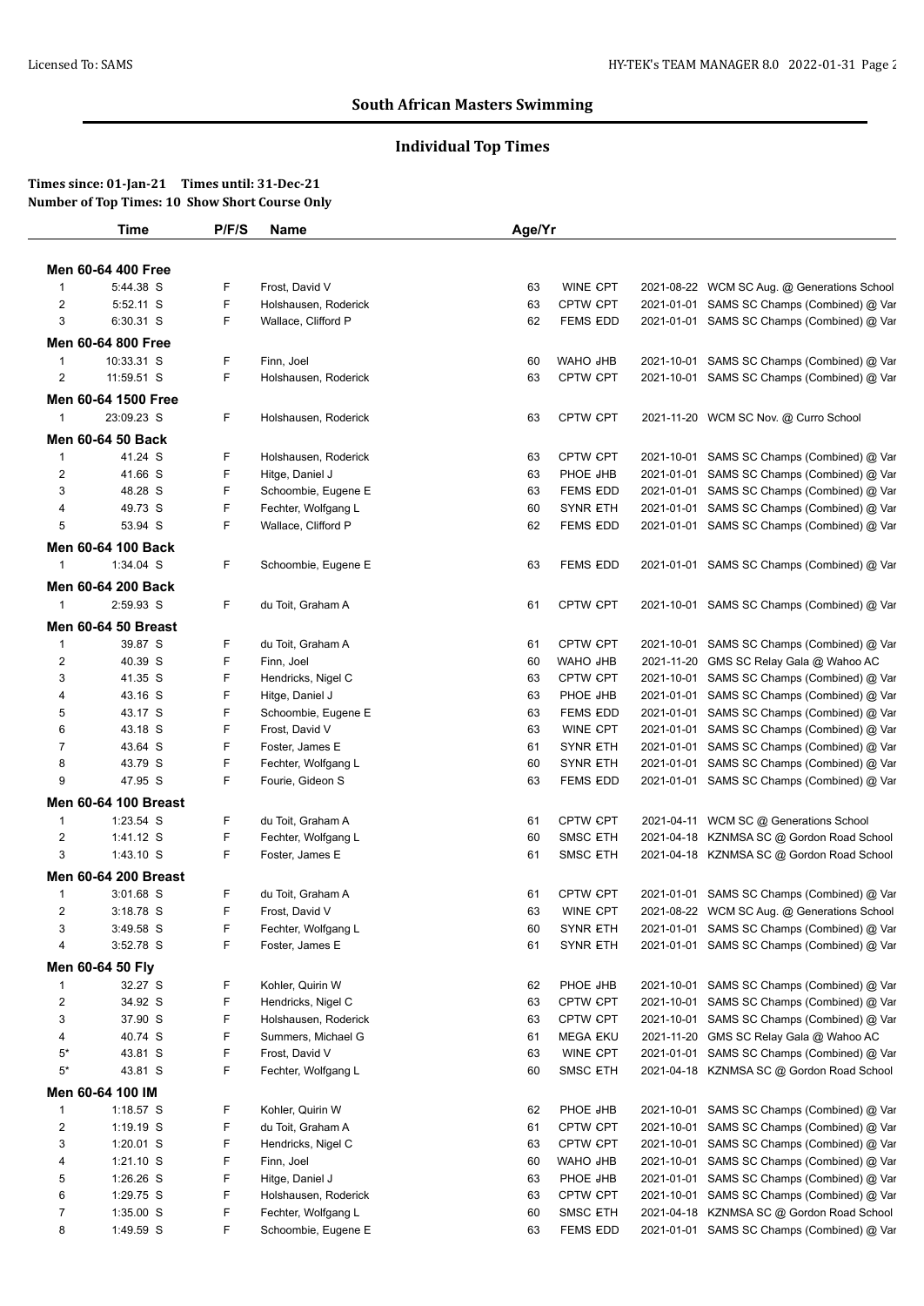## South African Masters Swimming

### Individual Top Times

**Times since: 01-Jan-21 Times until: 31-Dec-21**
**Number of Top Times: 10 Show Short Course Only**

| | Time | P/F/S | Name | Age/Yr | Team | | |
|---|---|---|---|---|---|---|---|
| **Men 60-64 400 Free** | | | | | | | |
| 1 | 5:44.38 S | F | Frost, David V | 63 | WINE CPT | 2021-08-22 | WCM SC Aug. @ Generations School |
| 2 | 5:52.11 S | F | Holshausen, Roderick | 63 | CPTW CPT | 2021-01-01 | SAMS SC Champs (Combined) @ Var |
| 3 | 6:30.31 S | F | Wallace, Clifford P | 62 | FEMS EDD | 2021-01-01 | SAMS SC Champs (Combined) @ Var |
| **Men 60-64 800 Free** | | | | | | | |
| 1 | 10:33.31 S | F | Finn, Joel | 60 | WAHO JHB | 2021-10-01 | SAMS SC Champs (Combined) @ Var |
| 2 | 11:59.51 S | F | Holshausen, Roderick | 63 | CPTW CPT | 2021-10-01 | SAMS SC Champs (Combined) @ Var |
| **Men 60-64 1500 Free** | | | | | | | |
| 1 | 23:09.23 S | F | Holshausen, Roderick | 63 | CPTW CPT | 2021-11-20 | WCM SC Nov. @ Curro School |
| **Men 60-64 50 Back** | | | | | | | |
| 1 | 41.24 S | F | Holshausen, Roderick | 63 | CPTW CPT | 2021-10-01 | SAMS SC Champs (Combined) @ Var |
| 2 | 41.66 S | F | Hitge, Daniel J | 63 | PHOE JHB | 2021-01-01 | SAMS SC Champs (Combined) @ Var |
| 3 | 48.28 S | F | Schoombie, Eugene E | 63 | FEMS EDD | 2021-01-01 | SAMS SC Champs (Combined) @ Var |
| 4 | 49.73 S | F | Fechter, Wolfgang L | 60 | SYNR ETH | 2021-01-01 | SAMS SC Champs (Combined) @ Var |
| 5 | 53.94 S | F | Wallace, Clifford P | 62 | FEMS EDD | 2021-01-01 | SAMS SC Champs (Combined) @ Var |
| **Men 60-64 100 Back** | | | | | | | |
| 1 | 1:34.04 S | F | Schoombie, Eugene E | 63 | FEMS EDD | 2021-01-01 | SAMS SC Champs (Combined) @ Var |
| **Men 60-64 200 Back** | | | | | | | |
| 1 | 2:59.93 S | F | du Toit, Graham A | 61 | CPTW CPT | 2021-10-01 | SAMS SC Champs (Combined) @ Var |
| **Men 60-64 50 Breast** | | | | | | | |
| 1 | 39.87 S | F | du Toit, Graham A | 61 | CPTW CPT | 2021-10-01 | SAMS SC Champs (Combined) @ Var |
| 2 | 40.39 S | F | Finn, Joel | 60 | WAHO JHB | 2021-11-20 | GMS SC Relay Gala @ Wahoo AC |
| 3 | 41.35 S | F | Hendricks, Nigel C | 63 | CPTW CPT | 2021-10-01 | SAMS SC Champs (Combined) @ Var |
| 4 | 43.16 S | F | Hitge, Daniel J | 63 | PHOE JHB | 2021-01-01 | SAMS SC Champs (Combined) @ Var |
| 5 | 43.17 S | F | Schoombie, Eugene E | 63 | FEMS EDD | 2021-01-01 | SAMS SC Champs (Combined) @ Var |
| 6 | 43.18 S | F | Frost, David V | 63 | WINE CPT | 2021-01-01 | SAMS SC Champs (Combined) @ Var |
| 7 | 43.64 S | F | Foster, James E | 61 | SYNR ETH | 2021-01-01 | SAMS SC Champs (Combined) @ Var |
| 8 | 43.79 S | F | Fechter, Wolfgang L | 60 | SYNR ETH | 2021-01-01 | SAMS SC Champs (Combined) @ Var |
| 9 | 47.95 S | F | Fourie, Gideon S | 63 | FEMS EDD | 2021-01-01 | SAMS SC Champs (Combined) @ Var |
| **Men 60-64 100 Breast** | | | | | | | |
| 1 | 1:23.54 S | F | du Toit, Graham A | 61 | CPTW CPT | 2021-04-11 | WCM SC @ Generations School |
| 2 | 1:41.12 S | F | Fechter, Wolfgang L | 60 | SMSC ETH | 2021-04-18 | KZNMSA SC @ Gordon Road School |
| 3 | 1:43.10 S | F | Foster, James E | 61 | SMSC ETH | 2021-04-18 | KZNMSA SC @ Gordon Road School |
| **Men 60-64 200 Breast** | | | | | | | |
| 1 | 3:01.68 S | F | du Toit, Graham A | 61 | CPTW CPT | 2021-01-01 | SAMS SC Champs (Combined) @ Var |
| 2 | 3:18.78 S | F | Frost, David V | 63 | WINE CPT | 2021-08-22 | WCM SC Aug. @ Generations School |
| 3 | 3:49.58 S | F | Fechter, Wolfgang L | 60 | SYNR ETH | 2021-01-01 | SAMS SC Champs (Combined) @ Var |
| 4 | 3:52.78 S | F | Foster, James E | 61 | SYNR ETH | 2021-01-01 | SAMS SC Champs (Combined) @ Var |
| **Men 60-64 50 Fly** | | | | | | | |
| 1 | 32.27 S | F | Kohler, Quirin W | 62 | PHOE JHB | 2021-10-01 | SAMS SC Champs (Combined) @ Var |
| 2 | 34.92 S | F | Hendricks, Nigel C | 63 | CPTW CPT | 2021-10-01 | SAMS SC Champs (Combined) @ Var |
| 3 | 37.90 S | F | Holshausen, Roderick | 63 | CPTW CPT | 2021-10-01 | SAMS SC Champs (Combined) @ Var |
| 4 | 40.74 S | F | Summers, Michael G | 61 | MEGA EKU | 2021-11-20 | GMS SC Relay Gala @ Wahoo AC |
| 5* | 43.81 S | F | Frost, David V | 63 | WINE CPT | 2021-01-01 | SAMS SC Champs (Combined) @ Var |
| 5* | 43.81 S | F | Fechter, Wolfgang L | 60 | SMSC ETH | 2021-04-18 | KZNMSA SC @ Gordon Road School |
| **Men 60-64 100 IM** | | | | | | | |
| 1 | 1:18.57 S | F | Kohler, Quirin W | 62 | PHOE JHB | 2021-10-01 | SAMS SC Champs (Combined) @ Var |
| 2 | 1:19.19 S | F | du Toit, Graham A | 61 | CPTW CPT | 2021-10-01 | SAMS SC Champs (Combined) @ Var |
| 3 | 1:20.01 S | F | Hendricks, Nigel C | 63 | CPTW CPT | 2021-10-01 | SAMS SC Champs (Combined) @ Var |
| 4 | 1:21.10 S | F | Finn, Joel | 60 | WAHO JHB | 2021-10-01 | SAMS SC Champs (Combined) @ Var |
| 5 | 1:26.26 S | F | Hitge, Daniel J | 63 | PHOE JHB | 2021-01-01 | SAMS SC Champs (Combined) @ Var |
| 6 | 1:29.75 S | F | Holshausen, Roderick | 63 | CPTW CPT | 2021-10-01 | SAMS SC Champs (Combined) @ Var |
| 7 | 1:35.00 S | F | Fechter, Wolfgang L | 60 | SMSC ETH | 2021-04-18 | KZNMSA SC @ Gordon Road School |
| 8 | 1:49.59 S | F | Schoombie, Eugene E | 63 | FEMS EDD | 2021-01-01 | SAMS SC Champs (Combined) @ Var |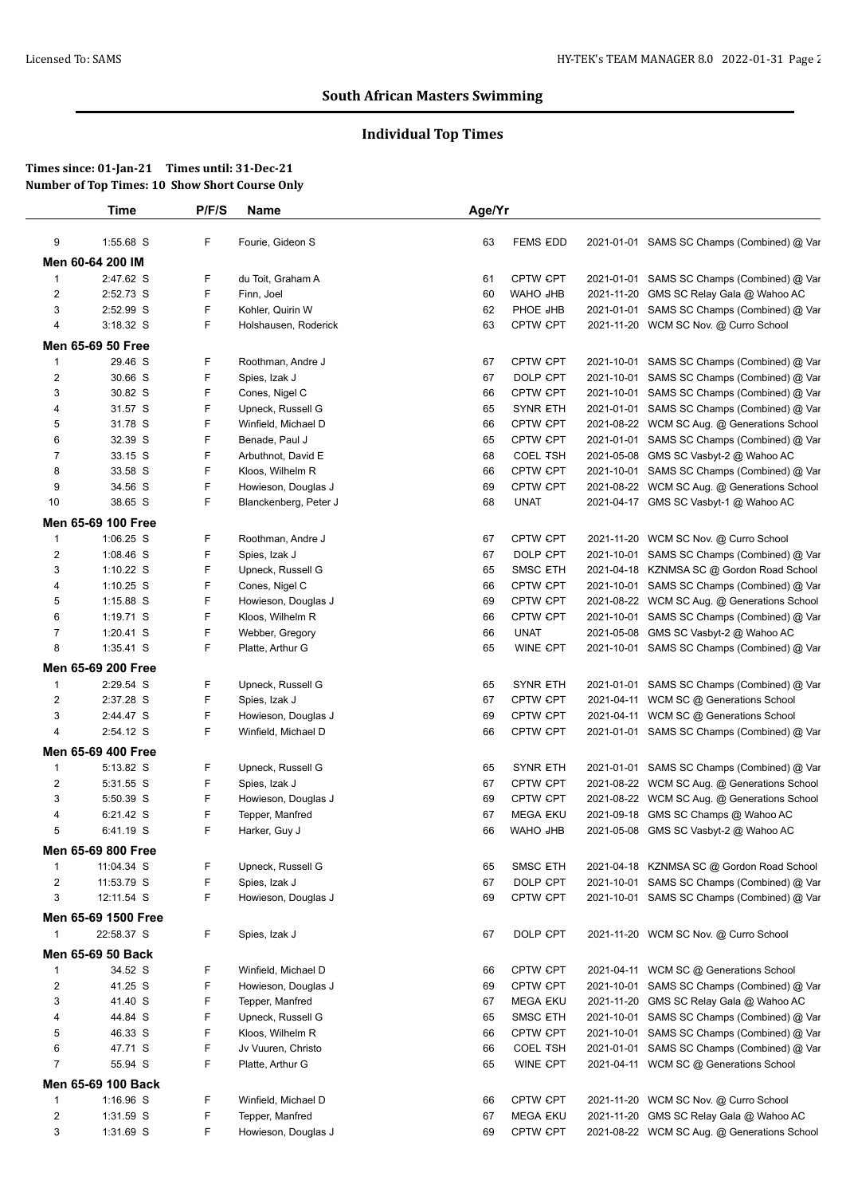## South African Masters Swimming

### Individual Top Times

**Times since: 01-Jan-21 Times until: 31-Dec-21**
**Number of Top Times: 10 Show Short Course Only**

| | Time | P/F/S | Name | Age/Yr | | | |
|---|---|---|---|---|---|---|---|
| 9 | 1:55.68 S | F | Fourie, Gideon S | 63 | FEMS EDD | 2021-01-01 | SAMS SC Champs (Combined) @ Var |
| **Men 60-64 200 IM** | | | | | | | |
| 1 | 2:47.62 S | F | du Toit, Graham A | 61 | CPTW CPT | 2021-01-01 | SAMS SC Champs (Combined) @ Var |
| 2 | 2:52.73 S | F | Finn, Joel | 60 | WAHO JHB | 2021-11-20 | GMS SC Relay Gala @ Wahoo AC |
| 3 | 2:52.99 S | F | Kohler, Quirin W | 62 | PHOE JHB | 2021-01-01 | SAMS SC Champs (Combined) @ Var |
| 4 | 3:18.32 S | F | Holshausen, Roderick | 63 | CPTW CPT | 2021-11-20 | WCM SC Nov. @ Curro School |
| **Men 65-69 50 Free** | | | | | | | |
| 1 | 29.46 S | F | Roothman, Andre J | 67 | CPTW CPT | 2021-10-01 | SAMS SC Champs (Combined) @ Var |
| 2 | 30.66 S | F | Spies, Izak J | 67 | DOLP CPT | 2021-10-01 | SAMS SC Champs (Combined) @ Var |
| 3 | 30.82 S | F | Cones, Nigel C | 66 | CPTW CPT | 2021-10-01 | SAMS SC Champs (Combined) @ Var |
| 4 | 31.57 S | F | Upneck, Russell G | 65 | SYNR ETH | 2021-10-01 | SAMS SC Champs (Combined) @ Var |
| 5 | 31.78 S | F | Winfield, Michael D | 66 | CPTW CPT | 2021-08-22 | WCM SC Aug. @ Generations School |
| 6 | 32.39 S | F | Benade, Paul J | 65 | CPTW CPT | 2021-01-01 | SAMS SC Champs (Combined) @ Var |
| 7 | 33.15 S | F | Arbuthnot, David E | 68 | COEL TSH | 2021-05-08 | GMS SC Vasbyt-2 @ Wahoo AC |
| 8 | 33.58 S | F | Kloos, Wilhelm R | 66 | CPTW CPT | 2021-10-01 | SAMS SC Champs (Combined) @ Var |
| 9 | 34.56 S | F | Howieson, Douglas J | 69 | CPTW CPT | 2021-08-22 | WCM SC Aug. @ Generations School |
| 10 | 38.65 S | F | Blanckenberg, Peter J | 68 | UNAT | 2021-04-17 | GMS SC Vasbyt-1 @ Wahoo AC |
| **Men 65-69 100 Free** | | | | | | | |
| 1 | 1:06.25 S | F | Roothman, Andre J | 67 | CPTW CPT | 2021-11-20 | WCM SC Nov. @ Curro School |
| 2 | 1:08.46 S | F | Spies, Izak J | 67 | DOLP CPT | 2021-10-01 | SAMS SC Champs (Combined) @ Var |
| 3 | 1:10.22 S | F | Upneck, Russell G | 65 | SMSC ETH | 2021-04-18 | KZNMSA SC @ Gordon Road School |
| 4 | 1:10.25 S | F | Cones, Nigel C | 66 | CPTW CPT | 2021-10-01 | SAMS SC Champs (Combined) @ Var |
| 5 | 1:15.88 S | F | Howieson, Douglas J | 69 | CPTW CPT | 2021-08-22 | WCM SC Aug. @ Generations School |
| 6 | 1:19.71 S | F | Kloos, Wilhelm R | 66 | CPTW CPT | 2021-10-01 | SAMS SC Champs (Combined) @ Var |
| 7 | 1:20.41 S | F | Webber, Gregory | 66 | UNAT | 2021-05-08 | GMS SC Vasbyt-2 @ Wahoo AC |
| 8 | 1:35.41 S | F | Platte, Arthur G | 65 | WINE CPT | 2021-10-01 | SAMS SC Champs (Combined) @ Var |
| **Men 65-69 200 Free** | | | | | | | |
| 1 | 2:29.54 S | F | Upneck, Russell G | 65 | SYNR ETH | 2021-01-01 | SAMS SC Champs (Combined) @ Var |
| 2 | 2:37.28 S | F | Spies, Izak J | 67 | CPTW CPT | 2021-04-11 | WCM SC @ Generations School |
| 3 | 2:44.47 S | F | Howieson, Douglas J | 69 | CPTW CPT | 2021-04-11 | WCM SC @ Generations School |
| 4 | 2:54.12 S | F | Winfield, Michael D | 66 | CPTW CPT | 2021-01-01 | SAMS SC Champs (Combined) @ Var |
| **Men 65-69 400 Free** | | | | | | | |
| 1 | 5:13.82 S | F | Upneck, Russell G | 65 | SYNR ETH | 2021-01-01 | SAMS SC Champs (Combined) @ Var |
| 2 | 5:31.55 S | F | Spies, Izak J | 67 | CPTW CPT | 2021-08-22 | WCM SC Aug. @ Generations School |
| 3 | 5:50.39 S | F | Howieson, Douglas J | 69 | CPTW CPT | 2021-08-22 | WCM SC Aug. @ Generations School |
| 4 | 6:21.42 S | F | Tepper, Manfred | 67 | MEGA EKU | 2021-09-18 | GMS SC Champs @ Wahoo AC |
| 5 | 6:41.19 S | F | Harker, Guy J | 66 | WAHO JHB | 2021-05-08 | GMS SC Vasbyt-2 @ Wahoo AC |
| **Men 65-69 800 Free** | | | | | | | |
| 1 | 11:04.34 S | F | Upneck, Russell G | 65 | SMSC ETH | 2021-04-18 | KZNMSA SC @ Gordon Road School |
| 2 | 11:53.79 S | F | Spies, Izak J | 67 | DOLP CPT | 2021-10-01 | SAMS SC Champs (Combined) @ Var |
| 3 | 12:11.54 S | F | Howieson, Douglas J | 69 | CPTW CPT | 2021-10-01 | SAMS SC Champs (Combined) @ Var |
| **Men 65-69 1500 Free** | | | | | | | |
| 1 | 22:58.37 S | F | Spies, Izak J | 67 | DOLP CPT | 2021-11-20 | WCM SC Nov. @ Curro School |
| **Men 65-69 50 Back** | | | | | | | |
| 1 | 34.52 S | F | Winfield, Michael D | 66 | CPTW CPT | 2021-04-11 | WCM SC @ Generations School |
| 2 | 41.25 S | F | Howieson, Douglas J | 69 | CPTW CPT | 2021-10-01 | SAMS SC Champs (Combined) @ Var |
| 3 | 41.40 S | F | Tepper, Manfred | 67 | MEGA EKU | 2021-11-20 | GMS SC Relay Gala @ Wahoo AC |
| 4 | 44.84 S | F | Upneck, Russell G | 65 | SMSC ETH | 2021-10-01 | SAMS SC Champs (Combined) @ Var |
| 5 | 46.33 S | F | Kloos, Wilhelm R | 66 | CPTW CPT | 2021-10-01 | SAMS SC Champs (Combined) @ Var |
| 6 | 47.71 S | F | Jv Vuuren, Christo | 66 | COEL TSH | 2021-01-01 | SAMS SC Champs (Combined) @ Var |
| 7 | 55.94 S | F | Platte, Arthur G | 65 | WINE CPT | 2021-04-11 | WCM SC @ Generations School |
| **Men 65-69 100 Back** | | | | | | | |
| 1 | 1:16.96 S | F | Winfield, Michael D | 66 | CPTW CPT | 2021-11-20 | WCM SC Nov. @ Curro School |
| 2 | 1:31.59 S | F | Tepper, Manfred | 67 | MEGA EKU | 2021-11-20 | GMS SC Relay Gala @ Wahoo AC |
| 3 | 1:31.69 S | F | Howieson, Douglas J | 69 | CPTW CPT | 2021-08-22 | WCM SC Aug. @ Generations School |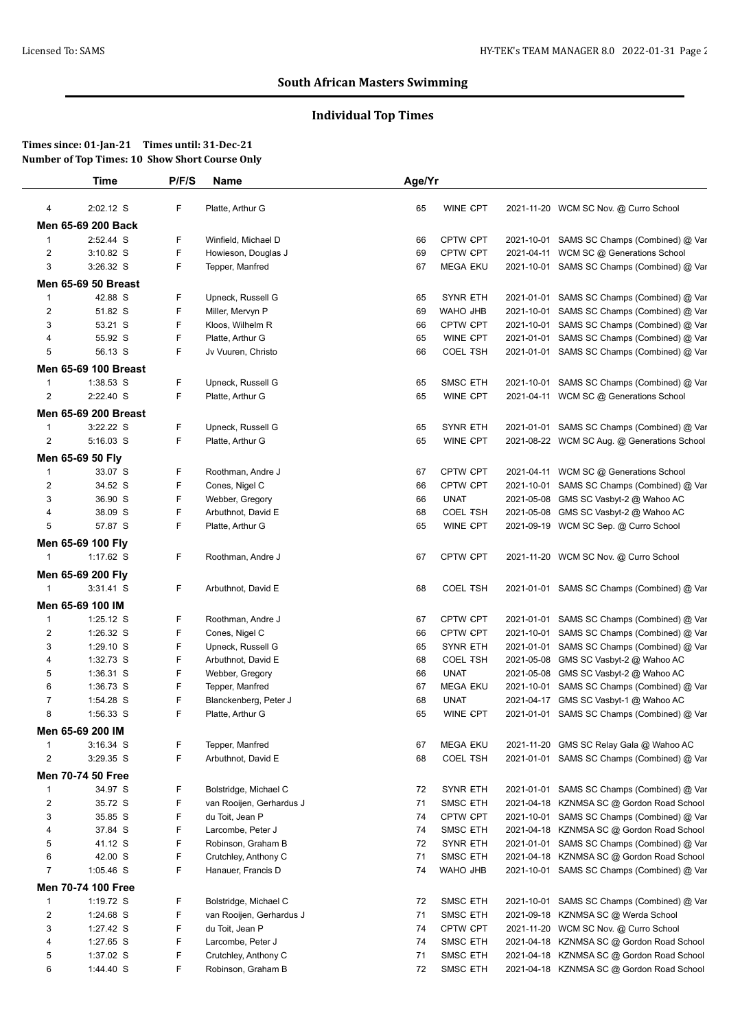## South African Masters Swimming

### Individual Top Times

**Times since: 01-Jan-21 Times until: 31-Dec-21**
**Number of Top Times: 10 Show Short Course Only**

| | Time | P/F/S | Name | Age/Yr | | |
|---|---|---|---|---|---|---|
| 4 | 2:02.12 S | F | Platte, Arthur G | 65 | WINE CPT | 2021-11-20 WCM SC Nov. @ Curro School |
| **Men 65-69 200 Back** | | | | | | |
| 1 | 2:52.44 S | F | Winfield, Michael D | 66 | CPTW CPT | 2021-10-01 SAMS SC Champs (Combined) @ Var |
| 2 | 3:10.82 S | F | Howieson, Douglas J | 69 | CPTW CPT | 2021-04-11 WCM SC @ Generations School |
| 3 | 3:26.32 S | F | Tepper, Manfred | 67 | MEGA EKU | 2021-10-01 SAMS SC Champs (Combined) @ Var |
| **Men 65-69 50 Breast** | | | | | | |
| 1 | 42.88 S | F | Upneck, Russell G | 65 | SYNR ETH | 2021-01-01 SAMS SC Champs (Combined) @ Var |
| 2 | 51.82 S | F | Miller, Mervyn P | 69 | WAHO JHB | 2021-10-01 SAMS SC Champs (Combined) @ Var |
| 3 | 53.21 S | F | Kloos, Wilhelm R | 66 | CPTW CPT | 2021-10-01 SAMS SC Champs (Combined) @ Var |
| 4 | 55.92 S | F | Platte, Arthur G | 65 | WINE CPT | 2021-01-01 SAMS SC Champs (Combined) @ Var |
| 5 | 56.13 S | F | Jv Vuuren, Christo | 66 | COEL TSH | 2021-01-01 SAMS SC Champs (Combined) @ Var |
| **Men 65-69 100 Breast** | | | | | | |
| 1 | 1:38.53 S | F | Upneck, Russell G | 65 | SMSC ETH | 2021-10-01 SAMS SC Champs (Combined) @ Var |
| 2 | 2:22.40 S | F | Platte, Arthur G | 65 | WINE CPT | 2021-04-11 WCM SC @ Generations School |
| **Men 65-69 200 Breast** | | | | | | |
| 1 | 3:22.22 S | F | Upneck, Russell G | 65 | SYNR ETH | 2021-01-01 SAMS SC Champs (Combined) @ Var |
| 2 | 5:16.03 S | F | Platte, Arthur G | 65 | WINE CPT | 2021-08-22 WCM SC Aug. @ Generations School |
| **Men 65-69 50 Fly** | | | | | | |
| 1 | 33.07 S | F | Roothman, Andre J | 67 | CPTW CPT | 2021-04-11 WCM SC @ Generations School |
| 2 | 34.52 S | F | Cones, Nigel C | 66 | CPTW CPT | 2021-10-01 SAMS SC Champs (Combined) @ Var |
| 3 | 36.90 S | F | Webber, Gregory | 66 | UNAT | 2021-05-08 GMS SC Vasbyt-2 @ Wahoo AC |
| 4 | 38.09 S | F | Arbuthnot, David E | 68 | COEL TSH | 2021-05-08 GMS SC Vasbyt-2 @ Wahoo AC |
| 5 | 57.87 S | F | Platte, Arthur G | 65 | WINE CPT | 2021-09-19 WCM SC Sep. @ Curro School |
| **Men 65-69 100 Fly** | | | | | | |
| 1 | 1:17.62 S | F | Roothman, Andre J | 67 | CPTW CPT | 2021-11-20 WCM SC Nov. @ Curro School |
| **Men 65-69 200 Fly** | | | | | | |
| 1 | 3:31.41 S | F | Arbuthnot, David E | 68 | COEL TSH | 2021-01-01 SAMS SC Champs (Combined) @ Var |
| **Men 65-69 100 IM** | | | | | | |
| 1 | 1:25.12 S | F | Roothman, Andre J | 67 | CPTW CPT | 2021-01-01 SAMS SC Champs (Combined) @ Var |
| 2 | 1:26.32 S | F | Cones, Nigel C | 66 | CPTW CPT | 2021-10-01 SAMS SC Champs (Combined) @ Var |
| 3 | 1:29.10 S | F | Upneck, Russell G | 65 | SYNR ETH | 2021-01-01 SAMS SC Champs (Combined) @ Var |
| 4 | 1:32.73 S | F | Arbuthnot, David E | 68 | COEL TSH | 2021-05-08 GMS SC Vasbyt-2 @ Wahoo AC |
| 5 | 1:36.31 S | F | Webber, Gregory | 66 | UNAT | 2021-05-08 GMS SC Vasbyt-2 @ Wahoo AC |
| 6 | 1:36.73 S | F | Tepper, Manfred | 67 | MEGA EKU | 2021-10-01 SAMS SC Champs (Combined) @ Var |
| 7 | 1:54.28 S | F | Blanckenberg, Peter J | 68 | UNAT | 2021-04-17 GMS SC Vasbyt-1 @ Wahoo AC |
| 8 | 1:56.33 S | F | Platte, Arthur G | 65 | WINE CPT | 2021-01-01 SAMS SC Champs (Combined) @ Var |
| **Men 65-69 200 IM** | | | | | | |
| 1 | 3:16.34 S | F | Tepper, Manfred | 67 | MEGA EKU | 2021-11-20 GMS SC Relay Gala @ Wahoo AC |
| 2 | 3:29.35 S | F | Arbuthnot, David E | 68 | COEL TSH | 2021-01-01 SAMS SC Champs (Combined) @ Var |
| **Men 70-74 50 Free** | | | | | | |
| 1 | 34.97 S | F | Bolstridge, Michael C | 72 | SYNR ETH | 2021-01-01 SAMS SC Champs (Combined) @ Var |
| 2 | 35.72 S | F | van Rooijen, Gerhardus J | 71 | SMSC ETH | 2021-04-18 KZNMSA SC @ Gordon Road School |
| 3 | 35.85 S | F | du Toit, Jean P | 74 | CPTW CPT | 2021-10-01 SAMS SC Champs (Combined) @ Var |
| 4 | 37.84 S | F | Larcombe, Peter J | 74 | SMSC ETH | 2021-04-18 KZNMSA SC @ Gordon Road School |
| 5 | 41.12 S | F | Robinson, Graham B | 72 | SYNR ETH | 2021-01-01 SAMS SC Champs (Combined) @ Var |
| 6 | 42.00 S | F | Crutchley, Anthony C | 71 | SMSC ETH | 2021-04-18 KZNMSA SC @ Gordon Road School |
| 7 | 1:05.46 S | F | Hanauer, Francis D | 74 | WAHO JHB | 2021-10-01 SAMS SC Champs (Combined) @ Var |
| **Men 70-74 100 Free** | | | | | | |
| 1 | 1:19.72 S | F | Bolstridge, Michael C | 72 | SMSC ETH | 2021-10-01 SAMS SC Champs (Combined) @ Var |
| 2 | 1:24.68 S | F | van Rooijen, Gerhardus J | 71 | SMSC ETH | 2021-09-18 KZNMSA SC @ Werda School |
| 3 | 1:27.42 S | F | du Toit, Jean P | 74 | CPTW CPT | 2021-11-20 WCM SC Nov. @ Curro School |
| 4 | 1:27.65 S | F | Larcombe, Peter J | 74 | SMSC ETH | 2021-04-18 KZNMSA SC @ Gordon Road School |
| 5 | 1:37.02 S | F | Crutchley, Anthony C | 71 | SMSC ETH | 2021-04-18 KZNMSA SC @ Gordon Road School |
| 6 | 1:44.40 S | F | Robinson, Graham B | 72 | SMSC ETH | 2021-04-18 KZNMSA SC @ Gordon Road School |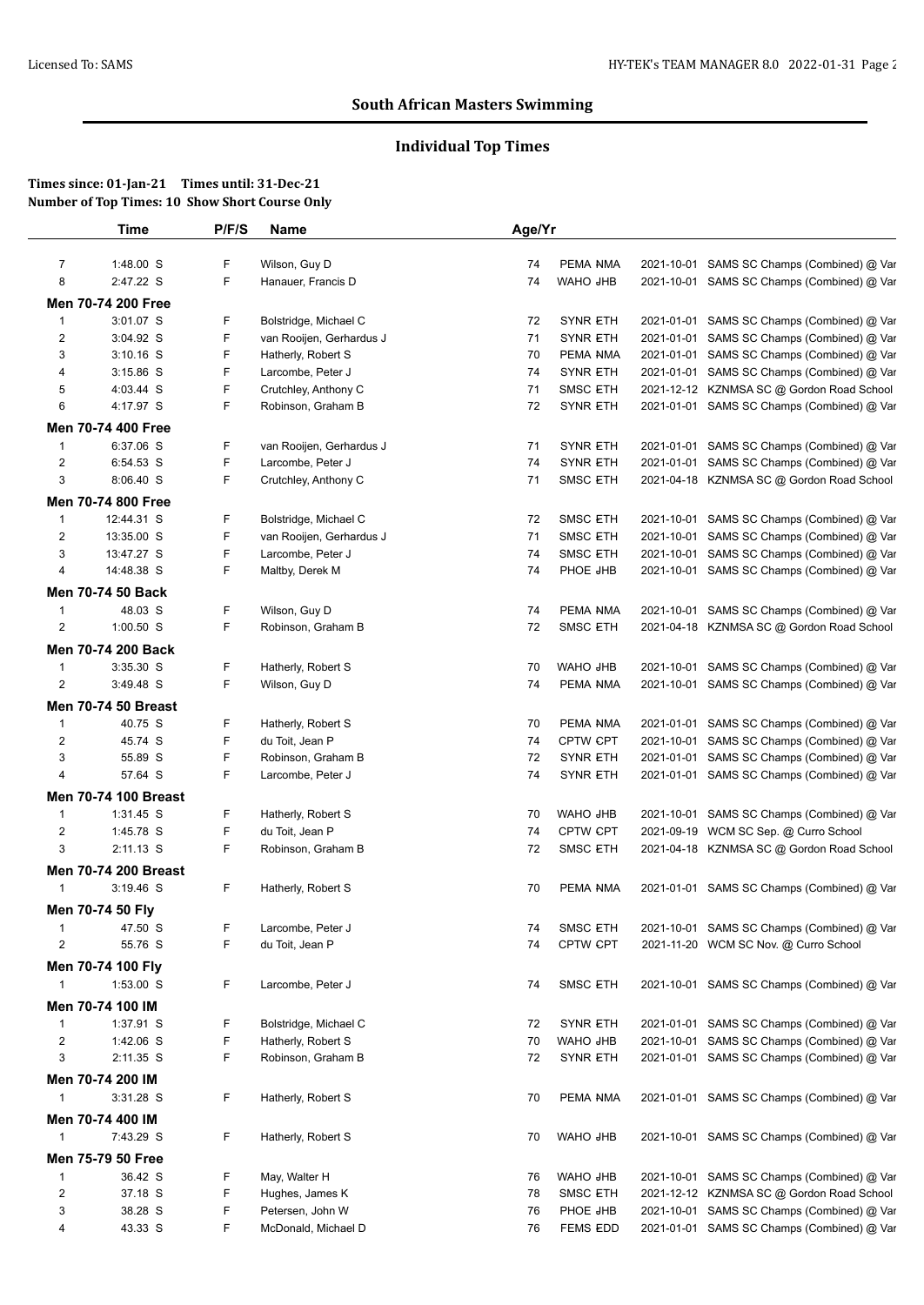## South African Masters Swimming

### Individual Top Times

**Times since: 01-Jan-21 Times until: 31-Dec-21**
**Number of Top Times: 10 Show Short Course Only**

| | Time | P/F/S | Name | Age/Yr | | | |
|---|---|---|---|---|---|---|---|
| 7 | 1:48.00 S | F | Wilson, Guy D | 74 | PEMA NMA | 2021-10-01 | SAMS SC Champs (Combined) @ Var |
| 8 | 2:47.22 S | F | Hanauer, Francis D | 74 | WAHO JHB | 2021-10-01 | SAMS SC Champs (Combined) @ Var |
| **Men 70-74 200 Free** | | | | | | | |
| 1 | 3:01.07 S | F | Bolstridge, Michael C | 72 | SYNR ETH | 2021-01-01 | SAMS SC Champs (Combined) @ Var |
| 2 | 3:04.92 S | F | van Rooijen, Gerhardus J | 71 | SYNR ETH | 2021-01-01 | SAMS SC Champs (Combined) @ Var |
| 3 | 3:10.16 S | F | Hatherly, Robert S | 70 | PEMA NMA | 2021-01-01 | SAMS SC Champs (Combined) @ Var |
| 4 | 3:15.86 S | F | Larcombe, Peter J | 74 | SYNR ETH | 2021-01-01 | SAMS SC Champs (Combined) @ Var |
| 5 | 4:03.44 S | F | Crutchley, Anthony C | 71 | SMSC ETH | 2021-12-12 | KZNMSA SC @ Gordon Road School |
| 6 | 4:17.97 S | F | Robinson, Graham B | 72 | SYNR ETH | 2021-01-01 | SAMS SC Champs (Combined) @ Var |
| **Men 70-74 400 Free** | | | | | | | |
| 1 | 6:37.06 S | F | van Rooijen, Gerhardus J | 71 | SYNR ETH | 2021-01-01 | SAMS SC Champs (Combined) @ Var |
| 2 | 6:54.53 S | F | Larcombe, Peter J | 74 | SYNR ETH | 2021-01-01 | SAMS SC Champs (Combined) @ Var |
| 3 | 8:06.40 S | F | Crutchley, Anthony C | 71 | SMSC ETH | 2021-04-18 | KZNMSA SC @ Gordon Road School |
| **Men 70-74 800 Free** | | | | | | | |
| 1 | 12:44.31 S | F | Bolstridge, Michael C | 72 | SMSC ETH | 2021-10-01 | SAMS SC Champs (Combined) @ Var |
| 2 | 13:35.00 S | F | van Rooijen, Gerhardus J | 71 | SMSC ETH | 2021-10-01 | SAMS SC Champs (Combined) @ Var |
| 3 | 13:47.27 S | F | Larcombe, Peter J | 74 | SMSC ETH | 2021-10-01 | SAMS SC Champs (Combined) @ Var |
| 4 | 14:48.38 S | F | Maltby, Derek M | 74 | PHOE JHB | 2021-10-01 | SAMS SC Champs (Combined) @ Var |
| **Men 70-74 50 Back** | | | | | | | |
| 1 | 48.03 S | F | Wilson, Guy D | 74 | PEMA NMA | 2021-10-01 | SAMS SC Champs (Combined) @ Var |
| 2 | 1:00.50 S | F | Robinson, Graham B | 72 | SMSC ETH | 2021-04-18 | KZNMSA SC @ Gordon Road School |
| **Men 70-74 200 Back** | | | | | | | |
| 1 | 3:35.30 S | F | Hatherly, Robert S | 70 | WAHO JHB | 2021-10-01 | SAMS SC Champs (Combined) @ Var |
| 2 | 3:49.48 S | F | Wilson, Guy D | 74 | PEMA NMA | 2021-10-01 | SAMS SC Champs (Combined) @ Var |
| **Men 70-74 50 Breast** | | | | | | | |
| 1 | 40.75 S | F | Hatherly, Robert S | 70 | PEMA NMA | 2021-01-01 | SAMS SC Champs (Combined) @ Var |
| 2 | 45.74 S | F | du Toit, Jean P | 74 | CPTW CPT | 2021-10-01 | SAMS SC Champs (Combined) @ Var |
| 3 | 55.89 S | F | Robinson, Graham B | 72 | SYNR ETH | 2021-01-01 | SAMS SC Champs (Combined) @ Var |
| 4 | 57.64 S | F | Larcombe, Peter J | 74 | SYNR ETH | 2021-01-01 | SAMS SC Champs (Combined) @ Var |
| **Men 70-74 100 Breast** | | | | | | | |
| 1 | 1:31.45 S | F | Hatherly, Robert S | 70 | WAHO JHB | 2021-10-01 | SAMS SC Champs (Combined) @ Var |
| 2 | 1:45.78 S | F | du Toit, Jean P | 74 | CPTW CPT | 2021-09-19 | WCM SC Sep. @ Curro School |
| 3 | 2:11.13 S | F | Robinson, Graham B | 72 | SMSC ETH | 2021-04-18 | KZNMSA SC @ Gordon Road School |
| **Men 70-74 200 Breast** | | | | | | | |
| 1 | 3:19.46 S | F | Hatherly, Robert S | 70 | PEMA NMA | 2021-01-01 | SAMS SC Champs (Combined) @ Var |
| **Men 70-74 50 Fly** | | | | | | | |
| 1 | 47.50 S | F | Larcombe, Peter J | 74 | SMSC ETH | 2021-10-01 | SAMS SC Champs (Combined) @ Var |
| 2 | 55.76 S | F | du Toit, Jean P | 74 | CPTW CPT | 2021-11-20 | WCM SC Nov. @ Curro School |
| **Men 70-74 100 Fly** | | | | | | | |
| 1 | 1:53.00 S | F | Larcombe, Peter J | 74 | SMSC ETH | 2021-10-01 | SAMS SC Champs (Combined) @ Var |
| **Men 70-74 100 IM** | | | | | | | |
| 1 | 1:37.91 S | F | Bolstridge, Michael C | 72 | SYNR ETH | 2021-01-01 | SAMS SC Champs (Combined) @ Var |
| 2 | 1:42.06 S | F | Hatherly, Robert S | 70 | WAHO JHB | 2021-10-01 | SAMS SC Champs (Combined) @ Var |
| 3 | 2:11.35 S | F | Robinson, Graham B | 72 | SYNR ETH | 2021-01-01 | SAMS SC Champs (Combined) @ Var |
| **Men 70-74 200 IM** | | | | | | | |
| 1 | 3:31.28 S | F | Hatherly, Robert S | 70 | PEMA NMA | 2021-01-01 | SAMS SC Champs (Combined) @ Var |
| **Men 70-74 400 IM** | | | | | | | |
| 1 | 7:43.29 S | F | Hatherly, Robert S | 70 | WAHO JHB | 2021-10-01 | SAMS SC Champs (Combined) @ Var |
| **Men 75-79 50 Free** | | | | | | | |
| 1 | 36.42 S | F | May, Walter H | 76 | WAHO JHB | 2021-10-01 | SAMS SC Champs (Combined) @ Var |
| 2 | 37.18 S | F | Hughes, James K | 78 | SMSC ETH | 2021-12-12 | KZNMSA SC @ Gordon Road School |
| 3 | 38.28 S | F | Petersen, John W | 76 | PHOE JHB | 2021-10-01 | SAMS SC Champs (Combined) @ Var |
| 4 | 43.33 S | F | McDonald, Michael D | 76 | FEMS EDD | 2021-01-01 | SAMS SC Champs (Combined) @ Var |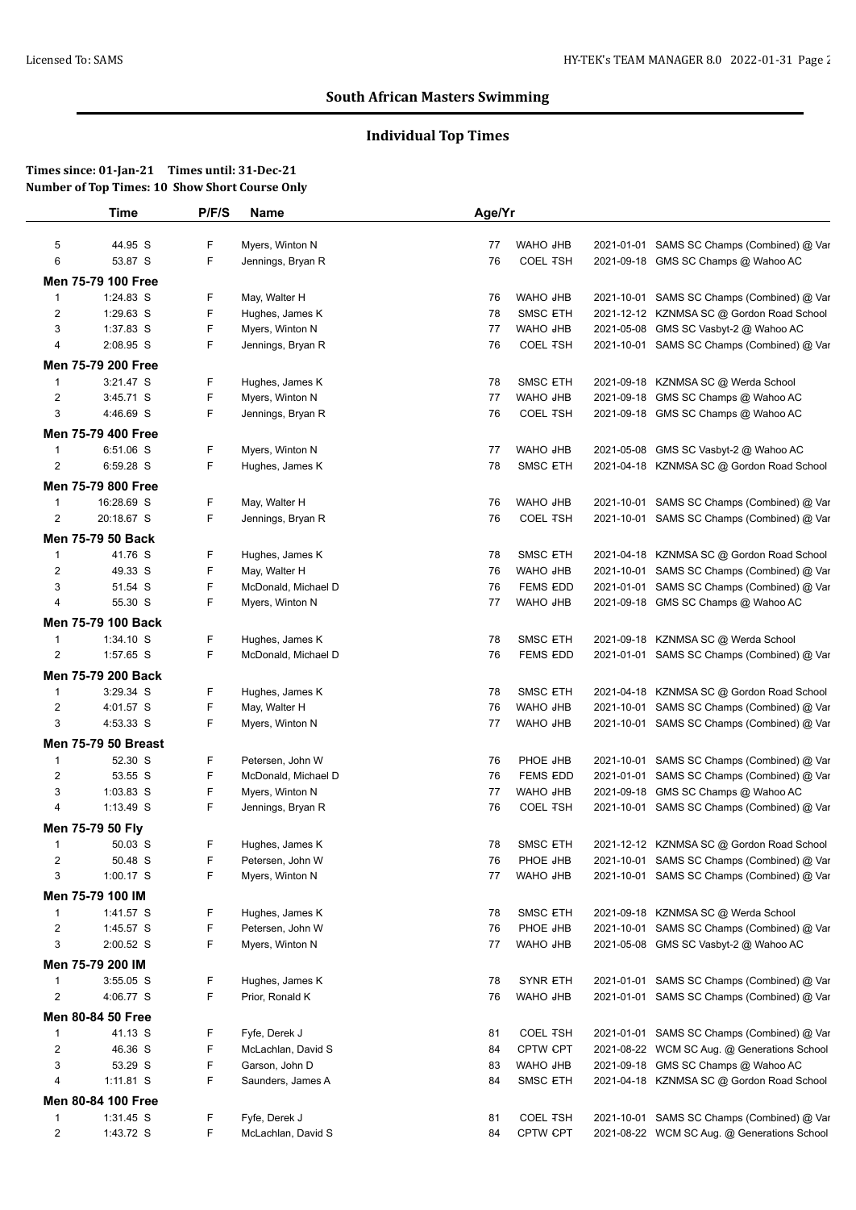## South African Masters Swimming

### Individual Top Times

**Times since: 01-Jan-21 Times until: 31-Dec-21**
**Number of Top Times: 10 Show Short Course Only**

| | Time | P/F/S | Name | Age/Yr | Team | Date | Meet |
|---|---|---|---|---|---|---|---|
| 5 | 44.95 S | F | Myers, Winton N | 77 | WAHO JHB | 2021-01-01 | SAMS SC Champs (Combined) @ Var |
| 6 | 53.87 S | F | Jennings, Bryan R | 76 | COEL TSH | 2021-09-18 | GMS SC Champs @ Wahoo AC |
| **Men 75-79 100 Free** | | | | | | | |
| 1 | 1:24.83 S | F | May, Walter H | 76 | WAHO JHB | 2021-10-01 | SAMS SC Champs (Combined) @ Var |
| 2 | 1:29.63 S | F | Hughes, James K | 78 | SMSC ETH | 2021-12-12 | KZNMSA SC @ Gordon Road School |
| 3 | 1:37.83 S | F | Myers, Winton N | 77 | WAHO JHB | 2021-05-08 | GMS SC Vasbyt-2 @ Wahoo AC |
| 4 | 2:08.95 S | F | Jennings, Bryan R | 76 | COEL TSH | 2021-10-01 | SAMS SC Champs (Combined) @ Var |
| **Men 75-79 200 Free** | | | | | | | |
| 1 | 3:21.47 S | F | Hughes, James K | 78 | SMSC ETH | 2021-09-18 | KZNMSA SC @ Werda School |
| 2 | 3:45.71 S | F | Myers, Winton N | 77 | WAHO JHB | 2021-09-18 | GMS SC Champs @ Wahoo AC |
| 3 | 4:46.69 S | F | Jennings, Bryan R | 76 | COEL TSH | 2021-09-18 | GMS SC Champs @ Wahoo AC |
| **Men 75-79 400 Free** | | | | | | | |
| 1 | 6:51.06 S | F | Myers, Winton N | 77 | WAHO JHB | 2021-05-08 | GMS SC Vasbyt-2 @ Wahoo AC |
| 2 | 6:59.28 S | F | Hughes, James K | 78 | SMSC ETH | 2021-04-18 | KZNMSA SC @ Gordon Road School |
| **Men 75-79 800 Free** | | | | | | | |
| 1 | 16:28.69 S | F | May, Walter H | 76 | WAHO JHB | 2021-10-01 | SAMS SC Champs (Combined) @ Var |
| 2 | 20:18.67 S | F | Jennings, Bryan R | 76 | COEL TSH | 2021-10-01 | SAMS SC Champs (Combined) @ Var |
| **Men 75-79 50 Back** | | | | | | | |
| 1 | 41.76 S | F | Hughes, James K | 78 | SMSC ETH | 2021-04-18 | KZNMSA SC @ Gordon Road School |
| 2 | 49.33 S | F | May, Walter H | 76 | WAHO JHB | 2021-10-01 | SAMS SC Champs (Combined) @ Var |
| 3 | 51.54 S | F | McDonald, Michael D | 76 | FEMS EDD | 2021-01-01 | SAMS SC Champs (Combined) @ Var |
| 4 | 55.30 S | F | Myers, Winton N | 77 | WAHO JHB | 2021-09-18 | GMS SC Champs @ Wahoo AC |
| **Men 75-79 100 Back** | | | | | | | |
| 1 | 1:34.10 S | F | Hughes, James K | 78 | SMSC ETH | 2021-09-18 | KZNMSA SC @ Werda School |
| 2 | 1:57.65 S | F | McDonald, Michael D | 76 | FEMS EDD | 2021-01-01 | SAMS SC Champs (Combined) @ Var |
| **Men 75-79 200 Back** | | | | | | | |
| 1 | 3:29.34 S | F | Hughes, James K | 78 | SMSC ETH | 2021-04-18 | KZNMSA SC @ Gordon Road School |
| 2 | 4:01.57 S | F | May, Walter H | 76 | WAHO JHB | 2021-10-01 | SAMS SC Champs (Combined) @ Var |
| 3 | 4:53.33 S | F | Myers, Winton N | 77 | WAHO JHB | 2021-10-01 | SAMS SC Champs (Combined) @ Var |
| **Men 75-79 50 Breast** | | | | | | | |
| 1 | 52.30 S | F | Petersen, John W | 76 | PHOE JHB | 2021-10-01 | SAMS SC Champs (Combined) @ Var |
| 2 | 53.55 S | F | McDonald, Michael D | 76 | FEMS EDD | 2021-01-01 | SAMS SC Champs (Combined) @ Var |
| 3 | 1:03.83 S | F | Myers, Winton N | 77 | WAHO JHB | 2021-09-18 | GMS SC Champs @ Wahoo AC |
| 4 | 1:13.49 S | F | Jennings, Bryan R | 76 | COEL TSH | 2021-10-01 | SAMS SC Champs (Combined) @ Var |
| **Men 75-79 50 Fly** | | | | | | | |
| 1 | 50.03 S | F | Hughes, James K | 78 | SMSC ETH | 2021-12-12 | KZNMSA SC @ Gordon Road School |
| 2 | 50.48 S | F | Petersen, John W | 76 | PHOE JHB | 2021-10-01 | SAMS SC Champs (Combined) @ Var |
| 3 | 1:00.17 S | F | Myers, Winton N | 77 | WAHO JHB | 2021-10-01 | SAMS SC Champs (Combined) @ Var |
| **Men 75-79 100 IM** | | | | | | | |
| 1 | 1:41.57 S | F | Hughes, James K | 78 | SMSC ETH | 2021-09-18 | KZNMSA SC @ Werda School |
| 2 | 1:45.57 S | F | Petersen, John W | 76 | PHOE JHB | 2021-10-01 | SAMS SC Champs (Combined) @ Var |
| 3 | 2:00.52 S | F | Myers, Winton N | 77 | WAHO JHB | 2021-05-08 | GMS SC Vasbyt-2 @ Wahoo AC |
| **Men 75-79 200 IM** | | | | | | | |
| 1 | 3:55.05 S | F | Hughes, James K | 78 | SYNR ETH | 2021-01-01 | SAMS SC Champs (Combined) @ Var |
| 2 | 4:06.77 S | F | Prior, Ronald K | 76 | WAHO JHB | 2021-01-01 | SAMS SC Champs (Combined) @ Var |
| **Men 80-84 50 Free** | | | | | | | |
| 1 | 41.13 S | F | Fyfe, Derek J | 81 | COEL TSH | 2021-01-01 | SAMS SC Champs (Combined) @ Var |
| 2 | 46.36 S | F | McLachlan, David S | 84 | CPTW CPT | 2021-08-22 | WCM SC Aug. @ Generations School |
| 3 | 53.29 S | F | Garson, John D | 83 | WAHO JHB | 2021-09-18 | GMS SC Champs @ Wahoo AC |
| 4 | 1:11.81 S | F | Saunders, James A | 84 | SMSC ETH | 2021-04-18 | KZNMSA SC @ Gordon Road School |
| **Men 80-84 100 Free** | | | | | | | |
| 1 | 1:31.45 S | F | Fyfe, Derek J | 81 | COEL TSH | 2021-10-01 | SAMS SC Champs (Combined) @ Var |
| 2 | 1:43.72 S | F | McLachlan, David S | 84 | CPTW CPT | 2021-08-22 | WCM SC Aug. @ Generations School |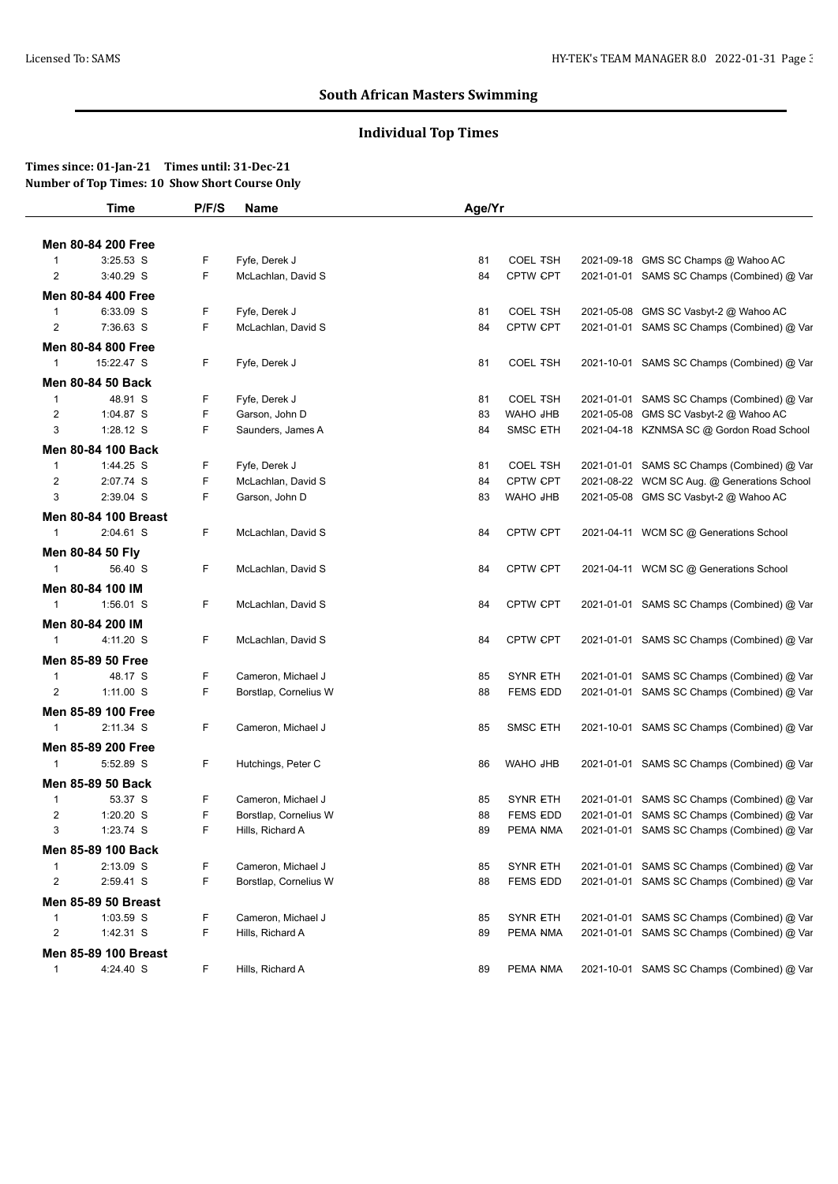## South African Masters Swimming

### Individual Top Times

**Times since: 01-Jan-21 Times until: 31-Dec-21**
**Number of Top Times: 10 Show Short Course Only**

| | Time | P/F/S | Name | Age/Yr | | | |
|---|---|---|---|---|---|---|---|
| **Men 80-84 200 Free** | | | | | | | |
| 1 | 3:25.53 S | F | Fyfe, Derek J | 81 | COEL TSH | 2021-09-18 | GMS SC Champs @ Wahoo AC |
| 2 | 3:40.29 S | F | McLachlan, David S | 84 | CPTW CPT | 2021-01-01 | SAMS SC Champs (Combined) @ Var |
| **Men 80-84 400 Free** | | | | | | | |
| 1 | 6:33.09 S | F | Fyfe, Derek J | 81 | COEL TSH | 2021-05-08 | GMS SC Vasbyt-2 @ Wahoo AC |
| 2 | 7:36.63 S | F | McLachlan, David S | 84 | CPTW CPT | 2021-01-01 | SAMS SC Champs (Combined) @ Var |
| **Men 80-84 800 Free** | | | | | | | |
| 1 | 15:22.47 S | F | Fyfe, Derek J | 81 | COEL TSH | 2021-10-01 | SAMS SC Champs (Combined) @ Var |
| **Men 80-84 50 Back** | | | | | | | |
| 1 | 48.91 S | F | Fyfe, Derek J | 81 | COEL TSH | 2021-01-01 | SAMS SC Champs (Combined) @ Var |
| 2 | 1:04.87 S | F | Garson, John D | 83 | WAHO JHB | 2021-05-08 | GMS SC Vasbyt-2 @ Wahoo AC |
| 3 | 1:28.12 S | F | Saunders, James A | 84 | SMSC ETH | 2021-04-18 | KZNMSA SC @ Gordon Road School |
| **Men 80-84 100 Back** | | | | | | | |
| 1 | 1:44.25 S | F | Fyfe, Derek J | 81 | COEL TSH | 2021-01-01 | SAMS SC Champs (Combined) @ Var |
| 2 | 2:07.74 S | F | McLachlan, David S | 84 | CPTW CPT | 2021-08-22 | WCM SC Aug. @ Generations School |
| 3 | 2:39.04 S | F | Garson, John D | 83 | WAHO JHB | 2021-05-08 | GMS SC Vasbyt-2 @ Wahoo AC |
| **Men 80-84 100 Breast** | | | | | | | |
| 1 | 2:04.61 S | F | McLachlan, David S | 84 | CPTW CPT | 2021-04-11 | WCM SC @ Generations School |
| **Men 80-84 50 Fly** | | | | | | | |
| 1 | 56.40 S | F | McLachlan, David S | 84 | CPTW CPT | 2021-04-11 | WCM SC @ Generations School |
| **Men 80-84 100 IM** | | | | | | | |
| 1 | 1:56.01 S | F | McLachlan, David S | 84 | CPTW CPT | 2021-01-01 | SAMS SC Champs (Combined) @ Var |
| **Men 80-84 200 IM** | | | | | | | |
| 1 | 4:11.20 S | F | McLachlan, David S | 84 | CPTW CPT | 2021-01-01 | SAMS SC Champs (Combined) @ Var |
| **Men 85-89 50 Free** | | | | | | | |
| 1 | 48.17 S | F | Cameron, Michael J | 85 | SYNR ETH | 2021-01-01 | SAMS SC Champs (Combined) @ Var |
| 2 | 1:11.00 S | F | Borstlap, Cornelius W | 88 | FEMS EDD | 2021-01-01 | SAMS SC Champs (Combined) @ Var |
| **Men 85-89 100 Free** | | | | | | | |
| 1 | 2:11.34 S | F | Cameron, Michael J | 85 | SMSC ETH | 2021-10-01 | SAMS SC Champs (Combined) @ Var |
| **Men 85-89 200 Free** | | | | | | | |
| 1 | 5:52.89 S | F | Hutchings, Peter C | 86 | WAHO JHB | 2021-01-01 | SAMS SC Champs (Combined) @ Var |
| **Men 85-89 50 Back** | | | | | | | |
| 1 | 53.37 S | F | Cameron, Michael J | 85 | SYNR ETH | 2021-01-01 | SAMS SC Champs (Combined) @ Var |
| 2 | 1:20.20 S | F | Borstlap, Cornelius W | 88 | FEMS EDD | 2021-01-01 | SAMS SC Champs (Combined) @ Var |
| 3 | 1:23.74 S | F | Hills, Richard A | 89 | PEMA NMA | 2021-01-01 | SAMS SC Champs (Combined) @ Var |
| **Men 85-89 100 Back** | | | | | | | |
| 1 | 2:13.09 S | F | Cameron, Michael J | 85 | SYNR ETH | 2021-01-01 | SAMS SC Champs (Combined) @ Var |
| 2 | 2:59.41 S | F | Borstlap, Cornelius W | 88 | FEMS EDD | 2021-01-01 | SAMS SC Champs (Combined) @ Var |
| **Men 85-89 50 Breast** | | | | | | | |
| 1 | 1:03.59 S | F | Cameron, Michael J | 85 | SYNR ETH | 2021-01-01 | SAMS SC Champs (Combined) @ Var |
| 2 | 1:42.31 S | F | Hills, Richard A | 89 | PEMA NMA | 2021-01-01 | SAMS SC Champs (Combined) @ Var |
| **Men 85-89 100 Breast** | | | | | | | |
| 1 | 4:24.40 S | F | Hills, Richard A | 89 | PEMA NMA | 2021-10-01 | SAMS SC Champs (Combined) @ Var |